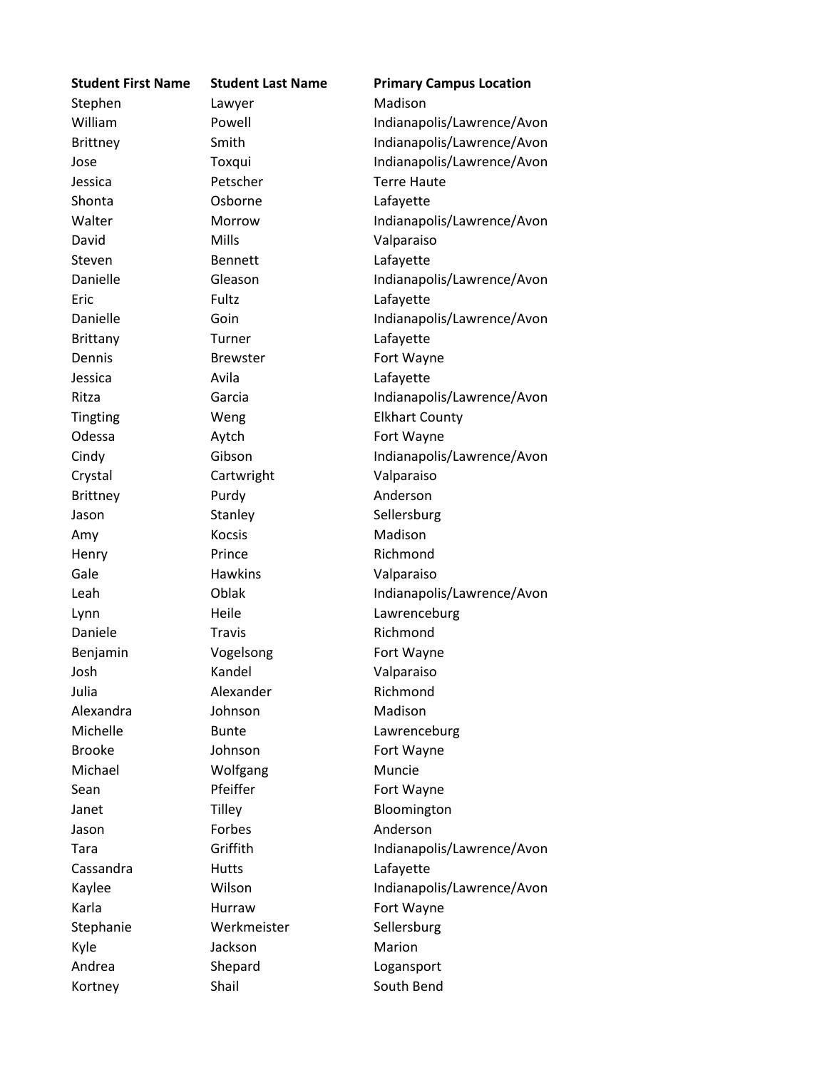| Student First Name | Student Last Name | Primary Campus Location |
| --- | --- | --- |
| Stephen | Lawyer | Madison |
| William | Powell | Indianapolis/Lawrence/Avon |
| Brittney | Smith | Indianapolis/Lawrence/Avon |
| Jose | Toxqui | Indianapolis/Lawrence/Avon |
| Jessica | Petscher | Terre Haute |
| Shonta | Osborne | Lafayette |
| Walter | Morrow | Indianapolis/Lawrence/Avon |
| David | Mills | Valparaiso |
| Steven | Bennett | Lafayette |
| Danielle | Gleason | Indianapolis/Lawrence/Avon |
| Eric | Fultz | Lafayette |
| Danielle | Goin | Indianapolis/Lawrence/Avon |
| Brittany | Turner | Lafayette |
| Dennis | Brewster | Fort Wayne |
| Jessica | Avila | Lafayette |
| Ritza | Garcia | Indianapolis/Lawrence/Avon |
| Tingting | Weng | Elkhart County |
| Odessa | Aytch | Fort Wayne |
| Cindy | Gibson | Indianapolis/Lawrence/Avon |
| Crystal | Cartwright | Valparaiso |
| Brittney | Purdy | Anderson |
| Jason | Stanley | Sellersburg |
| Amy | Kocsis | Madison |
| Henry | Prince | Richmond |
| Gale | Hawkins | Valparaiso |
| Leah | Oblak | Indianapolis/Lawrence/Avon |
| Lynn | Heile | Lawrenceburg |
| Daniele | Travis | Richmond |
| Benjamin | Vogelsong | Fort Wayne |
| Josh | Kandel | Valparaiso |
| Julia | Alexander | Richmond |
| Alexandra | Johnson | Madison |
| Michelle | Bunte | Lawrenceburg |
| Brooke | Johnson | Fort Wayne |
| Michael | Wolfgang | Muncie |
| Sean | Pfeiffer | Fort Wayne |
| Janet | Tilley | Bloomington |
| Jason | Forbes | Anderson |
| Tara | Griffith | Indianapolis/Lawrence/Avon |
| Cassandra | Hutts | Lafayette |
| Kaylee | Wilson | Indianapolis/Lawrence/Avon |
| Karla | Hurraw | Fort Wayne |
| Stephanie | Werkmeister | Sellersburg |
| Kyle | Jackson | Marion |
| Andrea | Shepard | Logansport |
| Kortney | Shail | South Bend |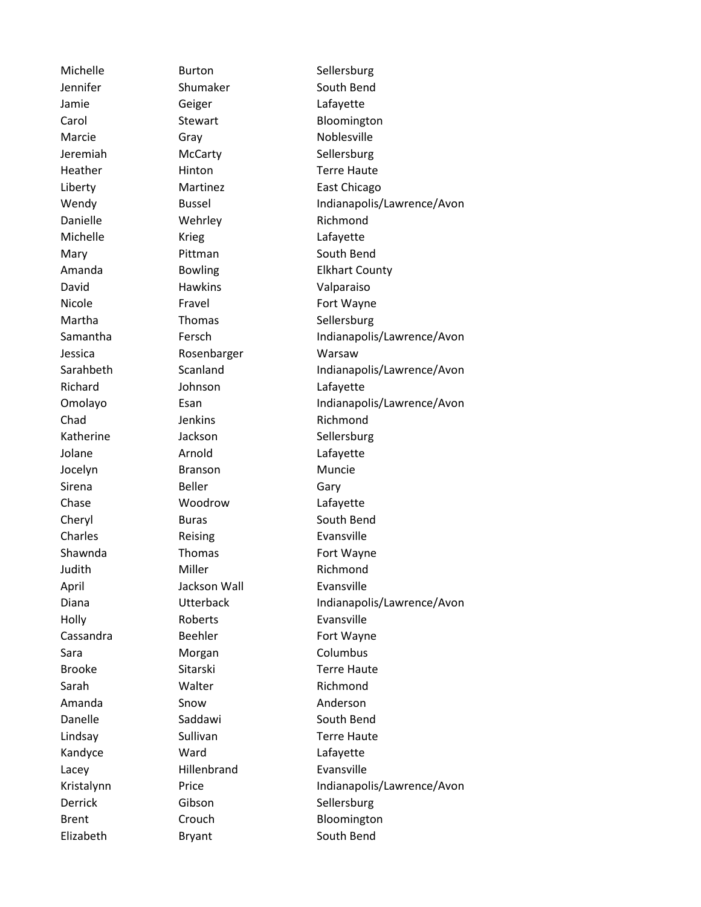| | | |
|---|---|---|
| Michelle | Burton | Sellersburg |
| Jennifer | Shumaker | South Bend |
| Jamie | Geiger | Lafayette |
| Carol | Stewart | Bloomington |
| Marcie | Gray | Noblesville |
| Jeremiah | McCarty | Sellersburg |
| Heather | Hinton | Terre Haute |
| Liberty | Martinez | East Chicago |
| Wendy | Bussel | Indianapolis/Lawrence/Avon |
| Danielle | Wehrley | Richmond |
| Michelle | Krieg | Lafayette |
| Mary | Pittman | South Bend |
| Amanda | Bowling | Elkhart County |
| David | Hawkins | Valparaiso |
| Nicole | Fravel | Fort Wayne |
| Martha | Thomas | Sellersburg |
| Samantha | Fersch | Indianapolis/Lawrence/Avon |
| Jessica | Rosenbarger | Warsaw |
| Sarahbeth | Scanland | Indianapolis/Lawrence/Avon |
| Richard | Johnson | Lafayette |
| Omolayo | Esan | Indianapolis/Lawrence/Avon |
| Chad | Jenkins | Richmond |
| Katherine | Jackson | Sellersburg |
| Jolane | Arnold | Lafayette |
| Jocelyn | Branson | Muncie |
| Sirena | Beller | Gary |
| Chase | Woodrow | Lafayette |
| Cheryl | Buras | South Bend |
| Charles | Reising | Evansville |
| Shawnda | Thomas | Fort Wayne |
| Judith | Miller | Richmond |
| April | Jackson Wall | Evansville |
| Diana | Utterback | Indianapolis/Lawrence/Avon |
| Holly | Roberts | Evansville |
| Cassandra | Beehler | Fort Wayne |
| Sara | Morgan | Columbus |
| Brooke | Sitarski | Terre Haute |
| Sarah | Walter | Richmond |
| Amanda | Snow | Anderson |
| Danelle | Saddawi | South Bend |
| Lindsay | Sullivan | Terre Haute |
| Kandyce | Ward | Lafayette |
| Lacey | Hillenbrand | Evansville |
| Kristalynn | Price | Indianapolis/Lawrence/Avon |
| Derrick | Gibson | Sellersburg |
| Brent | Crouch | Bloomington |
| Elizabeth | Bryant | South Bend |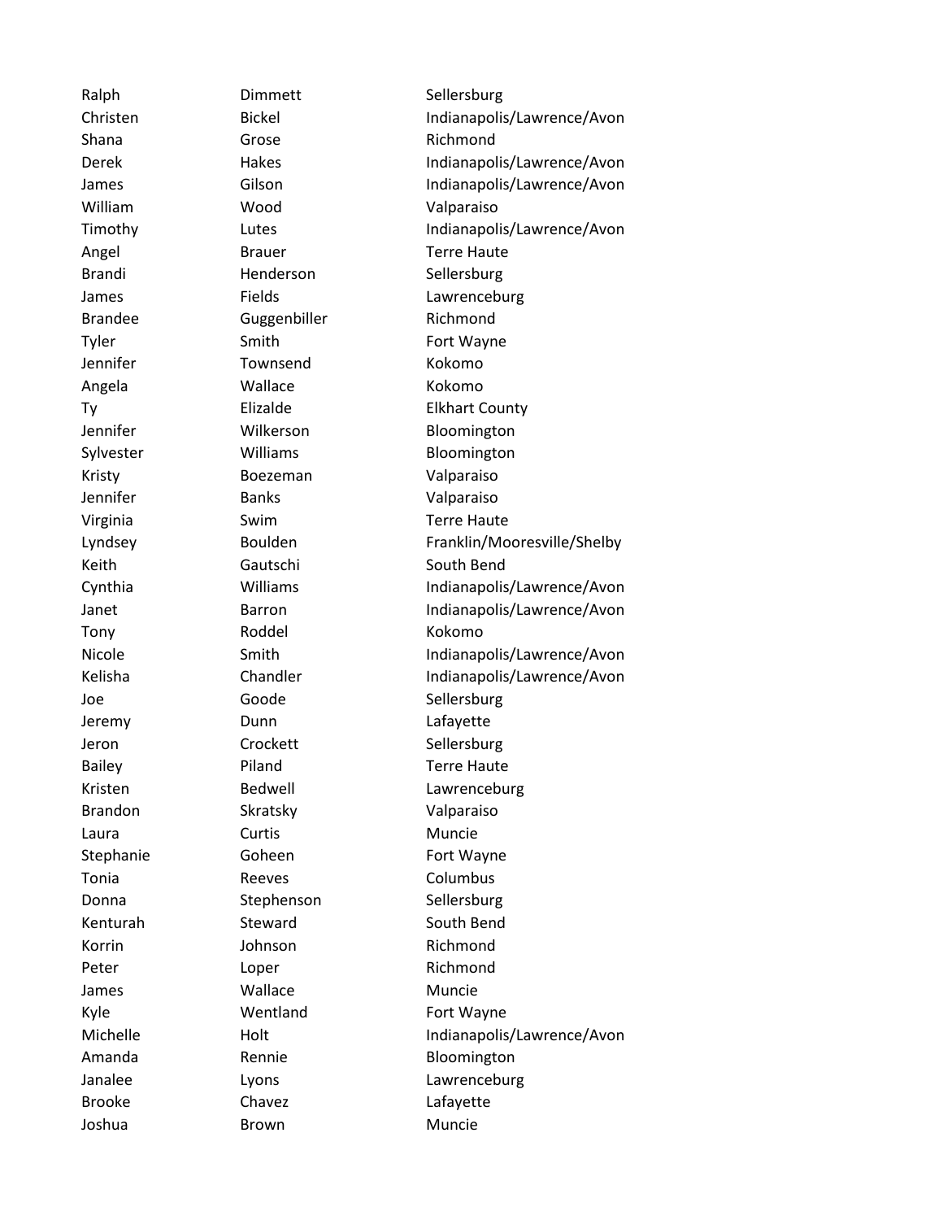| | | |
|---|---|---|
| Ralph | Dimmett | Sellersburg |
| Christen | Bickel | Indianapolis/Lawrence/Avon |
| Shana | Grose | Richmond |
| Derek | Hakes | Indianapolis/Lawrence/Avon |
| James | Gilson | Indianapolis/Lawrence/Avon |
| William | Wood | Valparaiso |
| Timothy | Lutes | Indianapolis/Lawrence/Avon |
| Angel | Brauer | Terre Haute |
| Brandi | Henderson | Sellersburg |
| James | Fields | Lawrenceburg |
| Brandee | Guggenbiller | Richmond |
| Tyler | Smith | Fort Wayne |
| Jennifer | Townsend | Kokomo |
| Angela | Wallace | Kokomo |
| Ty | Elizalde | Elkhart County |
| Jennifer | Wilkerson | Bloomington |
| Sylvester | Williams | Bloomington |
| Kristy | Boezeman | Valparaiso |
| Jennifer | Banks | Valparaiso |
| Virginia | Swim | Terre Haute |
| Lyndsey | Boulden | Franklin/Mooresville/Shelby |
| Keith | Gautschi | South Bend |
| Cynthia | Williams | Indianapolis/Lawrence/Avon |
| Janet | Barron | Indianapolis/Lawrence/Avon |
| Tony | Roddel | Kokomo |
| Nicole | Smith | Indianapolis/Lawrence/Avon |
| Kelisha | Chandler | Indianapolis/Lawrence/Avon |
| Joe | Goode | Sellersburg |
| Jeremy | Dunn | Lafayette |
| Jeron | Crockett | Sellersburg |
| Bailey | Piland | Terre Haute |
| Kristen | Bedwell | Lawrenceburg |
| Brandon | Skratsky | Valparaiso |
| Laura | Curtis | Muncie |
| Stephanie | Goheen | Fort Wayne |
| Tonia | Reeves | Columbus |
| Donna | Stephenson | Sellersburg |
| Kenturah | Steward | South Bend |
| Korrin | Johnson | Richmond |
| Peter | Loper | Richmond |
| James | Wallace | Muncie |
| Kyle | Wentland | Fort Wayne |
| Michelle | Holt | Indianapolis/Lawrence/Avon |
| Amanda | Rennie | Bloomington |
| Janalee | Lyons | Lawrenceburg |
| Brooke | Chavez | Lafayette |
| Joshua | Brown | Muncie |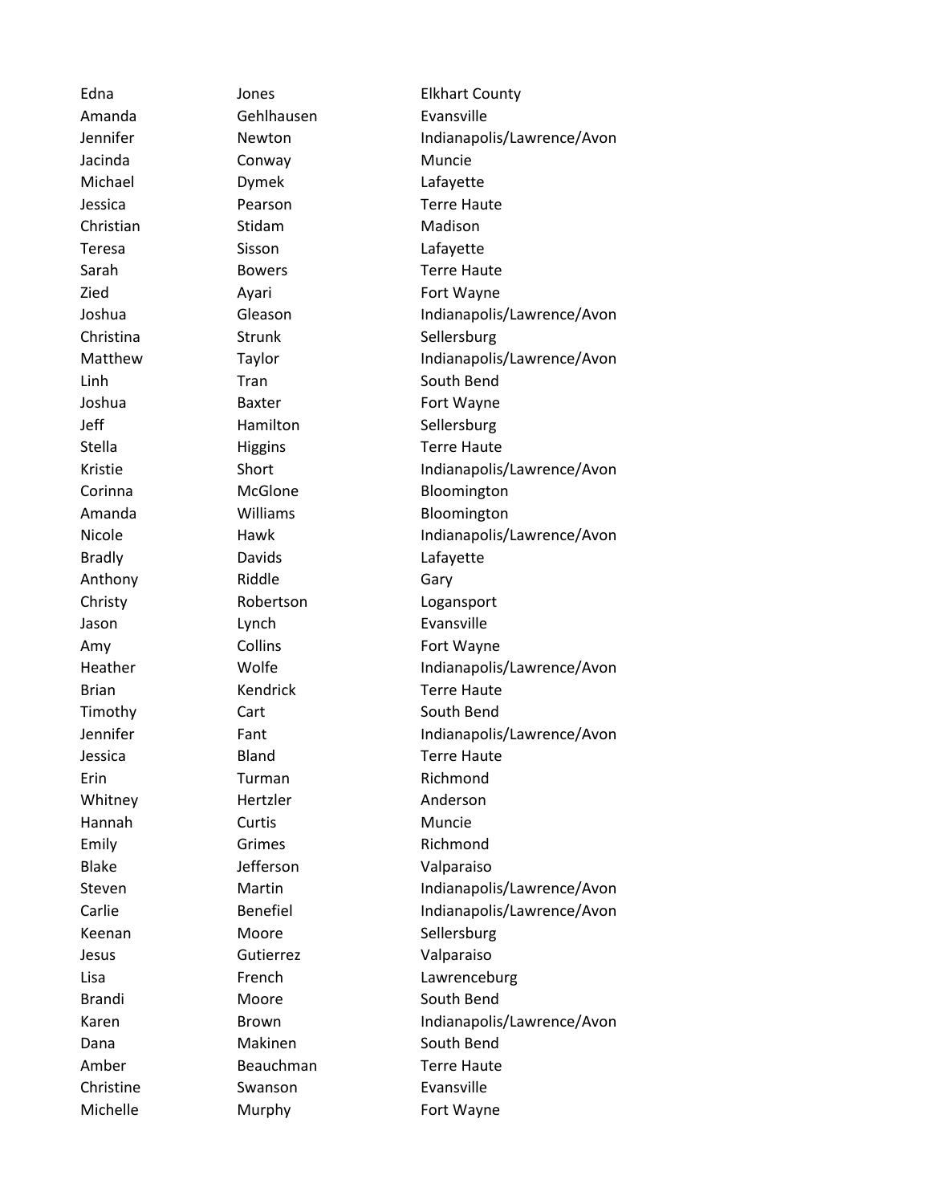| | | |
|---|---|---|
| Edna | Jones | Elkhart County |
| Amanda | Gehlhausen | Evansville |
| Jennifer | Newton | Indianapolis/Lawrence/Avon |
| Jacinda | Conway | Muncie |
| Michael | Dymek | Lafayette |
| Jessica | Pearson | Terre Haute |
| Christian | Stidam | Madison |
| Teresa | Sisson | Lafayette |
| Sarah | Bowers | Terre Haute |
| Zied | Ayari | Fort Wayne |
| Joshua | Gleason | Indianapolis/Lawrence/Avon |
| Christina | Strunk | Sellersburg |
| Matthew | Taylor | Indianapolis/Lawrence/Avon |
| Linh | Tran | South Bend |
| Joshua | Baxter | Fort Wayne |
| Jeff | Hamilton | Sellersburg |
| Stella | Higgins | Terre Haute |
| Kristie | Short | Indianapolis/Lawrence/Avon |
| Corinna | McGlone | Bloomington |
| Amanda | Williams | Bloomington |
| Nicole | Hawk | Indianapolis/Lawrence/Avon |
| Bradly | Davids | Lafayette |
| Anthony | Riddle | Gary |
| Christy | Robertson | Logansport |
| Jason | Lynch | Evansville |
| Amy | Collins | Fort Wayne |
| Heather | Wolfe | Indianapolis/Lawrence/Avon |
| Brian | Kendrick | Terre Haute |
| Timothy | Cart | South Bend |
| Jennifer | Fant | Indianapolis/Lawrence/Avon |
| Jessica | Bland | Terre Haute |
| Erin | Turman | Richmond |
| Whitney | Hertzler | Anderson |
| Hannah | Curtis | Muncie |
| Emily | Grimes | Richmond |
| Blake | Jefferson | Valparaiso |
| Steven | Martin | Indianapolis/Lawrence/Avon |
| Carlie | Benefiel | Indianapolis/Lawrence/Avon |
| Keenan | Moore | Sellersburg |
| Jesus | Gutierrez | Valparaiso |
| Lisa | French | Lawrenceburg |
| Brandi | Moore | South Bend |
| Karen | Brown | Indianapolis/Lawrence/Avon |
| Dana | Makinen | South Bend |
| Amber | Beauchman | Terre Haute |
| Christine | Swanson | Evansville |
| Michelle | Murphy | Fort Wayne |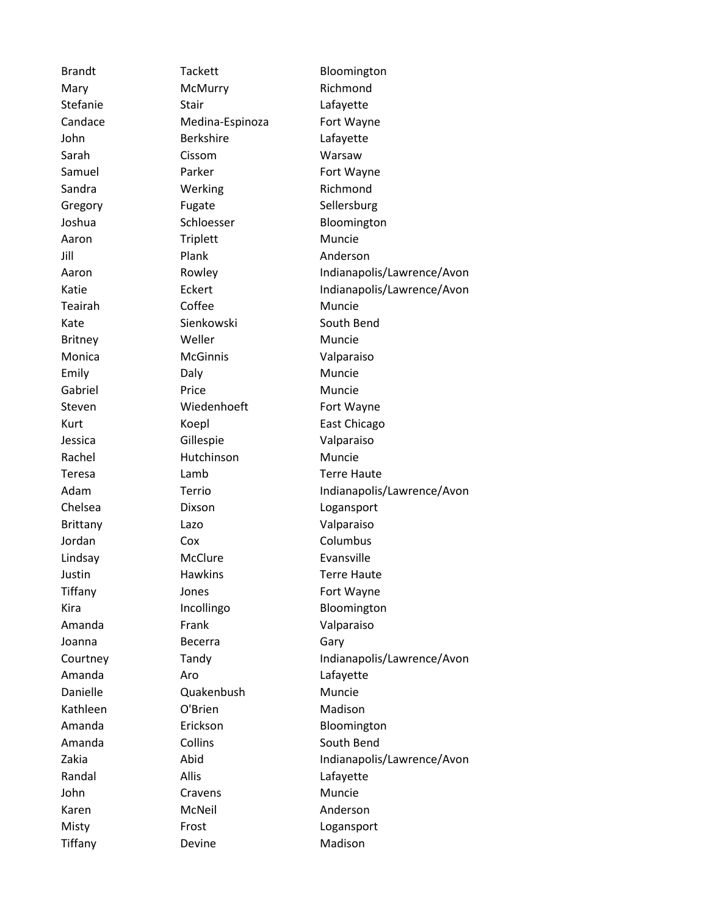| | | |
|---|---|---|
| Brandt | Tackett | Bloomington |
| Mary | McMurry | Richmond |
| Stefanie | Stair | Lafayette |
| Candace | Medina-Espinoza | Fort Wayne |
| John | Berkshire | Lafayette |
| Sarah | Cissom | Warsaw |
| Samuel | Parker | Fort Wayne |
| Sandra | Werking | Richmond |
| Gregory | Fugate | Sellersburg |
| Joshua | Schloesser | Bloomington |
| Aaron | Triplett | Muncie |
| Jill | Plank | Anderson |
| Aaron | Rowley | Indianapolis/Lawrence/Avon |
| Katie | Eckert | Indianapolis/Lawrence/Avon |
| Teairah | Coffee | Muncie |
| Kate | Sienkowski | South Bend |
| Britney | Weller | Muncie |
| Monica | McGinnis | Valparaiso |
| Emily | Daly | Muncie |
| Gabriel | Price | Muncie |
| Steven | Wiedenhoeft | Fort Wayne |
| Kurt | Koepl | East Chicago |
| Jessica | Gillespie | Valparaiso |
| Rachel | Hutchinson | Muncie |
| Teresa | Lamb | Terre Haute |
| Adam | Terrio | Indianapolis/Lawrence/Avon |
| Chelsea | Dixson | Logansport |
| Brittany | Lazo | Valparaiso |
| Jordan | Cox | Columbus |
| Lindsay | McClure | Evansville |
| Justin | Hawkins | Terre Haute |
| Tiffany | Jones | Fort Wayne |
| Kira | Incollingo | Bloomington |
| Amanda | Frank | Valparaiso |
| Joanna | Becerra | Gary |
| Courtney | Tandy | Indianapolis/Lawrence/Avon |
| Amanda | Aro | Lafayette |
| Danielle | Quakenbush | Muncie |
| Kathleen | O'Brien | Madison |
| Amanda | Erickson | Bloomington |
| Amanda | Collins | South Bend |
| Zakia | Abid | Indianapolis/Lawrence/Avon |
| Randal | Allis | Lafayette |
| John | Cravens | Muncie |
| Karen | McNeil | Anderson |
| Misty | Frost | Logansport |
| Tiffany | Devine | Madison |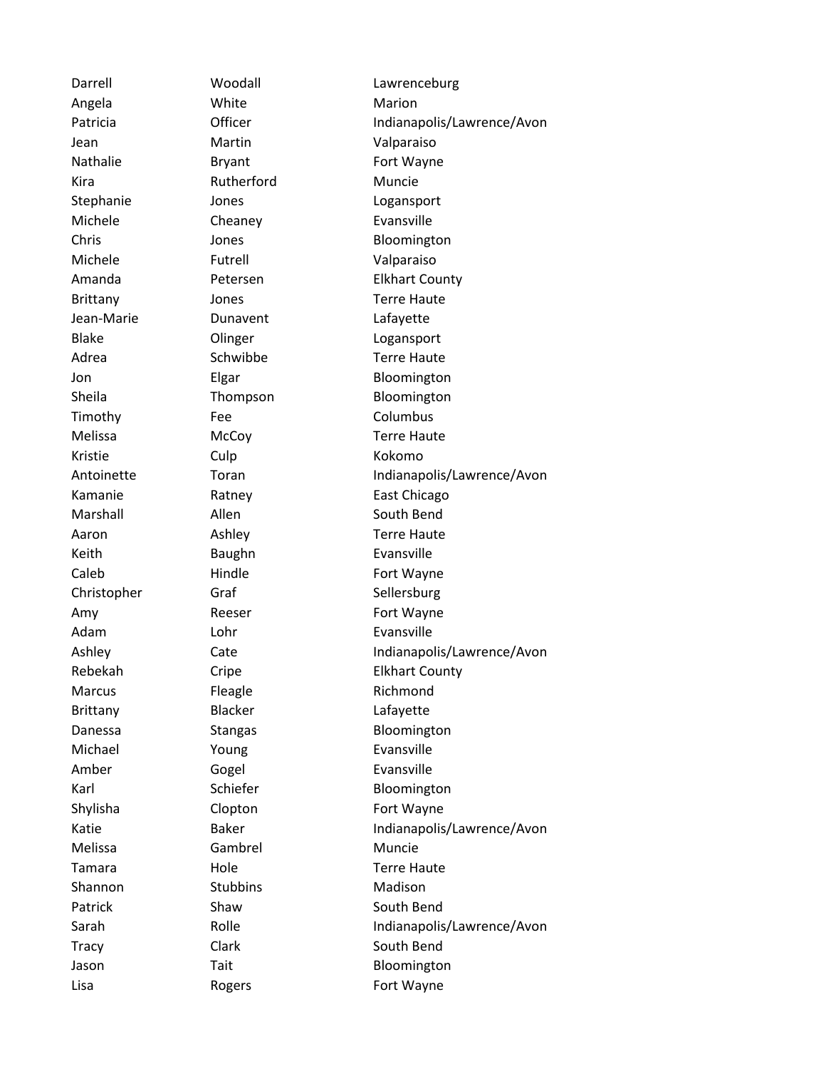| | | |
|---|---|---|
| Darrell | Woodall | Lawrenceburg |
| Angela | White | Marion |
| Patricia | Officer | Indianapolis/Lawrence/Avon |
| Jean | Martin | Valparaiso |
| Nathalie | Bryant | Fort Wayne |
| Kira | Rutherford | Muncie |
| Stephanie | Jones | Logansport |
| Michele | Cheaney | Evansville |
| Chris | Jones | Bloomington |
| Michele | Futrell | Valparaiso |
| Amanda | Petersen | Elkhart County |
| Brittany | Jones | Terre Haute |
| Jean-Marie | Dunavent | Lafayette |
| Blake | Olinger | Logansport |
| Adrea | Schwibbe | Terre Haute |
| Jon | Elgar | Bloomington |
| Sheila | Thompson | Bloomington |
| Timothy | Fee | Columbus |
| Melissa | McCoy | Terre Haute |
| Kristie | Culp | Kokomo |
| Antoinette | Toran | Indianapolis/Lawrence/Avon |
| Kamanie | Ratney | East Chicago |
| Marshall | Allen | South Bend |
| Aaron | Ashley | Terre Haute |
| Keith | Baughn | Evansville |
| Caleb | Hindle | Fort Wayne |
| Christopher | Graf | Sellersburg |
| Amy | Reeser | Fort Wayne |
| Adam | Lohr | Evansville |
| Ashley | Cate | Indianapolis/Lawrence/Avon |
| Rebekah | Cripe | Elkhart County |
| Marcus | Fleagle | Richmond |
| Brittany | Blacker | Lafayette |
| Danessa | Stangas | Bloomington |
| Michael | Young | Evansville |
| Amber | Gogel | Evansville |
| Karl | Schiefer | Bloomington |
| Shylisha | Clopton | Fort Wayne |
| Katie | Baker | Indianapolis/Lawrence/Avon |
| Melissa | Gambrel | Muncie |
| Tamara | Hole | Terre Haute |
| Shannon | Stubbins | Madison |
| Patrick | Shaw | South Bend |
| Sarah | Rolle | Indianapolis/Lawrence/Avon |
| Tracy | Clark | South Bend |
| Jason | Tait | Bloomington |
| Lisa | Rogers | Fort Wayne |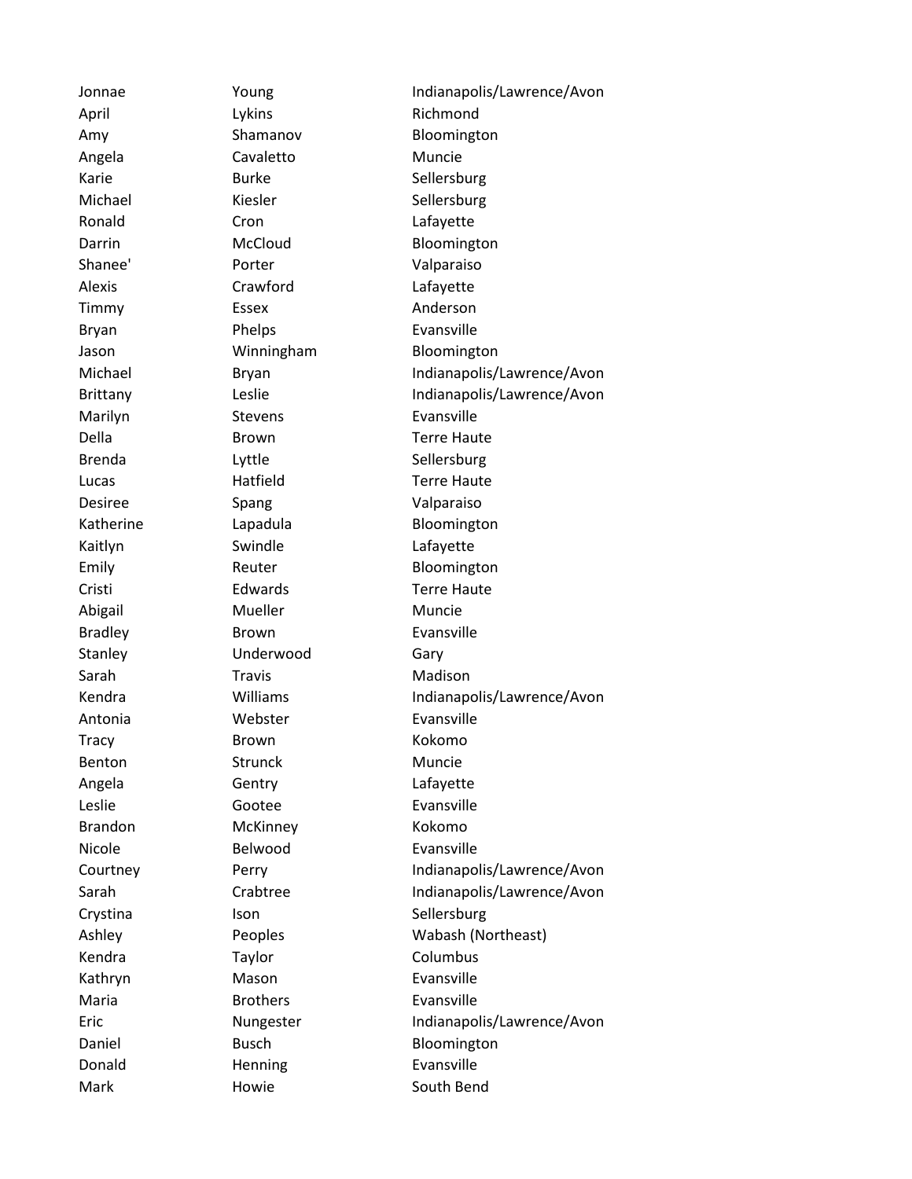| | | |
|---|---|---|
| Jonnae | Young | Indianapolis/Lawrence/Avon |
| April | Lykins | Richmond |
| Amy | Shamanov | Bloomington |
| Angela | Cavaletto | Muncie |
| Karie | Burke | Sellersburg |
| Michael | Kiesler | Sellersburg |
| Ronald | Cron | Lafayette |
| Darrin | McCloud | Bloomington |
| Shanee' | Porter | Valparaiso |
| Alexis | Crawford | Lafayette |
| Timmy | Essex | Anderson |
| Bryan | Phelps | Evansville |
| Jason | Winningham | Bloomington |
| Michael | Bryan | Indianapolis/Lawrence/Avon |
| Brittany | Leslie | Indianapolis/Lawrence/Avon |
| Marilyn | Stevens | Evansville |
| Della | Brown | Terre Haute |
| Brenda | Lyttle | Sellersburg |
| Lucas | Hatfield | Terre Haute |
| Desiree | Spang | Valparaiso |
| Katherine | Lapadula | Bloomington |
| Kaitlyn | Swindle | Lafayette |
| Emily | Reuter | Bloomington |
| Cristi | Edwards | Terre Haute |
| Abigail | Mueller | Muncie |
| Bradley | Brown | Evansville |
| Stanley | Underwood | Gary |
| Sarah | Travis | Madison |
| Kendra | Williams | Indianapolis/Lawrence/Avon |
| Antonia | Webster | Evansville |
| Tracy | Brown | Kokomo |
| Benton | Strunck | Muncie |
| Angela | Gentry | Lafayette |
| Leslie | Gootee | Evansville |
| Brandon | McKinney | Kokomo |
| Nicole | Belwood | Evansville |
| Courtney | Perry | Indianapolis/Lawrence/Avon |
| Sarah | Crabtree | Indianapolis/Lawrence/Avon |
| Crystina | Ison | Sellersburg |
| Ashley | Peoples | Wabash (Northeast) |
| Kendra | Taylor | Columbus |
| Kathryn | Mason | Evansville |
| Maria | Brothers | Evansville |
| Eric | Nungester | Indianapolis/Lawrence/Avon |
| Daniel | Busch | Bloomington |
| Donald | Henning | Evansville |
| Mark | Howie | South Bend |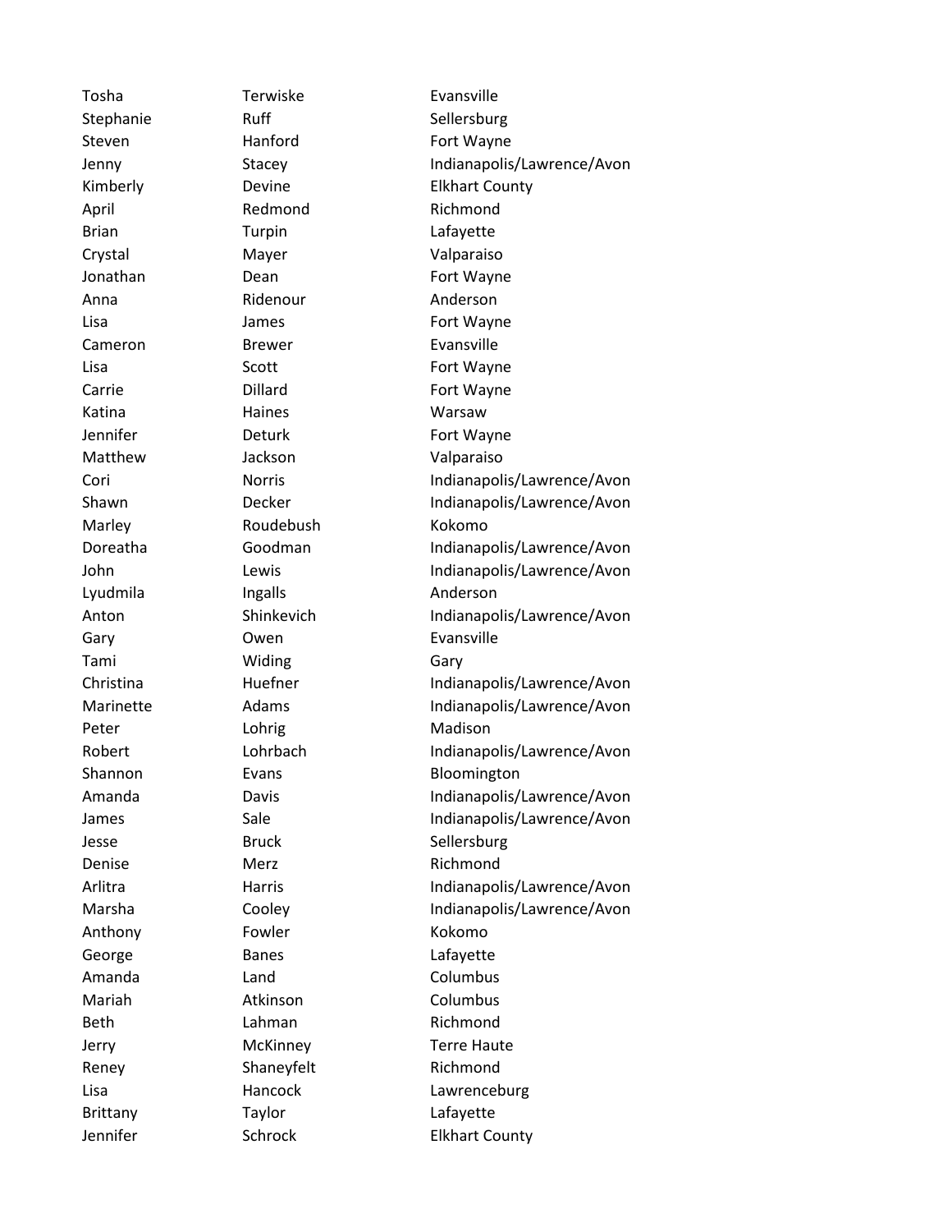| | | |
|---|---|---|
| Tosha | Terwiske | Evansville |
| Stephanie | Ruff | Sellersburg |
| Steven | Hanford | Fort Wayne |
| Jenny | Stacey | Indianapolis/Lawrence/Avon |
| Kimberly | Devine | Elkhart County |
| April | Redmond | Richmond |
| Brian | Turpin | Lafayette |
| Crystal | Mayer | Valparaiso |
| Jonathan | Dean | Fort Wayne |
| Anna | Ridenour | Anderson |
| Lisa | James | Fort Wayne |
| Cameron | Brewer | Evansville |
| Lisa | Scott | Fort Wayne |
| Carrie | Dillard | Fort Wayne |
| Katina | Haines | Warsaw |
| Jennifer | Deturk | Fort Wayne |
| Matthew | Jackson | Valparaiso |
| Cori | Norris | Indianapolis/Lawrence/Avon |
| Shawn | Decker | Indianapolis/Lawrence/Avon |
| Marley | Roudebush | Kokomo |
| Doreatha | Goodman | Indianapolis/Lawrence/Avon |
| John | Lewis | Indianapolis/Lawrence/Avon |
| Lyudmila | Ingalls | Anderson |
| Anton | Shinkevich | Indianapolis/Lawrence/Avon |
| Gary | Owen | Evansville |
| Tami | Widing | Gary |
| Christina | Huefner | Indianapolis/Lawrence/Avon |
| Marinette | Adams | Indianapolis/Lawrence/Avon |
| Peter | Lohrig | Madison |
| Robert | Lohrbach | Indianapolis/Lawrence/Avon |
| Shannon | Evans | Bloomington |
| Amanda | Davis | Indianapolis/Lawrence/Avon |
| James | Sale | Indianapolis/Lawrence/Avon |
| Jesse | Bruck | Sellersburg |
| Denise | Merz | Richmond |
| Arlitra | Harris | Indianapolis/Lawrence/Avon |
| Marsha | Cooley | Indianapolis/Lawrence/Avon |
| Anthony | Fowler | Kokomo |
| George | Banes | Lafayette |
| Amanda | Land | Columbus |
| Mariah | Atkinson | Columbus |
| Beth | Lahman | Richmond |
| Jerry | McKinney | Terre Haute |
| Reney | Shaneyfelt | Richmond |
| Lisa | Hancock | Lawrenceburg |
| Brittany | Taylor | Lafayette |
| Jennifer | Schrock | Elkhart County |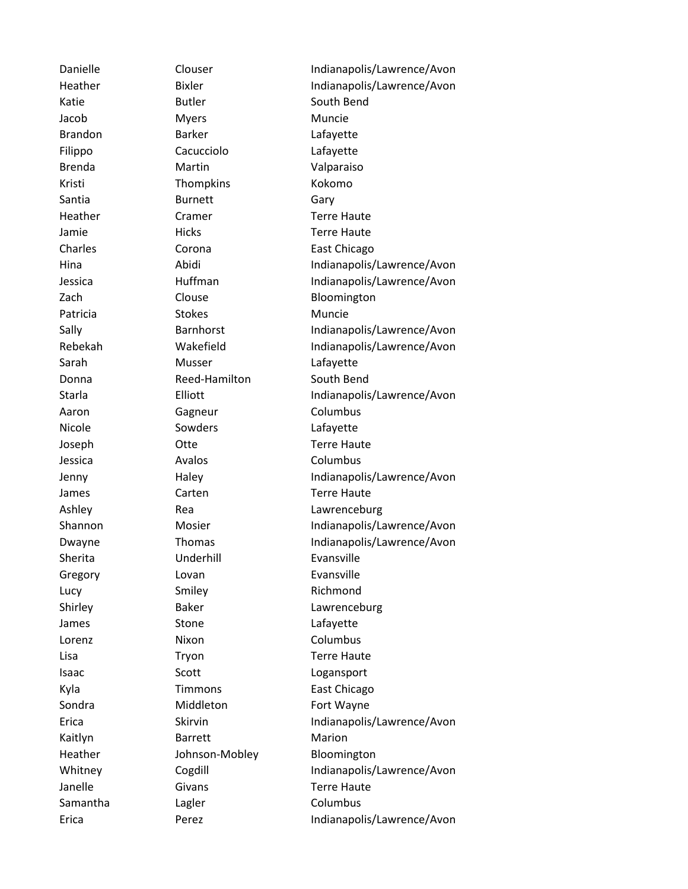| | | |
|---|---|---|
| Danielle | Clouser | Indianapolis/Lawrence/Avon |
| Heather | Bixler | Indianapolis/Lawrence/Avon |
| Katie | Butler | South Bend |
| Jacob | Myers | Muncie |
| Brandon | Barker | Lafayette |
| Filippo | Cacucciolo | Lafayette |
| Brenda | Martin | Valparaiso |
| Kristi | Thompkins | Kokomo |
| Santia | Burnett | Gary |
| Heather | Cramer | Terre Haute |
| Jamie | Hicks | Terre Haute |
| Charles | Corona | East Chicago |
| Hina | Abidi | Indianapolis/Lawrence/Avon |
| Jessica | Huffman | Indianapolis/Lawrence/Avon |
| Zach | Clouse | Bloomington |
| Patricia | Stokes | Muncie |
| Sally | Barnhorst | Indianapolis/Lawrence/Avon |
| Rebekah | Wakefield | Indianapolis/Lawrence/Avon |
| Sarah | Musser | Lafayette |
| Donna | Reed-Hamilton | South Bend |
| Starla | Elliott | Indianapolis/Lawrence/Avon |
| Aaron | Gagneur | Columbus |
| Nicole | Sowders | Lafayette |
| Joseph | Otte | Terre Haute |
| Jessica | Avalos | Columbus |
| Jenny | Haley | Indianapolis/Lawrence/Avon |
| James | Carten | Terre Haute |
| Ashley | Rea | Lawrenceburg |
| Shannon | Mosier | Indianapolis/Lawrence/Avon |
| Dwayne | Thomas | Indianapolis/Lawrence/Avon |
| Sherita | Underhill | Evansville |
| Gregory | Lovan | Evansville |
| Lucy | Smiley | Richmond |
| Shirley | Baker | Lawrenceburg |
| James | Stone | Lafayette |
| Lorenz | Nixon | Columbus |
| Lisa | Tryon | Terre Haute |
| Isaac | Scott | Logansport |
| Kyla | Timmons | East Chicago |
| Sondra | Middleton | Fort Wayne |
| Erica | Skirvin | Indianapolis/Lawrence/Avon |
| Kaitlyn | Barrett | Marion |
| Heather | Johnson-Mobley | Bloomington |
| Whitney | Cogdill | Indianapolis/Lawrence/Avon |
| Janelle | Givans | Terre Haute |
| Samantha | Lagler | Columbus |
| Erica | Perez | Indianapolis/Lawrence/Avon |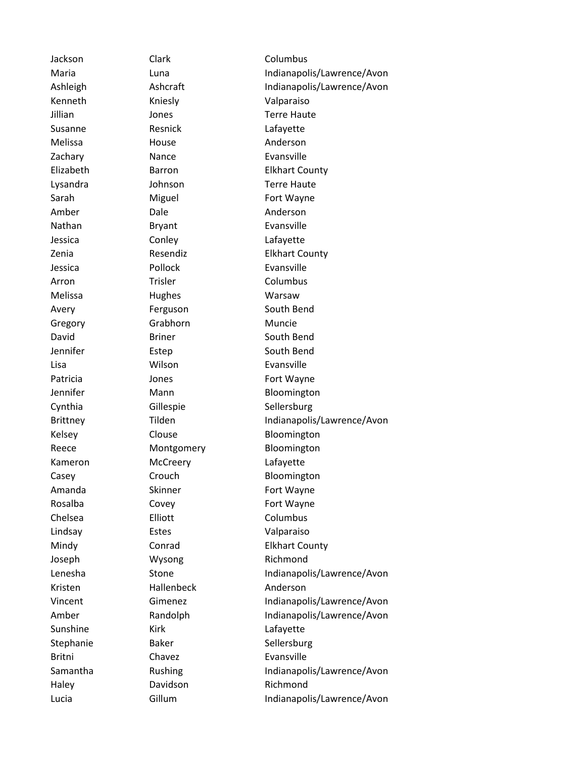| | | |
|---|---|---|
| Jackson | Clark | Columbus |
| Maria | Luna | Indianapolis/Lawrence/Avon |
| Ashleigh | Ashcraft | Indianapolis/Lawrence/Avon |
| Kenneth | Kniesly | Valparaiso |
| Jillian | Jones | Terre Haute |
| Susanne | Resnick | Lafayette |
| Melissa | House | Anderson |
| Zachary | Nance | Evansville |
| Elizabeth | Barron | Elkhart County |
| Lysandra | Johnson | Terre Haute |
| Sarah | Miguel | Fort Wayne |
| Amber | Dale | Anderson |
| Nathan | Bryant | Evansville |
| Jessica | Conley | Lafayette |
| Zenia | Resendiz | Elkhart County |
| Jessica | Pollock | Evansville |
| Arron | Trisler | Columbus |
| Melissa | Hughes | Warsaw |
| Avery | Ferguson | South Bend |
| Gregory | Grabhorn | Muncie |
| David | Briner | South Bend |
| Jennifer | Estep | South Bend |
| Lisa | Wilson | Evansville |
| Patricia | Jones | Fort Wayne |
| Jennifer | Mann | Bloomington |
| Cynthia | Gillespie | Sellersburg |
| Brittney | Tilden | Indianapolis/Lawrence/Avon |
| Kelsey | Clouse | Bloomington |
| Reece | Montgomery | Bloomington |
| Kameron | McCreery | Lafayette |
| Casey | Crouch | Bloomington |
| Amanda | Skinner | Fort Wayne |
| Rosalba | Covey | Fort Wayne |
| Chelsea | Elliott | Columbus |
| Lindsay | Estes | Valparaiso |
| Mindy | Conrad | Elkhart County |
| Joseph | Wysong | Richmond |
| Lenesha | Stone | Indianapolis/Lawrence/Avon |
| Kristen | Hallenbeck | Anderson |
| Vincent | Gimenez | Indianapolis/Lawrence/Avon |
| Amber | Randolph | Indianapolis/Lawrence/Avon |
| Sunshine | Kirk | Lafayette |
| Stephanie | Baker | Sellersburg |
| Britni | Chavez | Evansville |
| Samantha | Rushing | Indianapolis/Lawrence/Avon |
| Haley | Davidson | Richmond |
| Lucia | Gillum | Indianapolis/Lawrence/Avon |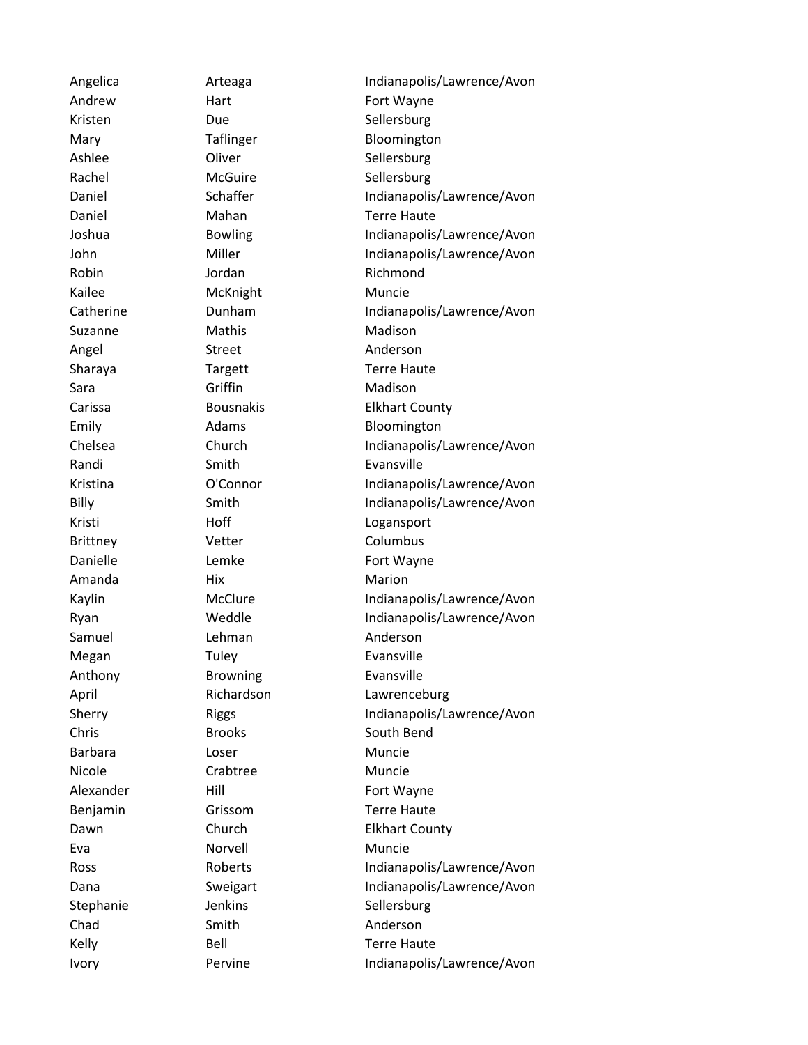| | | |
|---|---|---|
| Angelica | Arteaga | Indianapolis/Lawrence/Avon |
| Andrew | Hart | Fort Wayne |
| Kristen | Due | Sellersburg |
| Mary | Taflinger | Bloomington |
| Ashlee | Oliver | Sellersburg |
| Rachel | McGuire | Sellersburg |
| Daniel | Schaffer | Indianapolis/Lawrence/Avon |
| Daniel | Mahan | Terre Haute |
| Joshua | Bowling | Indianapolis/Lawrence/Avon |
| John | Miller | Indianapolis/Lawrence/Avon |
| Robin | Jordan | Richmond |
| Kailee | McKnight | Muncie |
| Catherine | Dunham | Indianapolis/Lawrence/Avon |
| Suzanne | Mathis | Madison |
| Angel | Street | Anderson |
| Sharaya | Targett | Terre Haute |
| Sara | Griffin | Madison |
| Carissa | Bousnakis | Elkhart County |
| Emily | Adams | Bloomington |
| Chelsea | Church | Indianapolis/Lawrence/Avon |
| Randi | Smith | Evansville |
| Kristina | O'Connor | Indianapolis/Lawrence/Avon |
| Billy | Smith | Indianapolis/Lawrence/Avon |
| Kristi | Hoff | Logansport |
| Brittney | Vetter | Columbus |
| Danielle | Lemke | Fort Wayne |
| Amanda | Hix | Marion |
| Kaylin | McClure | Indianapolis/Lawrence/Avon |
| Ryan | Weddle | Indianapolis/Lawrence/Avon |
| Samuel | Lehman | Anderson |
| Megan | Tuley | Evansville |
| Anthony | Browning | Evansville |
| April | Richardson | Lawrenceburg |
| Sherry | Riggs | Indianapolis/Lawrence/Avon |
| Chris | Brooks | South Bend |
| Barbara | Loser | Muncie |
| Nicole | Crabtree | Muncie |
| Alexander | Hill | Fort Wayne |
| Benjamin | Grissom | Terre Haute |
| Dawn | Church | Elkhart County |
| Eva | Norvell | Muncie |
| Ross | Roberts | Indianapolis/Lawrence/Avon |
| Dana | Sweigart | Indianapolis/Lawrence/Avon |
| Stephanie | Jenkins | Sellersburg |
| Chad | Smith | Anderson |
| Kelly | Bell | Terre Haute |
| Ivory | Pervine | Indianapolis/Lawrence/Avon |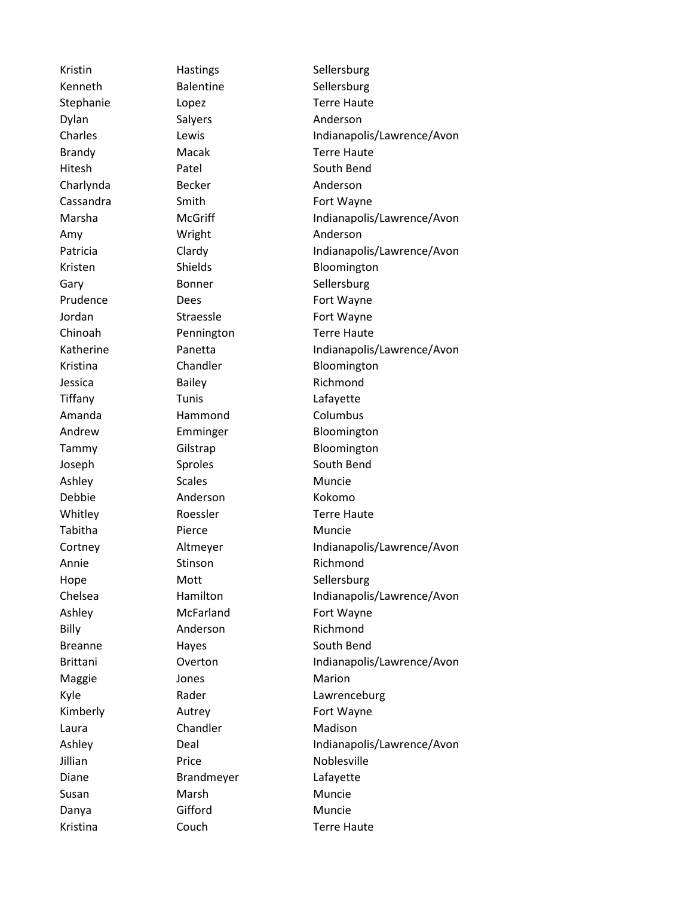| | | |
|---|---|---|
| Kristin | Hastings | Sellersburg |
| Kenneth | Balentine | Sellersburg |
| Stephanie | Lopez | Terre Haute |
| Dylan | Salyers | Anderson |
| Charles | Lewis | Indianapolis/Lawrence/Avon |
| Brandy | Macak | Terre Haute |
| Hitesh | Patel | South Bend |
| Charlynda | Becker | Anderson |
| Cassandra | Smith | Fort Wayne |
| Marsha | McGriff | Indianapolis/Lawrence/Avon |
| Amy | Wright | Anderson |
| Patricia | Clardy | Indianapolis/Lawrence/Avon |
| Kristen | Shields | Bloomington |
| Gary | Bonner | Sellersburg |
| Prudence | Dees | Fort Wayne |
| Jordan | Straessle | Fort Wayne |
| Chinoah | Pennington | Terre Haute |
| Katherine | Panetta | Indianapolis/Lawrence/Avon |
| Kristina | Chandler | Bloomington |
| Jessica | Bailey | Richmond |
| Tiffany | Tunis | Lafayette |
| Amanda | Hammond | Columbus |
| Andrew | Emminger | Bloomington |
| Tammy | Gilstrap | Bloomington |
| Joseph | Sproles | South Bend |
| Ashley | Scales | Muncie |
| Debbie | Anderson | Kokomo |
| Whitley | Roessler | Terre Haute |
| Tabitha | Pierce | Muncie |
| Cortney | Altmeyer | Indianapolis/Lawrence/Avon |
| Annie | Stinson | Richmond |
| Hope | Mott | Sellersburg |
| Chelsea | Hamilton | Indianapolis/Lawrence/Avon |
| Ashley | McFarland | Fort Wayne |
| Billy | Anderson | Richmond |
| Breanne | Hayes | South Bend |
| Brittani | Overton | Indianapolis/Lawrence/Avon |
| Maggie | Jones | Marion |
| Kyle | Rader | Lawrenceburg |
| Kimberly | Autrey | Fort Wayne |
| Laura | Chandler | Madison |
| Ashley | Deal | Indianapolis/Lawrence/Avon |
| Jillian | Price | Noblesville |
| Diane | Brandmeyer | Lafayette |
| Susan | Marsh | Muncie |
| Danya | Gifford | Muncie |
| Kristina | Couch | Terre Haute |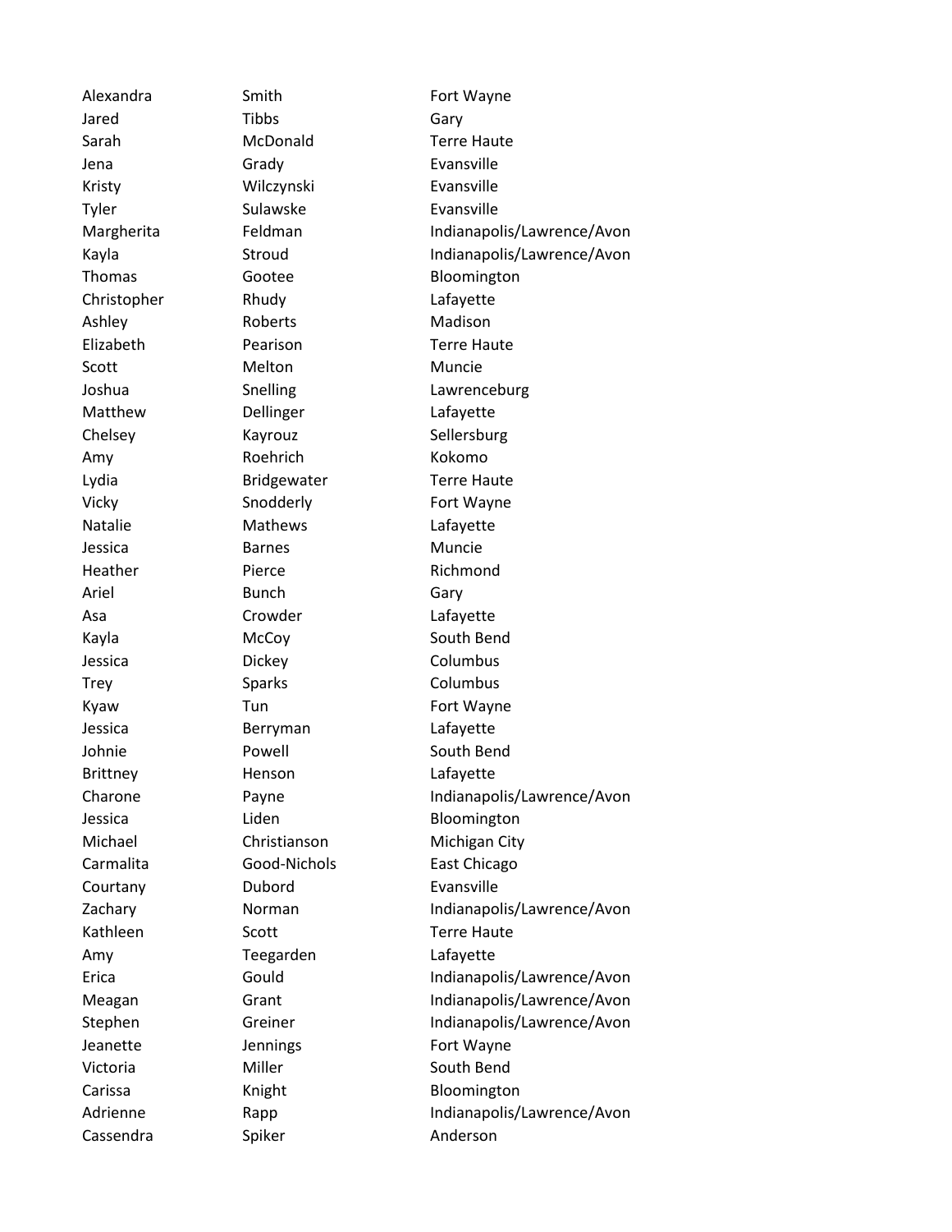| | | |
|---|---|---|
| Alexandra | Smith | Fort Wayne |
| Jared | Tibbs | Gary |
| Sarah | McDonald | Terre Haute |
| Jena | Grady | Evansville |
| Kristy | Wilczynski | Evansville |
| Tyler | Sulawske | Evansville |
| Margherita | Feldman | Indianapolis/Lawrence/Avon |
| Kayla | Stroud | Indianapolis/Lawrence/Avon |
| Thomas | Gootee | Bloomington |
| Christopher | Rhudy | Lafayette |
| Ashley | Roberts | Madison |
| Elizabeth | Pearison | Terre Haute |
| Scott | Melton | Muncie |
| Joshua | Snelling | Lawrenceburg |
| Matthew | Dellinger | Lafayette |
| Chelsey | Kayrouz | Sellersburg |
| Amy | Roehrich | Kokomo |
| Lydia | Bridgewater | Terre Haute |
| Vicky | Snodderly | Fort Wayne |
| Natalie | Mathews | Lafayette |
| Jessica | Barnes | Muncie |
| Heather | Pierce | Richmond |
| Ariel | Bunch | Gary |
| Asa | Crowder | Lafayette |
| Kayla | McCoy | South Bend |
| Jessica | Dickey | Columbus |
| Trey | Sparks | Columbus |
| Kyaw | Tun | Fort Wayne |
| Jessica | Berryman | Lafayette |
| Johnie | Powell | South Bend |
| Brittney | Henson | Lafayette |
| Charone | Payne | Indianapolis/Lawrence/Avon |
| Jessica | Liden | Bloomington |
| Michael | Christianson | Michigan City |
| Carmalita | Good-Nichols | East Chicago |
| Courtany | Dubord | Evansville |
| Zachary | Norman | Indianapolis/Lawrence/Avon |
| Kathleen | Scott | Terre Haute |
| Amy | Teegarden | Lafayette |
| Erica | Gould | Indianapolis/Lawrence/Avon |
| Meagan | Grant | Indianapolis/Lawrence/Avon |
| Stephen | Greiner | Indianapolis/Lawrence/Avon |
| Jeanette | Jennings | Fort Wayne |
| Victoria | Miller | South Bend |
| Carissa | Knight | Bloomington |
| Adrienne | Rapp | Indianapolis/Lawrence/Avon |
| Cassendra | Spiker | Anderson |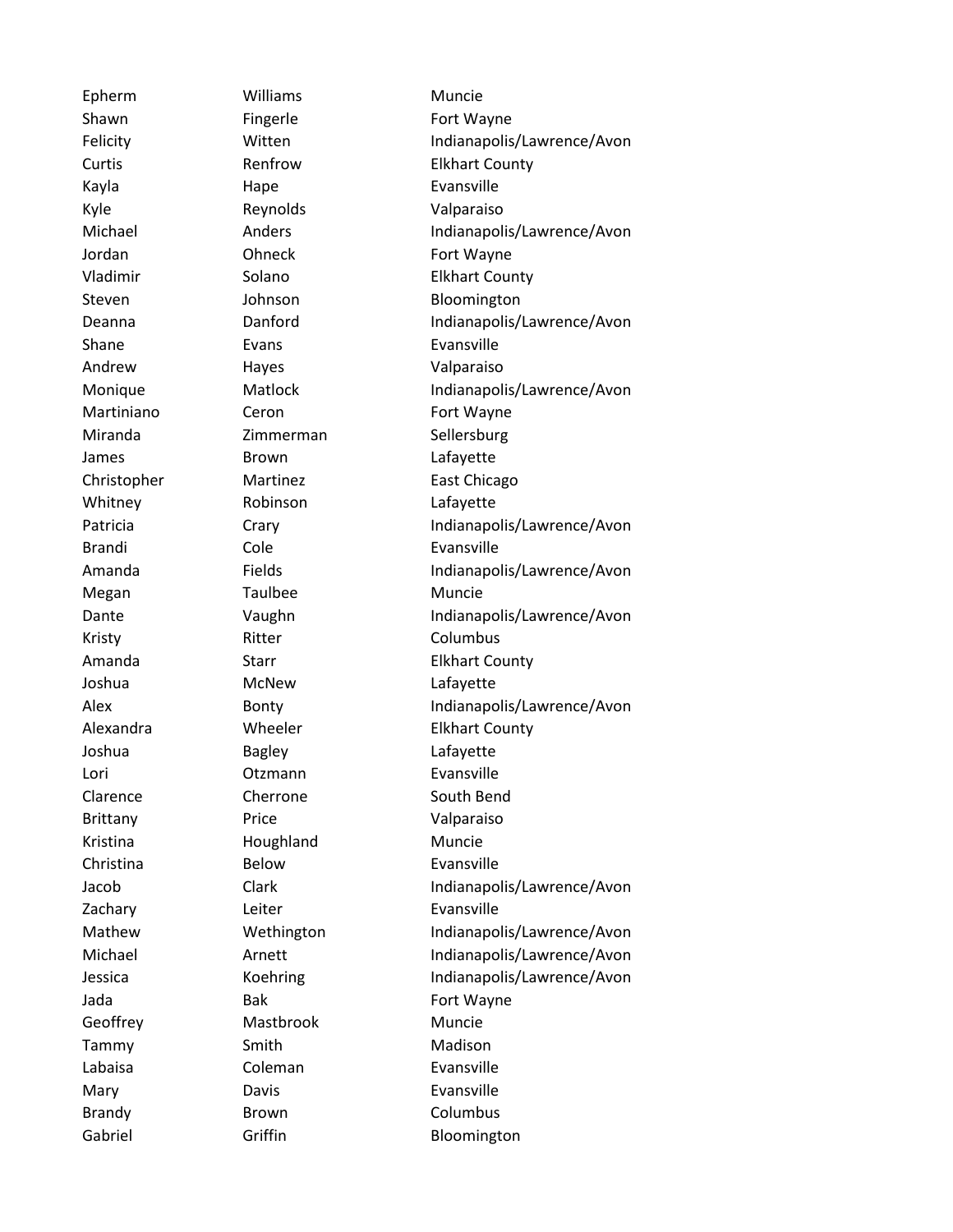| | | |
|---|---|---|
| Epherm | Williams | Muncie |
| Shawn | Fingerle | Fort Wayne |
| Felicity | Witten | Indianapolis/Lawrence/Avon |
| Curtis | Renfrow | Elkhart County |
| Kayla | Hape | Evansville |
| Kyle | Reynolds | Valparaiso |
| Michael | Anders | Indianapolis/Lawrence/Avon |
| Jordan | Ohneck | Fort Wayne |
| Vladimir | Solano | Elkhart County |
| Steven | Johnson | Bloomington |
| Deanna | Danford | Indianapolis/Lawrence/Avon |
| Shane | Evans | Evansville |
| Andrew | Hayes | Valparaiso |
| Monique | Matlock | Indianapolis/Lawrence/Avon |
| Martiniano | Ceron | Fort Wayne |
| Miranda | Zimmerman | Sellersburg |
| James | Brown | Lafayette |
| Christopher | Martinez | East Chicago |
| Whitney | Robinson | Lafayette |
| Patricia | Crary | Indianapolis/Lawrence/Avon |
| Brandi | Cole | Evansville |
| Amanda | Fields | Indianapolis/Lawrence/Avon |
| Megan | Taulbee | Muncie |
| Dante | Vaughn | Indianapolis/Lawrence/Avon |
| Kristy | Ritter | Columbus |
| Amanda | Starr | Elkhart County |
| Joshua | McNew | Lafayette |
| Alex | Bonty | Indianapolis/Lawrence/Avon |
| Alexandra | Wheeler | Elkhart County |
| Joshua | Bagley | Lafayette |
| Lori | Otzmann | Evansville |
| Clarence | Cherrone | South Bend |
| Brittany | Price | Valparaiso |
| Kristina | Houghland | Muncie |
| Christina | Below | Evansville |
| Jacob | Clark | Indianapolis/Lawrence/Avon |
| Zachary | Leiter | Evansville |
| Mathew | Wethington | Indianapolis/Lawrence/Avon |
| Michael | Arnett | Indianapolis/Lawrence/Avon |
| Jessica | Koehring | Indianapolis/Lawrence/Avon |
| Jada | Bak | Fort Wayne |
| Geoffrey | Mastbrook | Muncie |
| Tammy | Smith | Madison |
| Labaisa | Coleman | Evansville |
| Mary | Davis | Evansville |
| Brandy | Brown | Columbus |
| Gabriel | Griffin | Bloomington |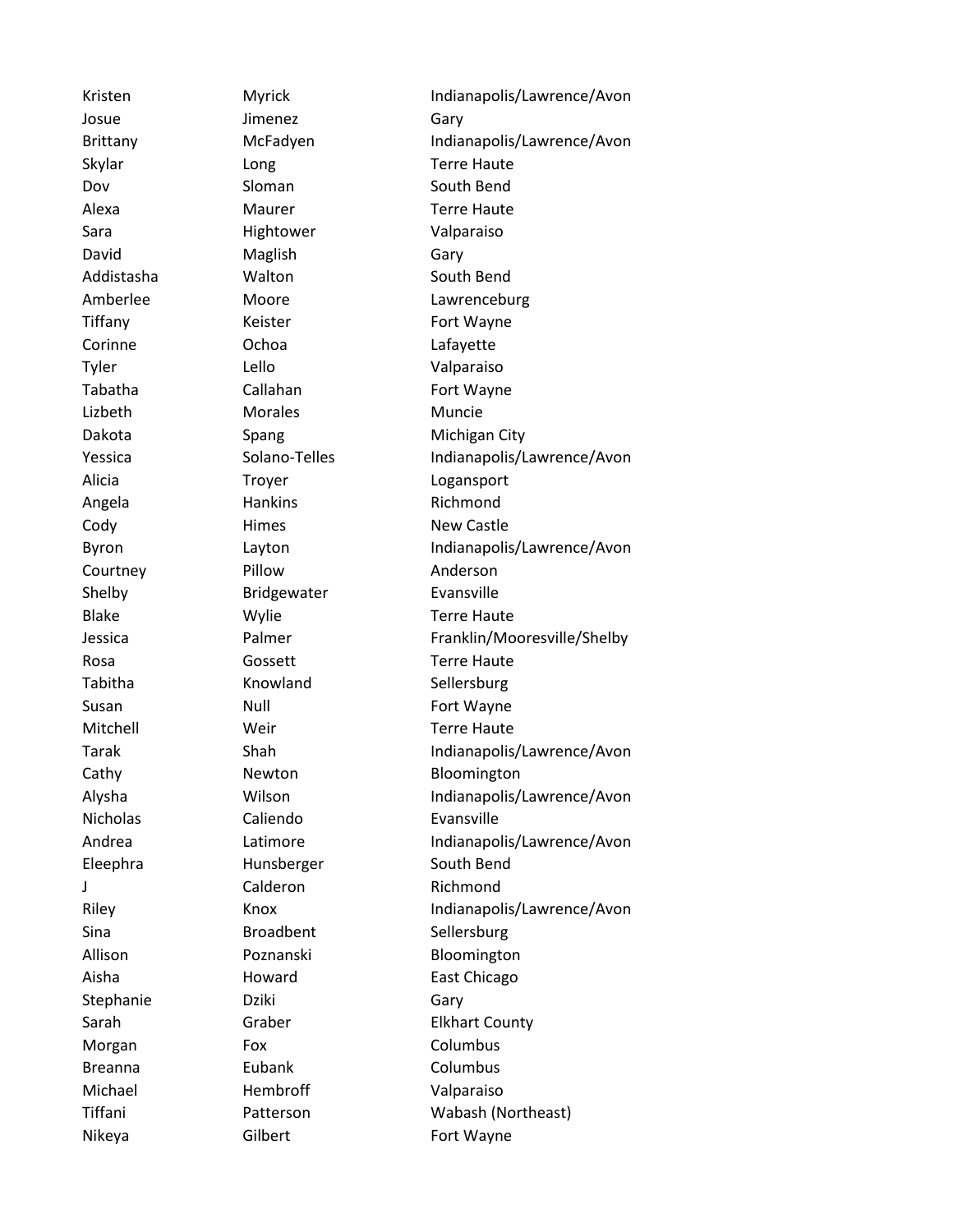| | | |
|---|---|---|
| Kristen | Myrick | Indianapolis/Lawrence/Avon |
| Josue | Jimenez | Gary |
| Brittany | McFadyen | Indianapolis/Lawrence/Avon |
| Skylar | Long | Terre Haute |
| Dov | Sloman | South Bend |
| Alexa | Maurer | Terre Haute |
| Sara | Hightower | Valparaiso |
| David | Maglish | Gary |
| Addistasha | Walton | South Bend |
| Amberlee | Moore | Lawrenceburg |
| Tiffany | Keister | Fort Wayne |
| Corinne | Ochoa | Lafayette |
| Tyler | Lello | Valparaiso |
| Tabatha | Callahan | Fort Wayne |
| Lizbeth | Morales | Muncie |
| Dakota | Spang | Michigan City |
| Yessica | Solano-Telles | Indianapolis/Lawrence/Avon |
| Alicia | Troyer | Logansport |
| Angela | Hankins | Richmond |
| Cody | Himes | New Castle |
| Byron | Layton | Indianapolis/Lawrence/Avon |
| Courtney | Pillow | Anderson |
| Shelby | Bridgewater | Evansville |
| Blake | Wylie | Terre Haute |
| Jessica | Palmer | Franklin/Mooresville/Shelby |
| Rosa | Gossett | Terre Haute |
| Tabitha | Knowland | Sellersburg |
| Susan | Null | Fort Wayne |
| Mitchell | Weir | Terre Haute |
| Tarak | Shah | Indianapolis/Lawrence/Avon |
| Cathy | Newton | Bloomington |
| Alysha | Wilson | Indianapolis/Lawrence/Avon |
| Nicholas | Caliendo | Evansville |
| Andrea | Latimore | Indianapolis/Lawrence/Avon |
| Eleephra | Hunsberger | South Bend |
| J | Calderon | Richmond |
| Riley | Knox | Indianapolis/Lawrence/Avon |
| Sina | Broadbent | Sellersburg |
| Allison | Poznanski | Bloomington |
| Aisha | Howard | East Chicago |
| Stephanie | Dziki | Gary |
| Sarah | Graber | Elkhart County |
| Morgan | Fox | Columbus |
| Breanna | Eubank | Columbus |
| Michael | Hembroff | Valparaiso |
| Tiffani | Patterson | Wabash (Northeast) |
| Nikeya | Gilbert | Fort Wayne |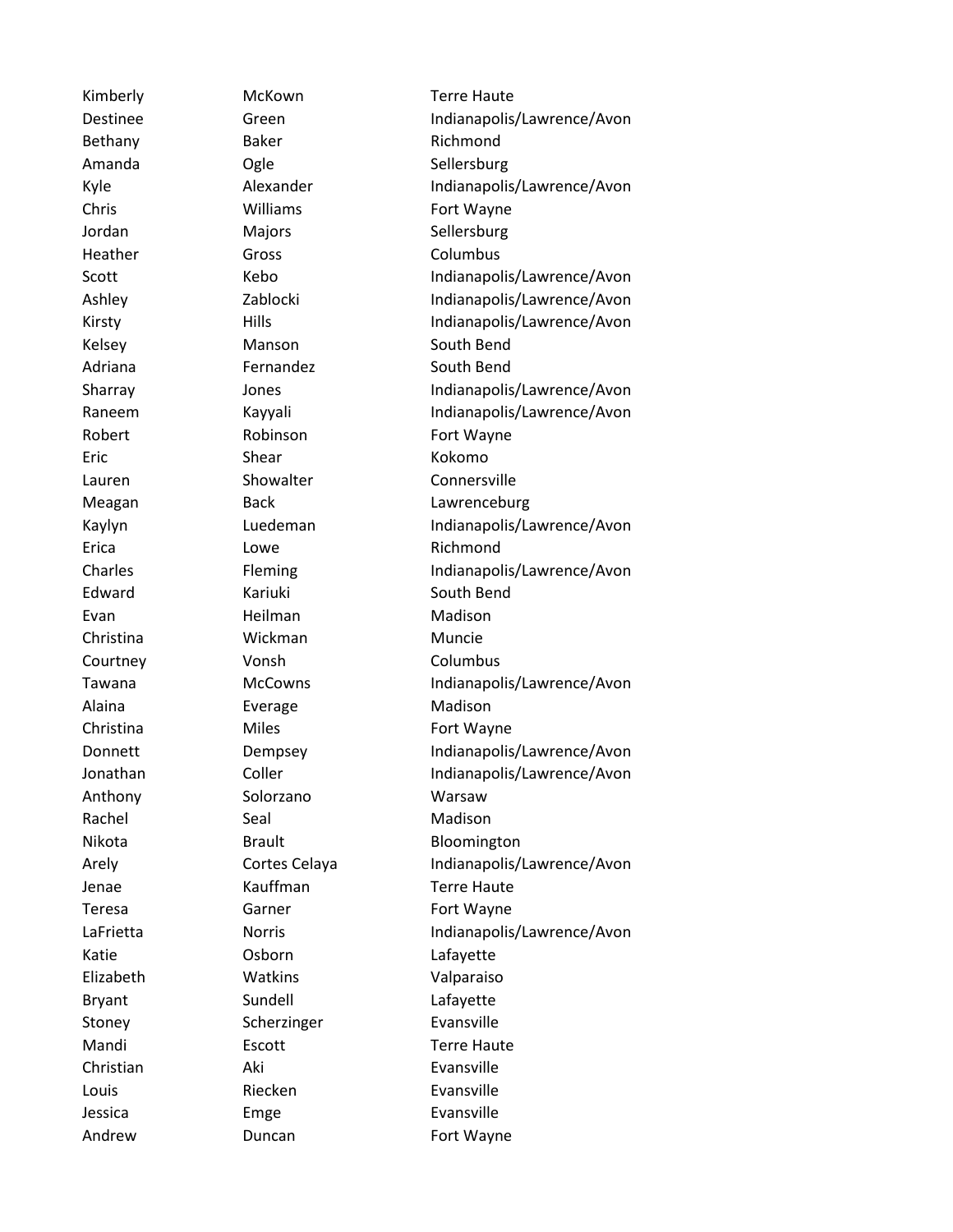| | | |
|---|---|---|
| Kimberly | McKown | Terre Haute |
| Destinee | Green | Indianapolis/Lawrence/Avon |
| Bethany | Baker | Richmond |
| Amanda | Ogle | Sellersburg |
| Kyle | Alexander | Indianapolis/Lawrence/Avon |
| Chris | Williams | Fort Wayne |
| Jordan | Majors | Sellersburg |
| Heather | Gross | Columbus |
| Scott | Kebo | Indianapolis/Lawrence/Avon |
| Ashley | Zablocki | Indianapolis/Lawrence/Avon |
| Kirsty | Hills | Indianapolis/Lawrence/Avon |
| Kelsey | Manson | South Bend |
| Adriana | Fernandez | South Bend |
| Sharray | Jones | Indianapolis/Lawrence/Avon |
| Raneem | Kayyali | Indianapolis/Lawrence/Avon |
| Robert | Robinson | Fort Wayne |
| Eric | Shear | Kokomo |
| Lauren | Showalter | Connersville |
| Meagan | Back | Lawrenceburg |
| Kaylyn | Luedeman | Indianapolis/Lawrence/Avon |
| Erica | Lowe | Richmond |
| Charles | Fleming | Indianapolis/Lawrence/Avon |
| Edward | Kariuki | South Bend |
| Evan | Heilman | Madison |
| Christina | Wickman | Muncie |
| Courtney | Vonsh | Columbus |
| Tawana | McCowns | Indianapolis/Lawrence/Avon |
| Alaina | Everage | Madison |
| Christina | Miles | Fort Wayne |
| Donnett | Dempsey | Indianapolis/Lawrence/Avon |
| Jonathan | Coller | Indianapolis/Lawrence/Avon |
| Anthony | Solorzano | Warsaw |
| Rachel | Seal | Madison |
| Nikota | Brault | Bloomington |
| Arely | Cortes Celaya | Indianapolis/Lawrence/Avon |
| Jenae | Kauffman | Terre Haute |
| Teresa | Garner | Fort Wayne |
| LaFrietta | Norris | Indianapolis/Lawrence/Avon |
| Katie | Osborn | Lafayette |
| Elizabeth | Watkins | Valparaiso |
| Bryant | Sundell | Lafayette |
| Stoney | Scherzinger | Evansville |
| Mandi | Escott | Terre Haute |
| Christian | Aki | Evansville |
| Louis | Riecken | Evansville |
| Jessica | Emge | Evansville |
| Andrew | Duncan | Fort Wayne |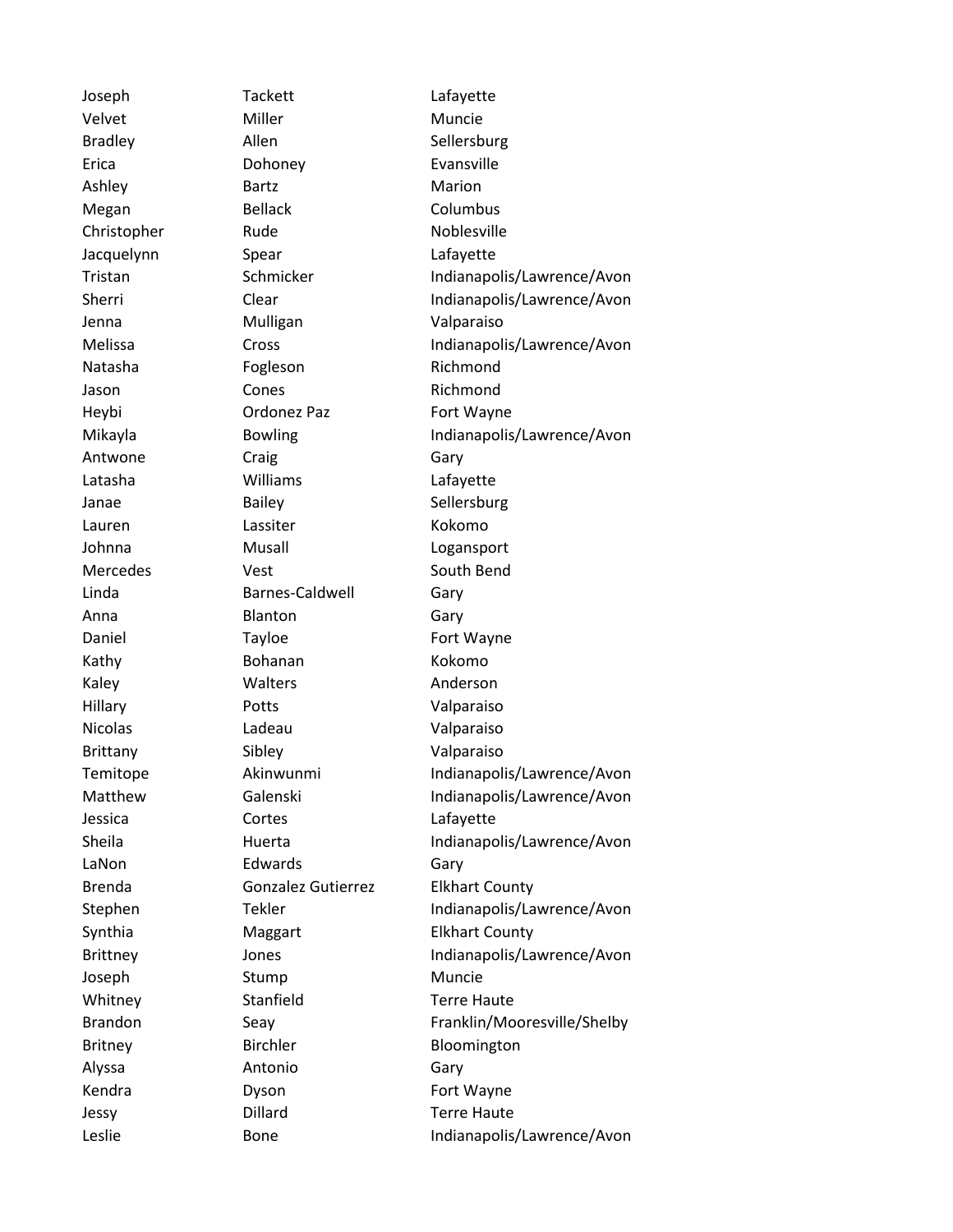| | | |
|---|---|---|
| Joseph | Tackett | Lafayette |
| Velvet | Miller | Muncie |
| Bradley | Allen | Sellersburg |
| Erica | Dohoney | Evansville |
| Ashley | Bartz | Marion |
| Megan | Bellack | Columbus |
| Christopher | Rude | Noblesville |
| Jacquelynn | Spear | Lafayette |
| Tristan | Schmicker | Indianapolis/Lawrence/Avon |
| Sherri | Clear | Indianapolis/Lawrence/Avon |
| Jenna | Mulligan | Valparaiso |
| Melissa | Cross | Indianapolis/Lawrence/Avon |
| Natasha | Fogleson | Richmond |
| Jason | Cones | Richmond |
| Heybi | Ordonez Paz | Fort Wayne |
| Mikayla | Bowling | Indianapolis/Lawrence/Avon |
| Antwone | Craig | Gary |
| Latasha | Williams | Lafayette |
| Janae | Bailey | Sellersburg |
| Lauren | Lassiter | Kokomo |
| Johnna | Musall | Logansport |
| Mercedes | Vest | South Bend |
| Linda | Barnes-Caldwell | Gary |
| Anna | Blanton | Gary |
| Daniel | Tayloe | Fort Wayne |
| Kathy | Bohanan | Kokomo |
| Kaley | Walters | Anderson |
| Hillary | Potts | Valparaiso |
| Nicolas | Ladeau | Valparaiso |
| Brittany | Sibley | Valparaiso |
| Temitope | Akinwunmi | Indianapolis/Lawrence/Avon |
| Matthew | Galenski | Indianapolis/Lawrence/Avon |
| Jessica | Cortes | Lafayette |
| Sheila | Huerta | Indianapolis/Lawrence/Avon |
| LaNon | Edwards | Gary |
| Brenda | Gonzalez Gutierrez | Elkhart County |
| Stephen | Tekler | Indianapolis/Lawrence/Avon |
| Synthia | Maggart | Elkhart County |
| Brittney | Jones | Indianapolis/Lawrence/Avon |
| Joseph | Stump | Muncie |
| Whitney | Stanfield | Terre Haute |
| Brandon | Seay | Franklin/Mooresville/Shelby |
| Britney | Birchler | Bloomington |
| Alyssa | Antonio | Gary |
| Kendra | Dyson | Fort Wayne |
| Jessy | Dillard | Terre Haute |
| Leslie | Bone | Indianapolis/Lawrence/Avon |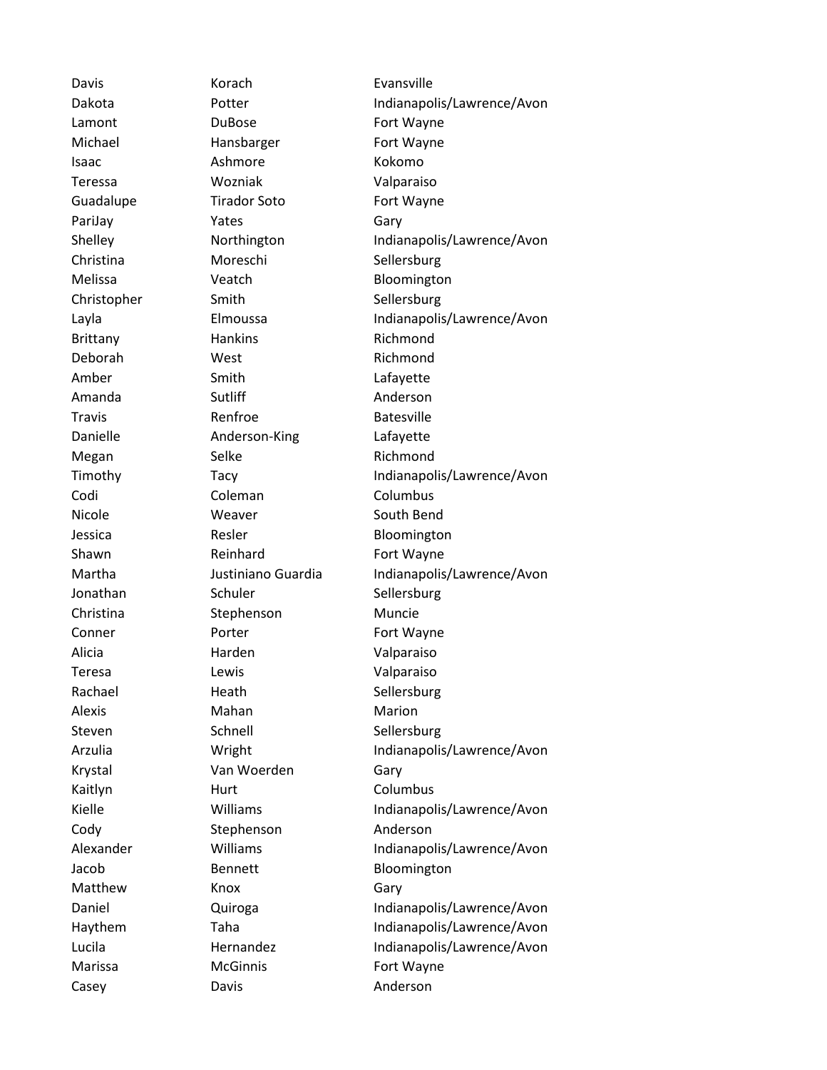| | | |
|---|---|---|
| Davis | Korach | Evansville |
| Dakota | Potter | Indianapolis/Lawrence/Avon |
| Lamont | DuBose | Fort Wayne |
| Michael | Hansbarger | Fort Wayne |
| Isaac | Ashmore | Kokomo |
| Teressa | Wozniak | Valparaiso |
| Guadalupe | Tirador Soto | Fort Wayne |
| PariJay | Yates | Gary |
| Shelley | Northington | Indianapolis/Lawrence/Avon |
| Christina | Moreschi | Sellersburg |
| Melissa | Veatch | Bloomington |
| Christopher | Smith | Sellersburg |
| Layla | Elmoussa | Indianapolis/Lawrence/Avon |
| Brittany | Hankins | Richmond |
| Deborah | West | Richmond |
| Amber | Smith | Lafayette |
| Amanda | Sutliff | Anderson |
| Travis | Renfroe | Batesville |
| Danielle | Anderson-King | Lafayette |
| Megan | Selke | Richmond |
| Timothy | Tacy | Indianapolis/Lawrence/Avon |
| Codi | Coleman | Columbus |
| Nicole | Weaver | South Bend |
| Jessica | Resler | Bloomington |
| Shawn | Reinhard | Fort Wayne |
| Martha | Justiniano Guardia | Indianapolis/Lawrence/Avon |
| Jonathan | Schuler | Sellersburg |
| Christina | Stephenson | Muncie |
| Conner | Porter | Fort Wayne |
| Alicia | Harden | Valparaiso |
| Teresa | Lewis | Valparaiso |
| Rachael | Heath | Sellersburg |
| Alexis | Mahan | Marion |
| Steven | Schnell | Sellersburg |
| Arzulia | Wright | Indianapolis/Lawrence/Avon |
| Krystal | Van Woerden | Gary |
| Kaitlyn | Hurt | Columbus |
| Kielle | Williams | Indianapolis/Lawrence/Avon |
| Cody | Stephenson | Anderson |
| Alexander | Williams | Indianapolis/Lawrence/Avon |
| Jacob | Bennett | Bloomington |
| Matthew | Knox | Gary |
| Daniel | Quiroga | Indianapolis/Lawrence/Avon |
| Haythem | Taha | Indianapolis/Lawrence/Avon |
| Lucila | Hernandez | Indianapolis/Lawrence/Avon |
| Marissa | McGinnis | Fort Wayne |
| Casey | Davis | Anderson |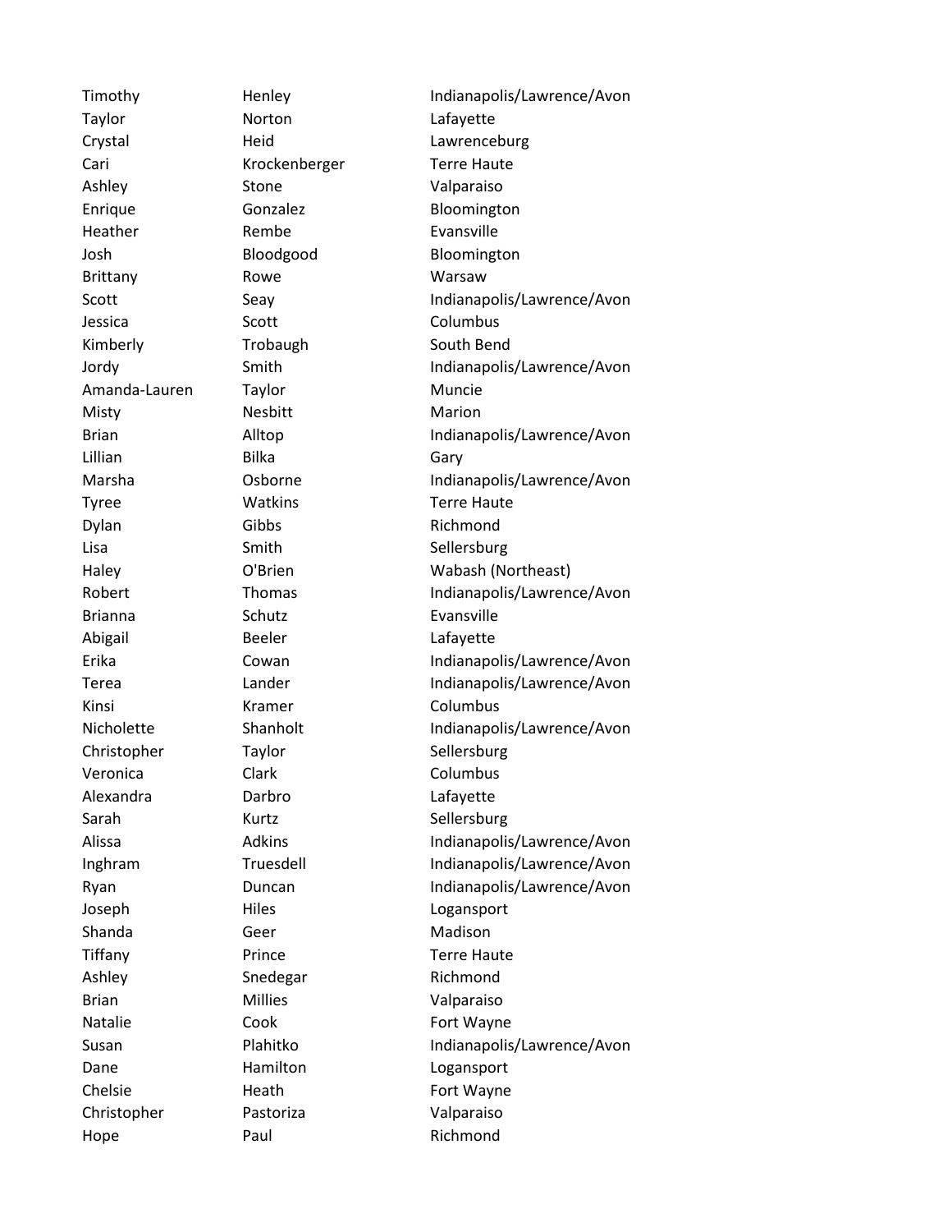| | | |
|---|---|---|
| Timothy | Henley | Indianapolis/Lawrence/Avon |
| Taylor | Norton | Lafayette |
| Crystal | Heid | Lawrenceburg |
| Cari | Krockenberger | Terre Haute |
| Ashley | Stone | Valparaiso |
| Enrique | Gonzalez | Bloomington |
| Heather | Rembe | Evansville |
| Josh | Bloodgood | Bloomington |
| Brittany | Rowe | Warsaw |
| Scott | Seay | Indianapolis/Lawrence/Avon |
| Jessica | Scott | Columbus |
| Kimberly | Trobaugh | South Bend |
| Jordy | Smith | Indianapolis/Lawrence/Avon |
| Amanda-Lauren | Taylor | Muncie |
| Misty | Nesbitt | Marion |
| Brian | Alltop | Indianapolis/Lawrence/Avon |
| Lillian | Bilka | Gary |
| Marsha | Osborne | Indianapolis/Lawrence/Avon |
| Tyree | Watkins | Terre Haute |
| Dylan | Gibbs | Richmond |
| Lisa | Smith | Sellersburg |
| Haley | O'Brien | Wabash (Northeast) |
| Robert | Thomas | Indianapolis/Lawrence/Avon |
| Brianna | Schutz | Evansville |
| Abigail | Beeler | Lafayette |
| Erika | Cowan | Indianapolis/Lawrence/Avon |
| Terea | Lander | Indianapolis/Lawrence/Avon |
| Kinsi | Kramer | Columbus |
| Nicholette | Shanholt | Indianapolis/Lawrence/Avon |
| Christopher | Taylor | Sellersburg |
| Veronica | Clark | Columbus |
| Alexandra | Darbro | Lafayette |
| Sarah | Kurtz | Sellersburg |
| Alissa | Adkins | Indianapolis/Lawrence/Avon |
| Inghram | Truesdell | Indianapolis/Lawrence/Avon |
| Ryan | Duncan | Indianapolis/Lawrence/Avon |
| Joseph | Hiles | Logansport |
| Shanda | Geer | Madison |
| Tiffany | Prince | Terre Haute |
| Ashley | Snedegar | Richmond |
| Brian | Millies | Valparaiso |
| Natalie | Cook | Fort Wayne |
| Susan | Plahitko | Indianapolis/Lawrence/Avon |
| Dane | Hamilton | Logansport |
| Chelsie | Heath | Fort Wayne |
| Christopher | Pastoriza | Valparaiso |
| Hope | Paul | Richmond |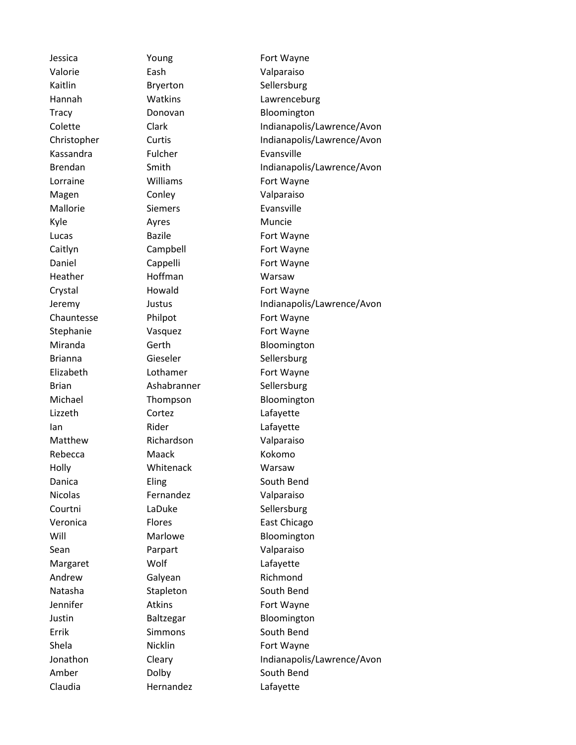| | | |
|---|---|---|
| Jessica | Young | Fort Wayne |
| Valorie | Eash | Valparaiso |
| Kaitlin | Bryerton | Sellersburg |
| Hannah | Watkins | Lawrenceburg |
| Tracy | Donovan | Bloomington |
| Colette | Clark | Indianapolis/Lawrence/Avon |
| Christopher | Curtis | Indianapolis/Lawrence/Avon |
| Kassandra | Fulcher | Evansville |
| Brendan | Smith | Indianapolis/Lawrence/Avon |
| Lorraine | Williams | Fort Wayne |
| Magen | Conley | Valparaiso |
| Mallorie | Siemers | Evansville |
| Kyle | Ayres | Muncie |
| Lucas | Bazile | Fort Wayne |
| Caitlyn | Campbell | Fort Wayne |
| Daniel | Cappelli | Fort Wayne |
| Heather | Hoffman | Warsaw |
| Crystal | Howald | Fort Wayne |
| Jeremy | Justus | Indianapolis/Lawrence/Avon |
| Chauntesse | Philpot | Fort Wayne |
| Stephanie | Vasquez | Fort Wayne |
| Miranda | Gerth | Bloomington |
| Brianna | Gieseler | Sellersburg |
| Elizabeth | Lothamer | Fort Wayne |
| Brian | Ashabranner | Sellersburg |
| Michael | Thompson | Bloomington |
| Lizzeth | Cortez | Lafayette |
| Ian | Rider | Lafayette |
| Matthew | Richardson | Valparaiso |
| Rebecca | Maack | Kokomo |
| Holly | Whitenack | Warsaw |
| Danica | Eling | South Bend |
| Nicolas | Fernandez | Valparaiso |
| Courtni | LaDuke | Sellersburg |
| Veronica | Flores | East Chicago |
| Will | Marlowe | Bloomington |
| Sean | Parpart | Valparaiso |
| Margaret | Wolf | Lafayette |
| Andrew | Galyean | Richmond |
| Natasha | Stapleton | South Bend |
| Jennifer | Atkins | Fort Wayne |
| Justin | Baltzegar | Bloomington |
| Errik | Simmons | South Bend |
| Shela | Nicklin | Fort Wayne |
| Jonathon | Cleary | Indianapolis/Lawrence/Avon |
| Amber | Dolby | South Bend |
| Claudia | Hernandez | Lafayette |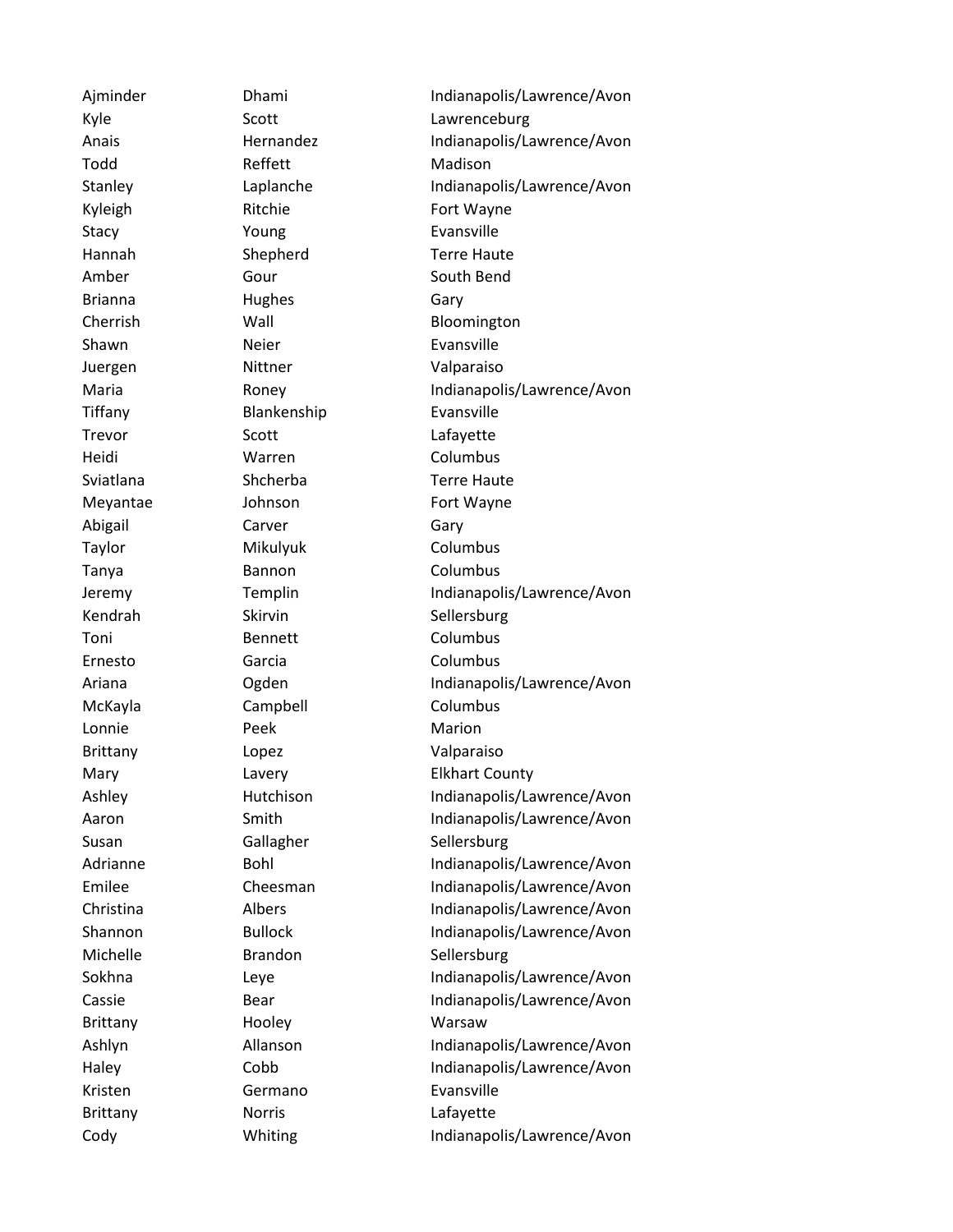| | | |
|---|---|---|
| Ajminder | Dhami | Indianapolis/Lawrence/Avon |
| Kyle | Scott | Lawrenceburg |
| Anais | Hernandez | Indianapolis/Lawrence/Avon |
| Todd | Reffett | Madison |
| Stanley | Laplanche | Indianapolis/Lawrence/Avon |
| Kyleigh | Ritchie | Fort Wayne |
| Stacy | Young | Evansville |
| Hannah | Shepherd | Terre Haute |
| Amber | Gour | South Bend |
| Brianna | Hughes | Gary |
| Cherrish | Wall | Bloomington |
| Shawn | Neier | Evansville |
| Juergen | Nittner | Valparaiso |
| Maria | Roney | Indianapolis/Lawrence/Avon |
| Tiffany | Blankenship | Evansville |
| Trevor | Scott | Lafayette |
| Heidi | Warren | Columbus |
| Sviatlana | Shcherba | Terre Haute |
| Meyantae | Johnson | Fort Wayne |
| Abigail | Carver | Gary |
| Taylor | Mikulyuk | Columbus |
| Tanya | Bannon | Columbus |
| Jeremy | Templin | Indianapolis/Lawrence/Avon |
| Kendrah | Skirvin | Sellersburg |
| Toni | Bennett | Columbus |
| Ernesto | Garcia | Columbus |
| Ariana | Ogden | Indianapolis/Lawrence/Avon |
| McKayla | Campbell | Columbus |
| Lonnie | Peek | Marion |
| Brittany | Lopez | Valparaiso |
| Mary | Lavery | Elkhart County |
| Ashley | Hutchison | Indianapolis/Lawrence/Avon |
| Aaron | Smith | Indianapolis/Lawrence/Avon |
| Susan | Gallagher | Sellersburg |
| Adrianne | Bohl | Indianapolis/Lawrence/Avon |
| Emilee | Cheesman | Indianapolis/Lawrence/Avon |
| Christina | Albers | Indianapolis/Lawrence/Avon |
| Shannon | Bullock | Indianapolis/Lawrence/Avon |
| Michelle | Brandon | Sellersburg |
| Sokhna | Leye | Indianapolis/Lawrence/Avon |
| Cassie | Bear | Indianapolis/Lawrence/Avon |
| Brittany | Hooley | Warsaw |
| Ashlyn | Allanson | Indianapolis/Lawrence/Avon |
| Haley | Cobb | Indianapolis/Lawrence/Avon |
| Kristen | Germano | Evansville |
| Brittany | Norris | Lafayette |
| Cody | Whiting | Indianapolis/Lawrence/Avon |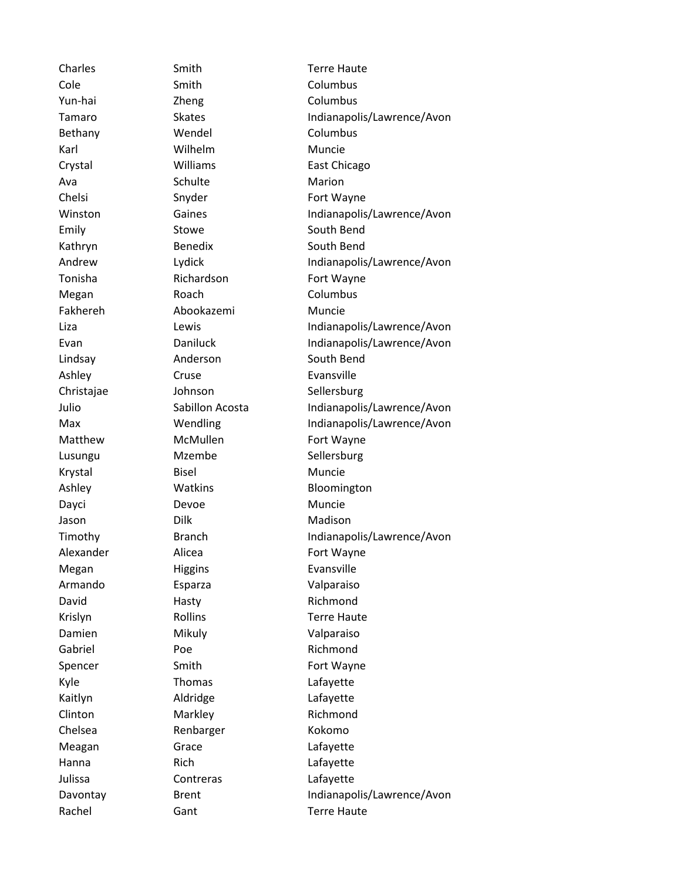| | | |
|---|---|---|
| Charles | Smith | Terre Haute |
| Cole | Smith | Columbus |
| Yun-hai | Zheng | Columbus |
| Tamaro | Skates | Indianapolis/Lawrence/Avon |
| Bethany | Wendel | Columbus |
| Karl | Wilhelm | Muncie |
| Crystal | Williams | East Chicago |
| Ava | Schulte | Marion |
| Chelsi | Snyder | Fort Wayne |
| Winston | Gaines | Indianapolis/Lawrence/Avon |
| Emily | Stowe | South Bend |
| Kathryn | Benedix | South Bend |
| Andrew | Lydick | Indianapolis/Lawrence/Avon |
| Tonisha | Richardson | Fort Wayne |
| Megan | Roach | Columbus |
| Fakhereh | Abookazemi | Muncie |
| Liza | Lewis | Indianapolis/Lawrence/Avon |
| Evan | Daniluck | Indianapolis/Lawrence/Avon |
| Lindsay | Anderson | South Bend |
| Ashley | Cruse | Evansville |
| Christajae | Johnson | Sellersburg |
| Julio | Sabillon Acosta | Indianapolis/Lawrence/Avon |
| Max | Wendling | Indianapolis/Lawrence/Avon |
| Matthew | McMullen | Fort Wayne |
| Lusungu | Mzembe | Sellersburg |
| Krystal | Bisel | Muncie |
| Ashley | Watkins | Bloomington |
| Dayci | Devoe | Muncie |
| Jason | Dilk | Madison |
| Timothy | Branch | Indianapolis/Lawrence/Avon |
| Alexander | Alicea | Fort Wayne |
| Megan | Higgins | Evansville |
| Armando | Esparza | Valparaiso |
| David | Hasty | Richmond |
| Krislyn | Rollins | Terre Haute |
| Damien | Mikuly | Valparaiso |
| Gabriel | Poe | Richmond |
| Spencer | Smith | Fort Wayne |
| Kyle | Thomas | Lafayette |
| Kaitlyn | Aldridge | Lafayette |
| Clinton | Markley | Richmond |
| Chelsea | Renbarger | Kokomo |
| Meagan | Grace | Lafayette |
| Hanna | Rich | Lafayette |
| Julissa | Contreras | Lafayette |
| Davontay | Brent | Indianapolis/Lawrence/Avon |
| Rachel | Gant | Terre Haute |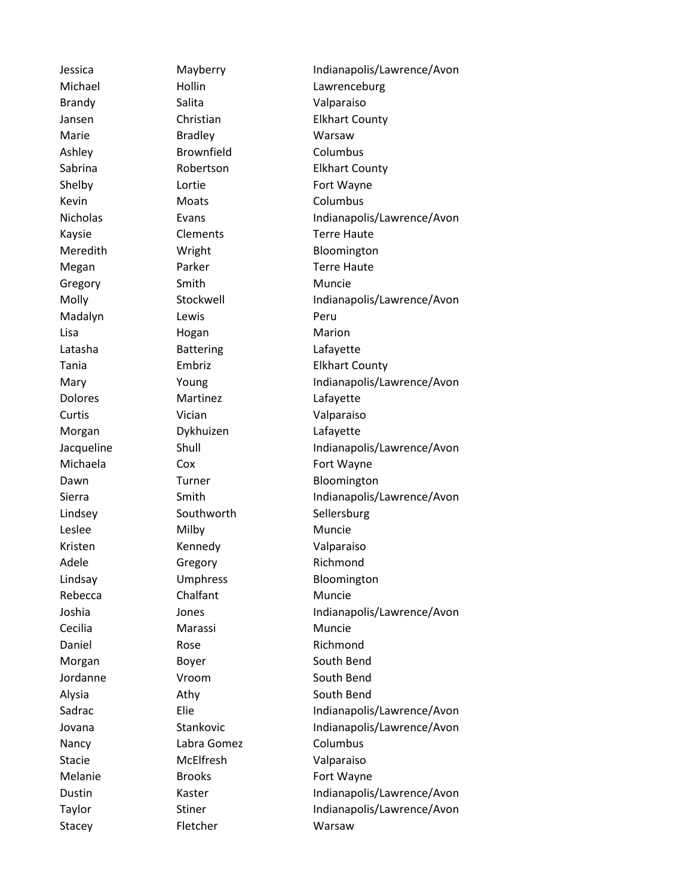| | | |
|---|---|---|
| Jessica | Mayberry | Indianapolis/Lawrence/Avon |
| Michael | Hollin | Lawrenceburg |
| Brandy | Salita | Valparaiso |
| Jansen | Christian | Elkhart County |
| Marie | Bradley | Warsaw |
| Ashley | Brownfield | Columbus |
| Sabrina | Robertson | Elkhart County |
| Shelby | Lortie | Fort Wayne |
| Kevin | Moats | Columbus |
| Nicholas | Evans | Indianapolis/Lawrence/Avon |
| Kaysie | Clements | Terre Haute |
| Meredith | Wright | Bloomington |
| Megan | Parker | Terre Haute |
| Gregory | Smith | Muncie |
| Molly | Stockwell | Indianapolis/Lawrence/Avon |
| Madalyn | Lewis | Peru |
| Lisa | Hogan | Marion |
| Latasha | Battering | Lafayette |
| Tania | Embriz | Elkhart County |
| Mary | Young | Indianapolis/Lawrence/Avon |
| Dolores | Martinez | Lafayette |
| Curtis | Vician | Valparaiso |
| Morgan | Dykhuizen | Lafayette |
| Jacqueline | Shull | Indianapolis/Lawrence/Avon |
| Michaela | Cox | Fort Wayne |
| Dawn | Turner | Bloomington |
| Sierra | Smith | Indianapolis/Lawrence/Avon |
| Lindsey | Southworth | Sellersburg |
| Leslee | Milby | Muncie |
| Kristen | Kennedy | Valparaiso |
| Adele | Gregory | Richmond |
| Lindsay | Umphress | Bloomington |
| Rebecca | Chalfant | Muncie |
| Joshia | Jones | Indianapolis/Lawrence/Avon |
| Cecilia | Marassi | Muncie |
| Daniel | Rose | Richmond |
| Morgan | Boyer | South Bend |
| Jordanne | Vroom | South Bend |
| Alysia | Athy | South Bend |
| Sadrac | Elie | Indianapolis/Lawrence/Avon |
| Jovana | Stankovic | Indianapolis/Lawrence/Avon |
| Nancy | Labra Gomez | Columbus |
| Stacie | McElfresh | Valparaiso |
| Melanie | Brooks | Fort Wayne |
| Dustin | Kaster | Indianapolis/Lawrence/Avon |
| Taylor | Stiner | Indianapolis/Lawrence/Avon |
| Stacey | Fletcher | Warsaw |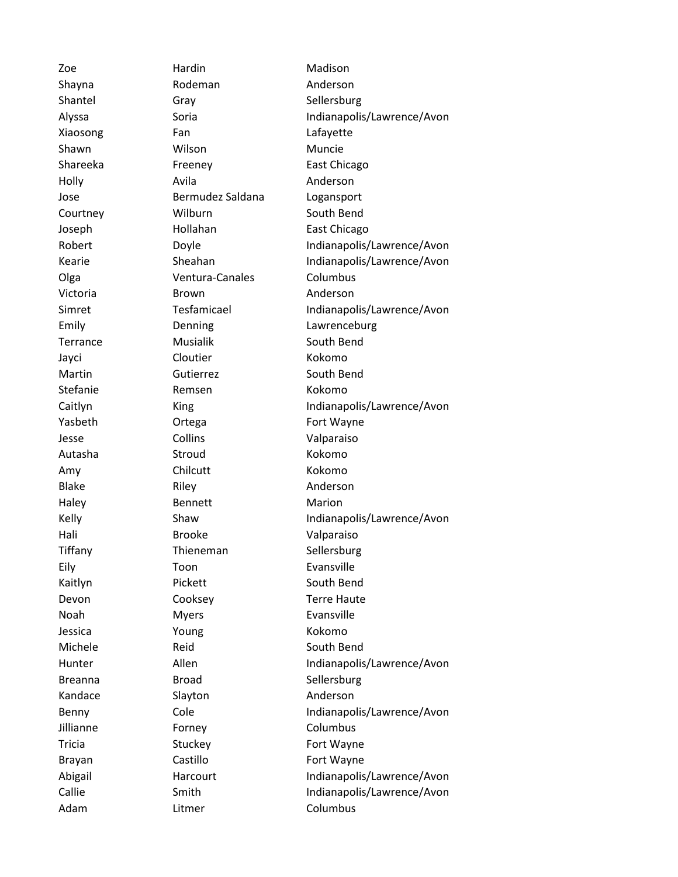| | | |
|---|---|---|
| Zoe | Hardin | Madison |
| Shayna | Rodeman | Anderson |
| Shantel | Gray | Sellersburg |
| Alyssa | Soria | Indianapolis/Lawrence/Avon |
| Xiaosong | Fan | Lafayette |
| Shawn | Wilson | Muncie |
| Shareeka | Freeney | East Chicago |
| Holly | Avila | Anderson |
| Jose | Bermudez Saldana | Logansport |
| Courtney | Wilburn | South Bend |
| Joseph | Hollahan | East Chicago |
| Robert | Doyle | Indianapolis/Lawrence/Avon |
| Kearie | Sheahan | Indianapolis/Lawrence/Avon |
| Olga | Ventura-Canales | Columbus |
| Victoria | Brown | Anderson |
| Simret | Tesfamicael | Indianapolis/Lawrence/Avon |
| Emily | Denning | Lawrenceburg |
| Terrance | Musialik | South Bend |
| Jayci | Cloutier | Kokomo |
| Martin | Gutierrez | South Bend |
| Stefanie | Remsen | Kokomo |
| Caitlyn | King | Indianapolis/Lawrence/Avon |
| Yasbeth | Ortega | Fort Wayne |
| Jesse | Collins | Valparaiso |
| Autasha | Stroud | Kokomo |
| Amy | Chilcutt | Kokomo |
| Blake | Riley | Anderson |
| Haley | Bennett | Marion |
| Kelly | Shaw | Indianapolis/Lawrence/Avon |
| Hali | Brooke | Valparaiso |
| Tiffany | Thieneman | Sellersburg |
| Eily | Toon | Evansville |
| Kaitlyn | Pickett | South Bend |
| Devon | Cooksey | Terre Haute |
| Noah | Myers | Evansville |
| Jessica | Young | Kokomo |
| Michele | Reid | South Bend |
| Hunter | Allen | Indianapolis/Lawrence/Avon |
| Breanna | Broad | Sellersburg |
| Kandace | Slayton | Anderson |
| Benny | Cole | Indianapolis/Lawrence/Avon |
| Jillianne | Forney | Columbus |
| Tricia | Stuckey | Fort Wayne |
| Brayan | Castillo | Fort Wayne |
| Abigail | Harcourt | Indianapolis/Lawrence/Avon |
| Callie | Smith | Indianapolis/Lawrence/Avon |
| Adam | Litmer | Columbus |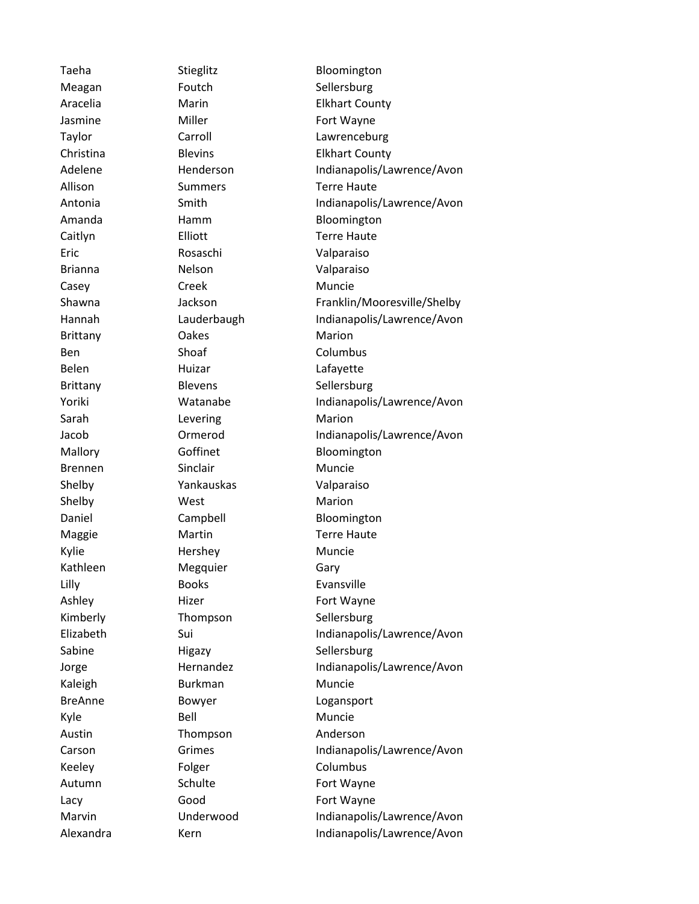| | | |
|---|---|---|
| Taeha | Stieglitz | Bloomington |
| Meagan | Foutch | Sellersburg |
| Aracelia | Marin | Elkhart County |
| Jasmine | Miller | Fort Wayne |
| Taylor | Carroll | Lawrenceburg |
| Christina | Blevins | Elkhart County |
| Adelene | Henderson | Indianapolis/Lawrence/Avon |
| Allison | Summers | Terre Haute |
| Antonia | Smith | Indianapolis/Lawrence/Avon |
| Amanda | Hamm | Bloomington |
| Caitlyn | Elliott | Terre Haute |
| Eric | Rosaschi | Valparaiso |
| Brianna | Nelson | Valparaiso |
| Casey | Creek | Muncie |
| Shawna | Jackson | Franklin/Mooresville/Shelby |
| Hannah | Lauderbaugh | Indianapolis/Lawrence/Avon |
| Brittany | Oakes | Marion |
| Ben | Shoaf | Columbus |
| Belen | Huizar | Lafayette |
| Brittany | Blevens | Sellersburg |
| Yoriki | Watanabe | Indianapolis/Lawrence/Avon |
| Sarah | Levering | Marion |
| Jacob | Ormerod | Indianapolis/Lawrence/Avon |
| Mallory | Goffinet | Bloomington |
| Brennen | Sinclair | Muncie |
| Shelby | Yankauskas | Valparaiso |
| Shelby | West | Marion |
| Daniel | Campbell | Bloomington |
| Maggie | Martin | Terre Haute |
| Kylie | Hershey | Muncie |
| Kathleen | Megquier | Gary |
| Lilly | Books | Evansville |
| Ashley | Hizer | Fort Wayne |
| Kimberly | Thompson | Sellersburg |
| Elizabeth | Sui | Indianapolis/Lawrence/Avon |
| Sabine | Higazy | Sellersburg |
| Jorge | Hernandez | Indianapolis/Lawrence/Avon |
| Kaleigh | Burkman | Muncie |
| BreAnne | Bowyer | Logansport |
| Kyle | Bell | Muncie |
| Austin | Thompson | Anderson |
| Carson | Grimes | Indianapolis/Lawrence/Avon |
| Keeley | Folger | Columbus |
| Autumn | Schulte | Fort Wayne |
| Lacy | Good | Fort Wayne |
| Marvin | Underwood | Indianapolis/Lawrence/Avon |
| Alexandra | Kern | Indianapolis/Lawrence/Avon |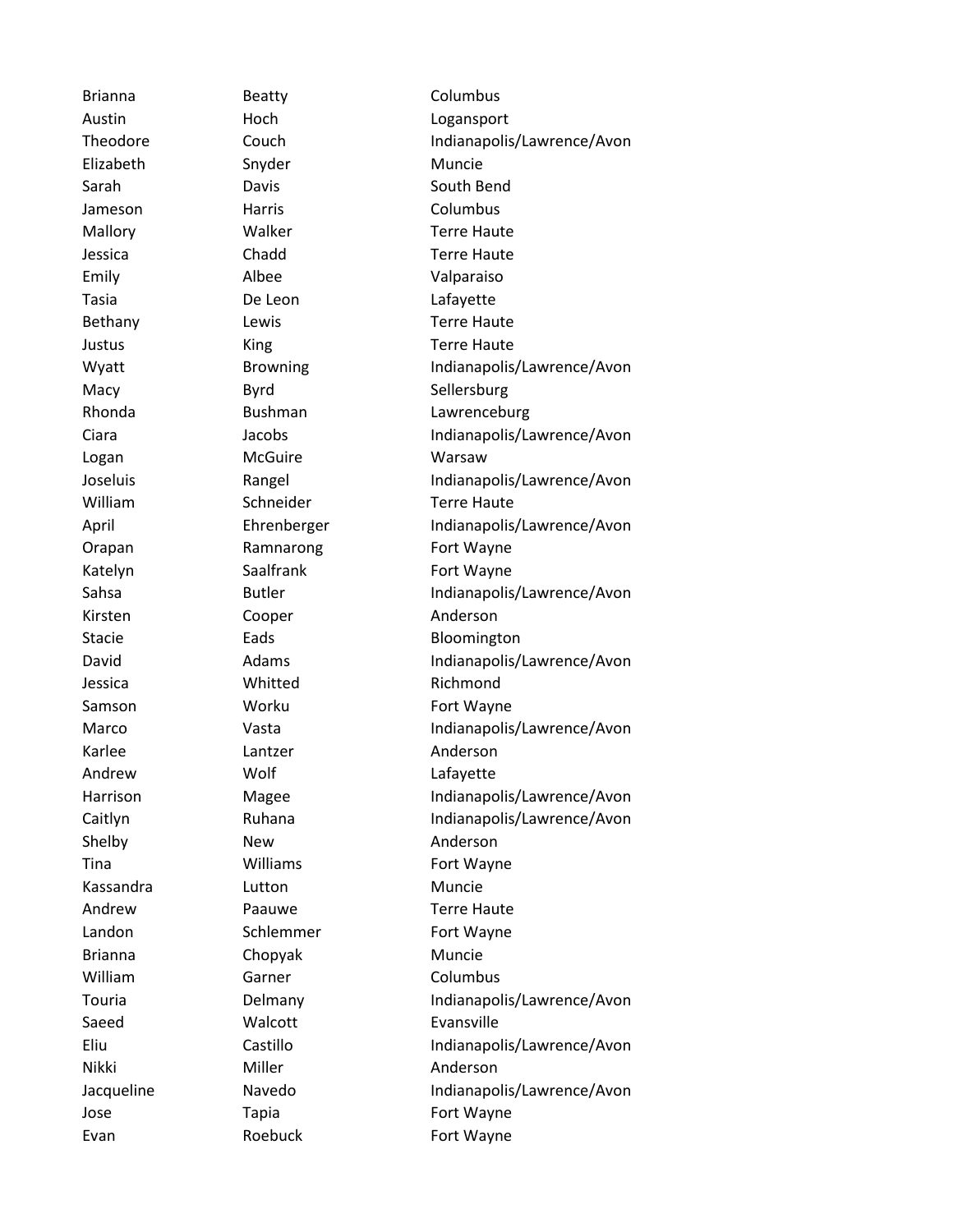| | | |
|---|---|---|
| Brianna | Beatty | Columbus |
| Austin | Hoch | Logansport |
| Theodore | Couch | Indianapolis/Lawrence/Avon |
| Elizabeth | Snyder | Muncie |
| Sarah | Davis | South Bend |
| Jameson | Harris | Columbus |
| Mallory | Walker | Terre Haute |
| Jessica | Chadd | Terre Haute |
| Emily | Albee | Valparaiso |
| Tasia | De Leon | Lafayette |
| Bethany | Lewis | Terre Haute |
| Justus | King | Terre Haute |
| Wyatt | Browning | Indianapolis/Lawrence/Avon |
| Macy | Byrd | Sellersburg |
| Rhonda | Bushman | Lawrenceburg |
| Ciara | Jacobs | Indianapolis/Lawrence/Avon |
| Logan | McGuire | Warsaw |
| Joseluis | Rangel | Indianapolis/Lawrence/Avon |
| William | Schneider | Terre Haute |
| April | Ehrenberger | Indianapolis/Lawrence/Avon |
| Orapan | Ramnarong | Fort Wayne |
| Katelyn | Saalfrank | Fort Wayne |
| Sahsa | Butler | Indianapolis/Lawrence/Avon |
| Kirsten | Cooper | Anderson |
| Stacie | Eads | Bloomington |
| David | Adams | Indianapolis/Lawrence/Avon |
| Jessica | Whitted | Richmond |
| Samson | Worku | Fort Wayne |
| Marco | Vasta | Indianapolis/Lawrence/Avon |
| Karlee | Lantzer | Anderson |
| Andrew | Wolf | Lafayette |
| Harrison | Magee | Indianapolis/Lawrence/Avon |
| Caitlyn | Ruhana | Indianapolis/Lawrence/Avon |
| Shelby | New | Anderson |
| Tina | Williams | Fort Wayne |
| Kassandra | Lutton | Muncie |
| Andrew | Paauwe | Terre Haute |
| Landon | Schlemmer | Fort Wayne |
| Brianna | Chopyak | Muncie |
| William | Garner | Columbus |
| Touria | Delmany | Indianapolis/Lawrence/Avon |
| Saeed | Walcott | Evansville |
| Eliu | Castillo | Indianapolis/Lawrence/Avon |
| Nikki | Miller | Anderson |
| Jacqueline | Navedo | Indianapolis/Lawrence/Avon |
| Jose | Tapia | Fort Wayne |
| Evan | Roebuck | Fort Wayne |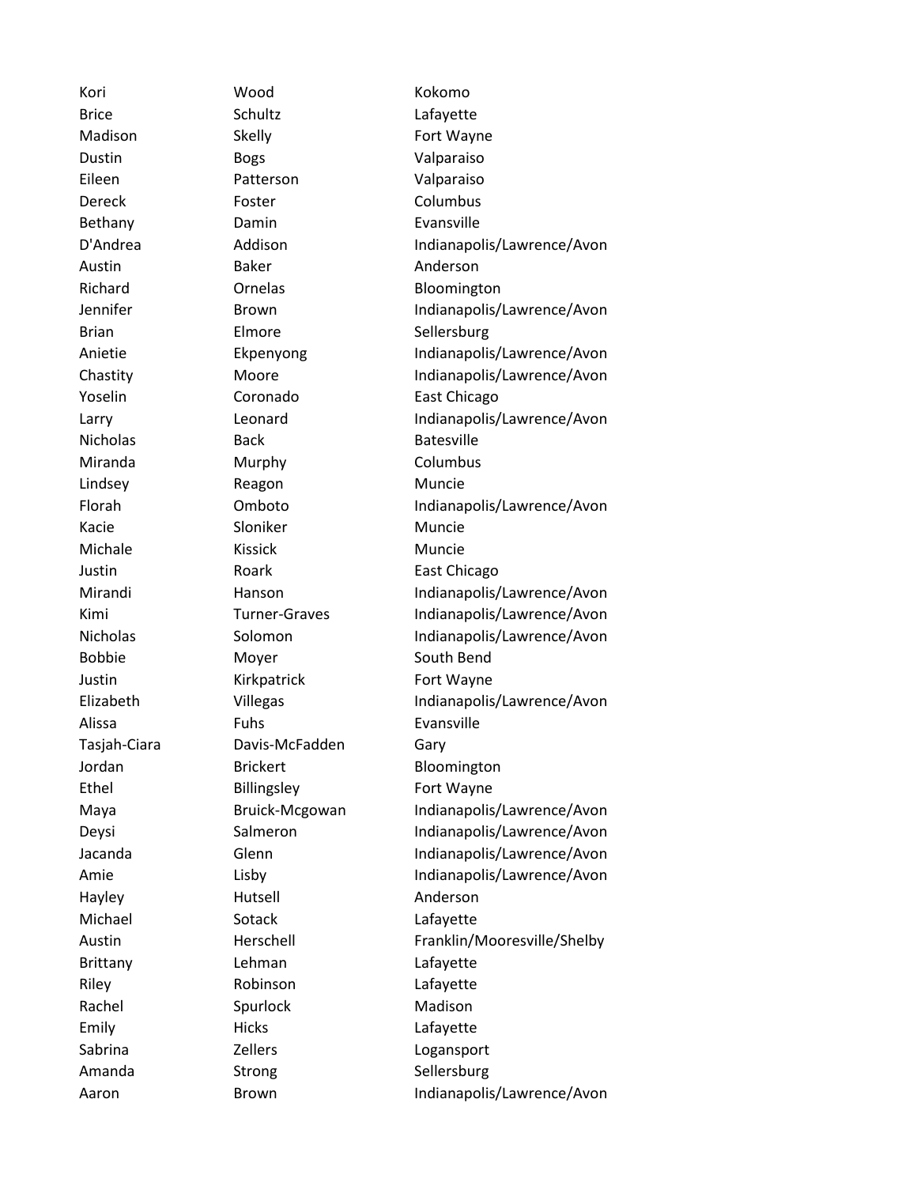| | | |
|---|---|---|
| Kori | Wood | Kokomo |
| Brice | Schultz | Lafayette |
| Madison | Skelly | Fort Wayne |
| Dustin | Bogs | Valparaiso |
| Eileen | Patterson | Valparaiso |
| Dereck | Foster | Columbus |
| Bethany | Damin | Evansville |
| D'Andrea | Addison | Indianapolis/Lawrence/Avon |
| Austin | Baker | Anderson |
| Richard | Ornelas | Bloomington |
| Jennifer | Brown | Indianapolis/Lawrence/Avon |
| Brian | Elmore | Sellersburg |
| Anietie | Ekpenyong | Indianapolis/Lawrence/Avon |
| Chastity | Moore | Indianapolis/Lawrence/Avon |
| Yoselin | Coronado | East Chicago |
| Larry | Leonard | Indianapolis/Lawrence/Avon |
| Nicholas | Back | Batesville |
| Miranda | Murphy | Columbus |
| Lindsey | Reagon | Muncie |
| Florah | Omboto | Indianapolis/Lawrence/Avon |
| Kacie | Sloniker | Muncie |
| Michale | Kissick | Muncie |
| Justin | Roark | East Chicago |
| Mirandi | Hanson | Indianapolis/Lawrence/Avon |
| Kimi | Turner-Graves | Indianapolis/Lawrence/Avon |
| Nicholas | Solomon | Indianapolis/Lawrence/Avon |
| Bobbie | Moyer | South Bend |
| Justin | Kirkpatrick | Fort Wayne |
| Elizabeth | Villegas | Indianapolis/Lawrence/Avon |
| Alissa | Fuhs | Evansville |
| Tasjah-Ciara | Davis-McFadden | Gary |
| Jordan | Brickert | Bloomington |
| Ethel | Billingsley | Fort Wayne |
| Maya | Bruick-Mcgowan | Indianapolis/Lawrence/Avon |
| Deysi | Salmeron | Indianapolis/Lawrence/Avon |
| Jacanda | Glenn | Indianapolis/Lawrence/Avon |
| Amie | Lisby | Indianapolis/Lawrence/Avon |
| Hayley | Hutsell | Anderson |
| Michael | Sotack | Lafayette |
| Austin | Herschell | Franklin/Mooresville/Shelby |
| Brittany | Lehman | Lafayette |
| Riley | Robinson | Lafayette |
| Rachel | Spurlock | Madison |
| Emily | Hicks | Lafayette |
| Sabrina | Zellers | Logansport |
| Amanda | Strong | Sellersburg |
| Aaron | Brown | Indianapolis/Lawrence/Avon |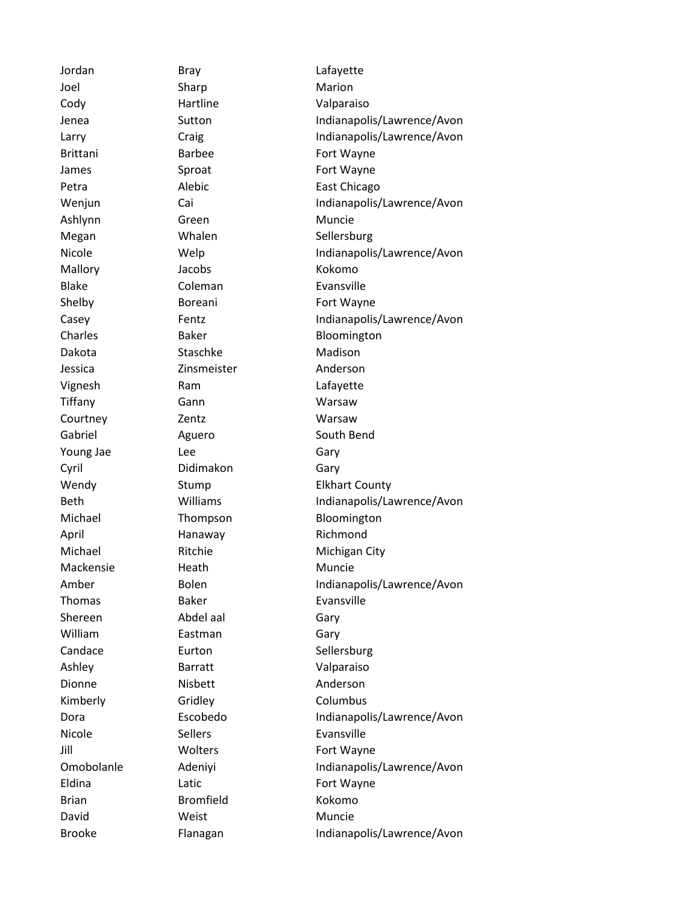| | | |
|---|---|---|
| Jordan | Bray | Lafayette |
| Joel | Sharp | Marion |
| Cody | Hartline | Valparaiso |
| Jenea | Sutton | Indianapolis/Lawrence/Avon |
| Larry | Craig | Indianapolis/Lawrence/Avon |
| Brittani | Barbee | Fort Wayne |
| James | Sproat | Fort Wayne |
| Petra | Alebic | East Chicago |
| Wenjun | Cai | Indianapolis/Lawrence/Avon |
| Ashlynn | Green | Muncie |
| Megan | Whalen | Sellersburg |
| Nicole | Welp | Indianapolis/Lawrence/Avon |
| Mallory | Jacobs | Kokomo |
| Blake | Coleman | Evansville |
| Shelby | Boreani | Fort Wayne |
| Casey | Fentz | Indianapolis/Lawrence/Avon |
| Charles | Baker | Bloomington |
| Dakota | Staschke | Madison |
| Jessica | Zinsmeister | Anderson |
| Vignesh | Ram | Lafayette |
| Tiffany | Gann | Warsaw |
| Courtney | Zentz | Warsaw |
| Gabriel | Aguero | South Bend |
| Young Jae | Lee | Gary |
| Cyril | Didimakon | Gary |
| Wendy | Stump | Elkhart County |
| Beth | Williams | Indianapolis/Lawrence/Avon |
| Michael | Thompson | Bloomington |
| April | Hanaway | Richmond |
| Michael | Ritchie | Michigan City |
| Mackensie | Heath | Muncie |
| Amber | Bolen | Indianapolis/Lawrence/Avon |
| Thomas | Baker | Evansville |
| Shereen | Abdel aal | Gary |
| William | Eastman | Gary |
| Candace | Eurton | Sellersburg |
| Ashley | Barratt | Valparaiso |
| Dionne | Nisbett | Anderson |
| Kimberly | Gridley | Columbus |
| Dora | Escobedo | Indianapolis/Lawrence/Avon |
| Nicole | Sellers | Evansville |
| Jill | Wolters | Fort Wayne |
| Omobolanle | Adeniyi | Indianapolis/Lawrence/Avon |
| Eldina | Latic | Fort Wayne |
| Brian | Bromfield | Kokomo |
| David | Weist | Muncie |
| Brooke | Flanagan | Indianapolis/Lawrence/Avon |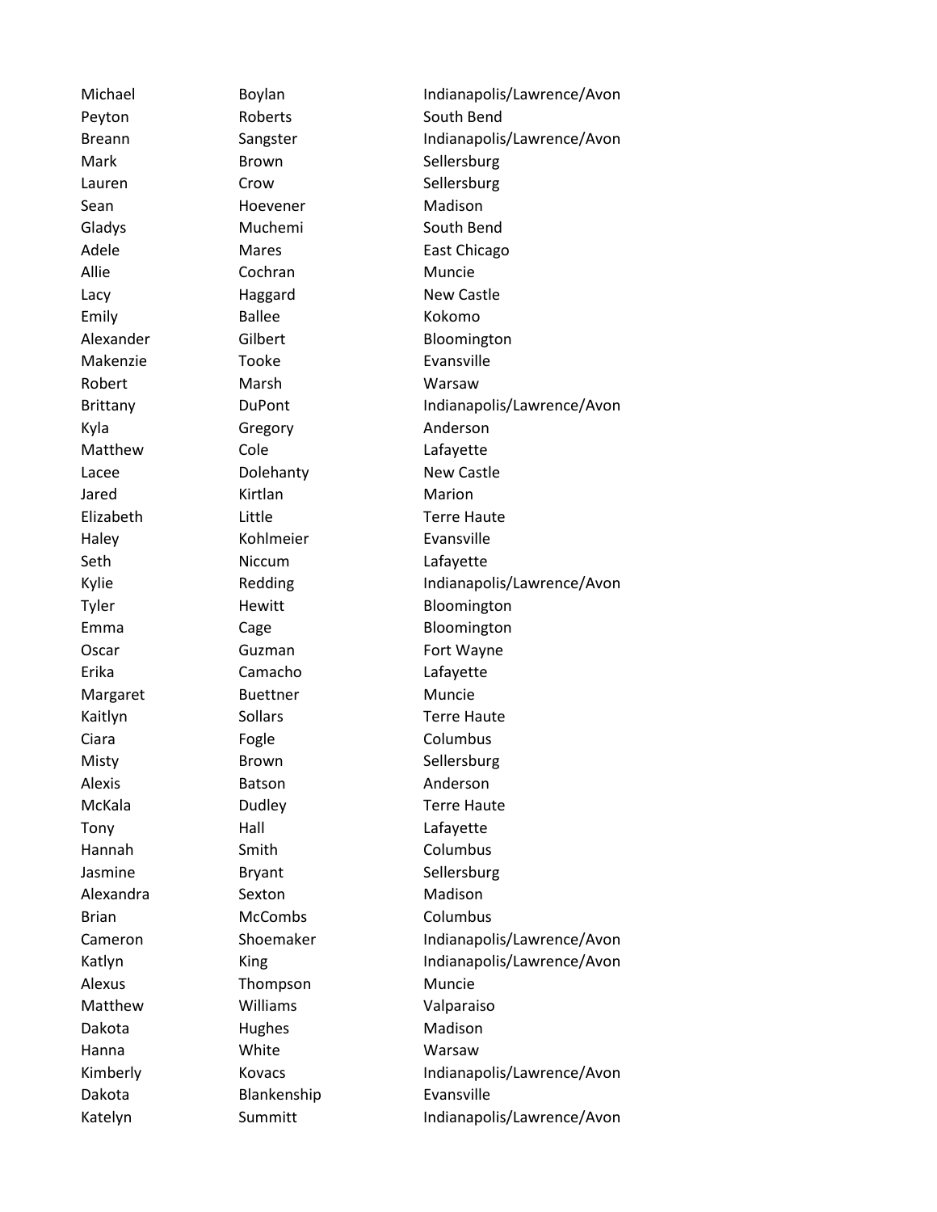| | | |
|---|---|---|
| Michael | Boylan | Indianapolis/Lawrence/Avon |
| Peyton | Roberts | South Bend |
| Breann | Sangster | Indianapolis/Lawrence/Avon |
| Mark | Brown | Sellersburg |
| Lauren | Crow | Sellersburg |
| Sean | Hoevener | Madison |
| Gladys | Muchemi | South Bend |
| Adele | Mares | East Chicago |
| Allie | Cochran | Muncie |
| Lacy | Haggard | New Castle |
| Emily | Ballee | Kokomo |
| Alexander | Gilbert | Bloomington |
| Makenzie | Tooke | Evansville |
| Robert | Marsh | Warsaw |
| Brittany | DuPont | Indianapolis/Lawrence/Avon |
| Kyla | Gregory | Anderson |
| Matthew | Cole | Lafayette |
| Lacee | Dolehanty | New Castle |
| Jared | Kirtlan | Marion |
| Elizabeth | Little | Terre Haute |
| Haley | Kohlmeier | Evansville |
| Seth | Niccum | Lafayette |
| Kylie | Redding | Indianapolis/Lawrence/Avon |
| Tyler | Hewitt | Bloomington |
| Emma | Cage | Bloomington |
| Oscar | Guzman | Fort Wayne |
| Erika | Camacho | Lafayette |
| Margaret | Buettner | Muncie |
| Kaitlyn | Sollars | Terre Haute |
| Ciara | Fogle | Columbus |
| Misty | Brown | Sellersburg |
| Alexis | Batson | Anderson |
| McKala | Dudley | Terre Haute |
| Tony | Hall | Lafayette |
| Hannah | Smith | Columbus |
| Jasmine | Bryant | Sellersburg |
| Alexandra | Sexton | Madison |
| Brian | McCombs | Columbus |
| Cameron | Shoemaker | Indianapolis/Lawrence/Avon |
| Katlyn | King | Indianapolis/Lawrence/Avon |
| Alexus | Thompson | Muncie |
| Matthew | Williams | Valparaiso |
| Dakota | Hughes | Madison |
| Hanna | White | Warsaw |
| Kimberly | Kovacs | Indianapolis/Lawrence/Avon |
| Dakota | Blankenship | Evansville |
| Katelyn | Summitt | Indianapolis/Lawrence/Avon |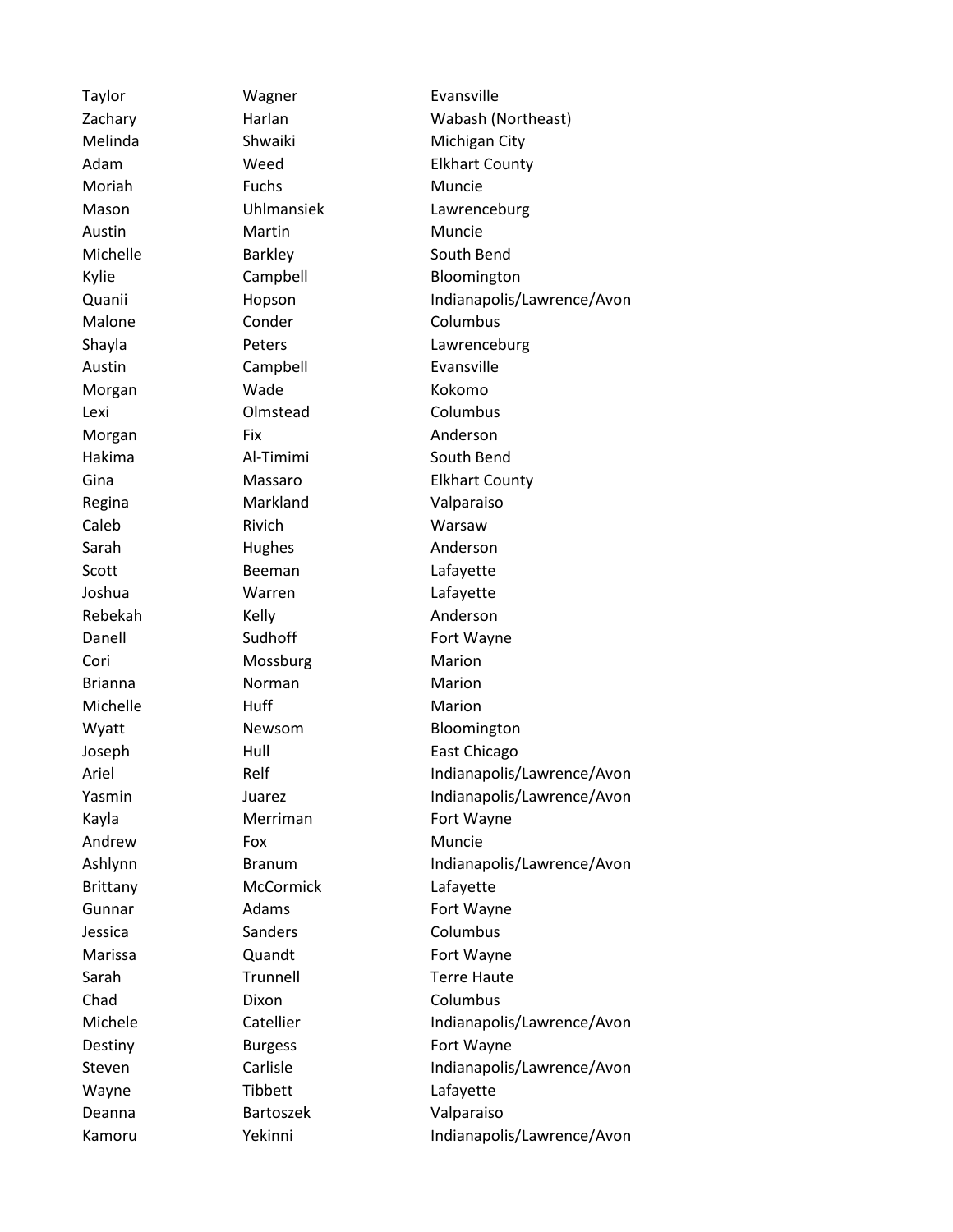| | | |
|---|---|---|
| Taylor | Wagner | Evansville |
| Zachary | Harlan | Wabash (Northeast) |
| Melinda | Shwaiki | Michigan City |
| Adam | Weed | Elkhart County |
| Moriah | Fuchs | Muncie |
| Mason | Uhlmansiek | Lawrenceburg |
| Austin | Martin | Muncie |
| Michelle | Barkley | South Bend |
| Kylie | Campbell | Bloomington |
| Quanii | Hopson | Indianapolis/Lawrence/Avon |
| Malone | Conder | Columbus |
| Shayla | Peters | Lawrenceburg |
| Austin | Campbell | Evansville |
| Morgan | Wade | Kokomo |
| Lexi | Olmstead | Columbus |
| Morgan | Fix | Anderson |
| Hakima | Al-Timimi | South Bend |
| Gina | Massaro | Elkhart County |
| Regina | Markland | Valparaiso |
| Caleb | Rivich | Warsaw |
| Sarah | Hughes | Anderson |
| Scott | Beeman | Lafayette |
| Joshua | Warren | Lafayette |
| Rebekah | Kelly | Anderson |
| Danell | Sudhoff | Fort Wayne |
| Cori | Mossburg | Marion |
| Brianna | Norman | Marion |
| Michelle | Huff | Marion |
| Wyatt | Newsom | Bloomington |
| Joseph | Hull | East Chicago |
| Ariel | Relf | Indianapolis/Lawrence/Avon |
| Yasmin | Juarez | Indianapolis/Lawrence/Avon |
| Kayla | Merriman | Fort Wayne |
| Andrew | Fox | Muncie |
| Ashlynn | Branum | Indianapolis/Lawrence/Avon |
| Brittany | McCormick | Lafayette |
| Gunnar | Adams | Fort Wayne |
| Jessica | Sanders | Columbus |
| Marissa | Quandt | Fort Wayne |
| Sarah | Trunnell | Terre Haute |
| Chad | Dixon | Columbus |
| Michele | Catellier | Indianapolis/Lawrence/Avon |
| Destiny | Burgess | Fort Wayne |
| Steven | Carlisle | Indianapolis/Lawrence/Avon |
| Wayne | Tibbett | Lafayette |
| Deanna | Bartoszek | Valparaiso |
| Kamoru | Yekinni | Indianapolis/Lawrence/Avon |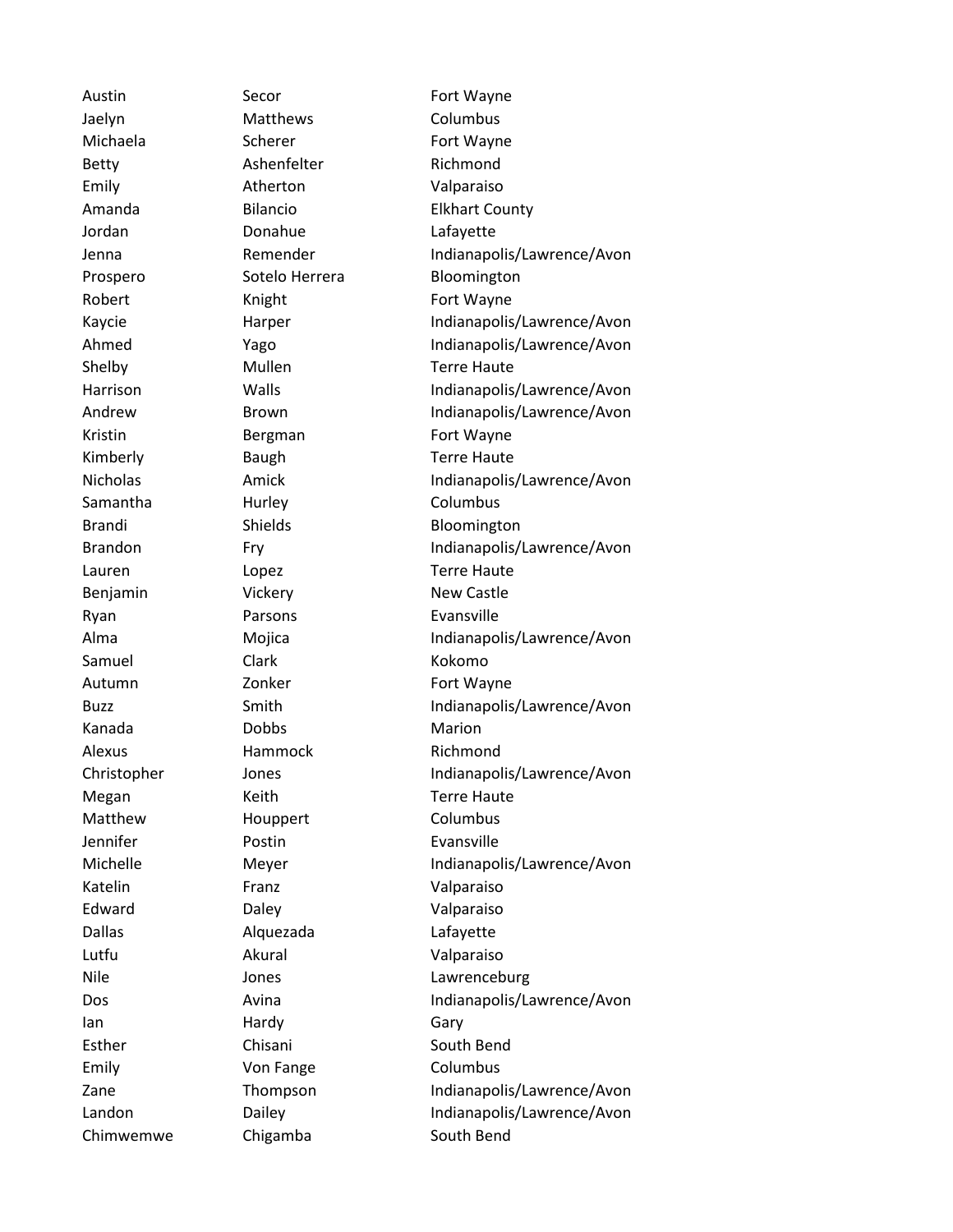| | | |
|---|---|---|
| Austin | Secor | Fort Wayne |
| Jaelyn | Matthews | Columbus |
| Michaela | Scherer | Fort Wayne |
| Betty | Ashenfelter | Richmond |
| Emily | Atherton | Valparaiso |
| Amanda | Bilancio | Elkhart County |
| Jordan | Donahue | Lafayette |
| Jenna | Remender | Indianapolis/Lawrence/Avon |
| Prospero | Sotelo Herrera | Bloomington |
| Robert | Knight | Fort Wayne |
| Kaycie | Harper | Indianapolis/Lawrence/Avon |
| Ahmed | Yago | Indianapolis/Lawrence/Avon |
| Shelby | Mullen | Terre Haute |
| Harrison | Walls | Indianapolis/Lawrence/Avon |
| Andrew | Brown | Indianapolis/Lawrence/Avon |
| Kristin | Bergman | Fort Wayne |
| Kimberly | Baugh | Terre Haute |
| Nicholas | Amick | Indianapolis/Lawrence/Avon |
| Samantha | Hurley | Columbus |
| Brandi | Shields | Bloomington |
| Brandon | Fry | Indianapolis/Lawrence/Avon |
| Lauren | Lopez | Terre Haute |
| Benjamin | Vickery | New Castle |
| Ryan | Parsons | Evansville |
| Alma | Mojica | Indianapolis/Lawrence/Avon |
| Samuel | Clark | Kokomo |
| Autumn | Zonker | Fort Wayne |
| Buzz | Smith | Indianapolis/Lawrence/Avon |
| Kanada | Dobbs | Marion |
| Alexus | Hammock | Richmond |
| Christopher | Jones | Indianapolis/Lawrence/Avon |
| Megan | Keith | Terre Haute |
| Matthew | Houppert | Columbus |
| Jennifer | Postin | Evansville |
| Michelle | Meyer | Indianapolis/Lawrence/Avon |
| Katelin | Franz | Valparaiso |
| Edward | Daley | Valparaiso |
| Dallas | Alquezada | Lafayette |
| Lutfu | Akural | Valparaiso |
| Nile | Jones | Lawrenceburg |
| Dos | Avina | Indianapolis/Lawrence/Avon |
| Ian | Hardy | Gary |
| Esther | Chisani | South Bend |
| Emily | Von Fange | Columbus |
| Zane | Thompson | Indianapolis/Lawrence/Avon |
| Landon | Dailey | Indianapolis/Lawrence/Avon |
| Chimwemwe | Chigamba | South Bend |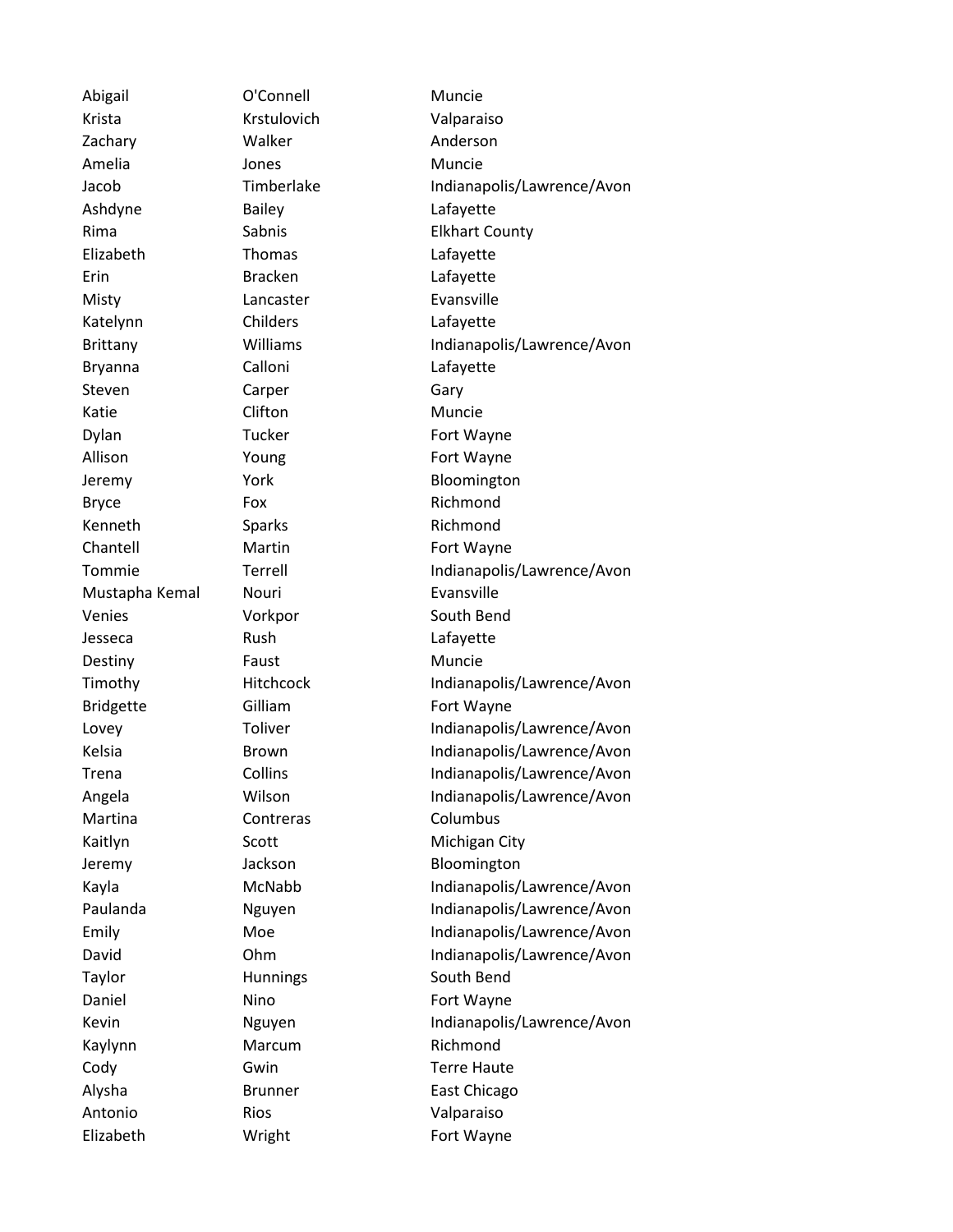| | | |
|---|---|---|
| Abigail | O'Connell | Muncie |
| Krista | Krstulovich | Valparaiso |
| Zachary | Walker | Anderson |
| Amelia | Jones | Muncie |
| Jacob | Timberlake | Indianapolis/Lawrence/Avon |
| Ashdyne | Bailey | Lafayette |
| Rima | Sabnis | Elkhart County |
| Elizabeth | Thomas | Lafayette |
| Erin | Bracken | Lafayette |
| Misty | Lancaster | Evansville |
| Katelynn | Childers | Lafayette |
| Brittany | Williams | Indianapolis/Lawrence/Avon |
| Bryanna | Calloni | Lafayette |
| Steven | Carper | Gary |
| Katie | Clifton | Muncie |
| Dylan | Tucker | Fort Wayne |
| Allison | Young | Fort Wayne |
| Jeremy | York | Bloomington |
| Bryce | Fox | Richmond |
| Kenneth | Sparks | Richmond |
| Chantell | Martin | Fort Wayne |
| Tommie | Terrell | Indianapolis/Lawrence/Avon |
| Mustapha Kemal | Nouri | Evansville |
| Venies | Vorkpor | South Bend |
| Jesseca | Rush | Lafayette |
| Destiny | Faust | Muncie |
| Timothy | Hitchcock | Indianapolis/Lawrence/Avon |
| Bridgette | Gilliam | Fort Wayne |
| Lovey | Toliver | Indianapolis/Lawrence/Avon |
| Kelsia | Brown | Indianapolis/Lawrence/Avon |
| Trena | Collins | Indianapolis/Lawrence/Avon |
| Angela | Wilson | Indianapolis/Lawrence/Avon |
| Martina | Contreras | Columbus |
| Kaitlyn | Scott | Michigan City |
| Jeremy | Jackson | Bloomington |
| Kayla | McNabb | Indianapolis/Lawrence/Avon |
| Paulanda | Nguyen | Indianapolis/Lawrence/Avon |
| Emily | Moe | Indianapolis/Lawrence/Avon |
| David | Ohm | Indianapolis/Lawrence/Avon |
| Taylor | Hunnings | South Bend |
| Daniel | Nino | Fort Wayne |
| Kevin | Nguyen | Indianapolis/Lawrence/Avon |
| Kaylynn | Marcum | Richmond |
| Cody | Gwin | Terre Haute |
| Alysha | Brunner | East Chicago |
| Antonio | Rios | Valparaiso |
| Elizabeth | Wright | Fort Wayne |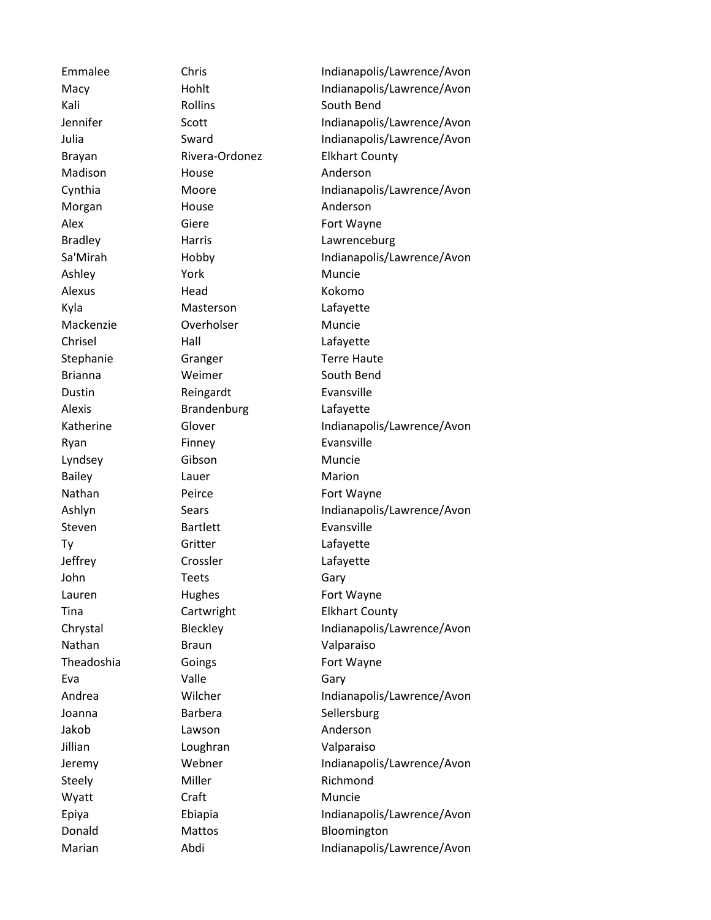| | | |
|---|---|---|
| Emmalee | Chris | Indianapolis/Lawrence/Avon |
| Macy | Hohlt | Indianapolis/Lawrence/Avon |
| Kali | Rollins | South Bend |
| Jennifer | Scott | Indianapolis/Lawrence/Avon |
| Julia | Sward | Indianapolis/Lawrence/Avon |
| Brayan | Rivera-Ordonez | Elkhart County |
| Madison | House | Anderson |
| Cynthia | Moore | Indianapolis/Lawrence/Avon |
| Morgan | House | Anderson |
| Alex | Giere | Fort Wayne |
| Bradley | Harris | Lawrenceburg |
| Sa'Mirah | Hobby | Indianapolis/Lawrence/Avon |
| Ashley | York | Muncie |
| Alexus | Head | Kokomo |
| Kyla | Masterson | Lafayette |
| Mackenzie | Overholser | Muncie |
| Chrisel | Hall | Lafayette |
| Stephanie | Granger | Terre Haute |
| Brianna | Weimer | South Bend |
| Dustin | Reingardt | Evansville |
| Alexis | Brandenburg | Lafayette |
| Katherine | Glover | Indianapolis/Lawrence/Avon |
| Ryan | Finney | Evansville |
| Lyndsey | Gibson | Muncie |
| Bailey | Lauer | Marion |
| Nathan | Peirce | Fort Wayne |
| Ashlyn | Sears | Indianapolis/Lawrence/Avon |
| Steven | Bartlett | Evansville |
| Ty | Gritter | Lafayette |
| Jeffrey | Crossler | Lafayette |
| John | Teets | Gary |
| Lauren | Hughes | Fort Wayne |
| Tina | Cartwright | Elkhart County |
| Chrystal | Bleckley | Indianapolis/Lawrence/Avon |
| Nathan | Braun | Valparaiso |
| Theadoshia | Goings | Fort Wayne |
| Eva | Valle | Gary |
| Andrea | Wilcher | Indianapolis/Lawrence/Avon |
| Joanna | Barbera | Sellersburg |
| Jakob | Lawson | Anderson |
| Jillian | Loughran | Valparaiso |
| Jeremy | Webner | Indianapolis/Lawrence/Avon |
| Steely | Miller | Richmond |
| Wyatt | Craft | Muncie |
| Epiya | Ebiapia | Indianapolis/Lawrence/Avon |
| Donald | Mattos | Bloomington |
| Marian | Abdi | Indianapolis/Lawrence/Avon |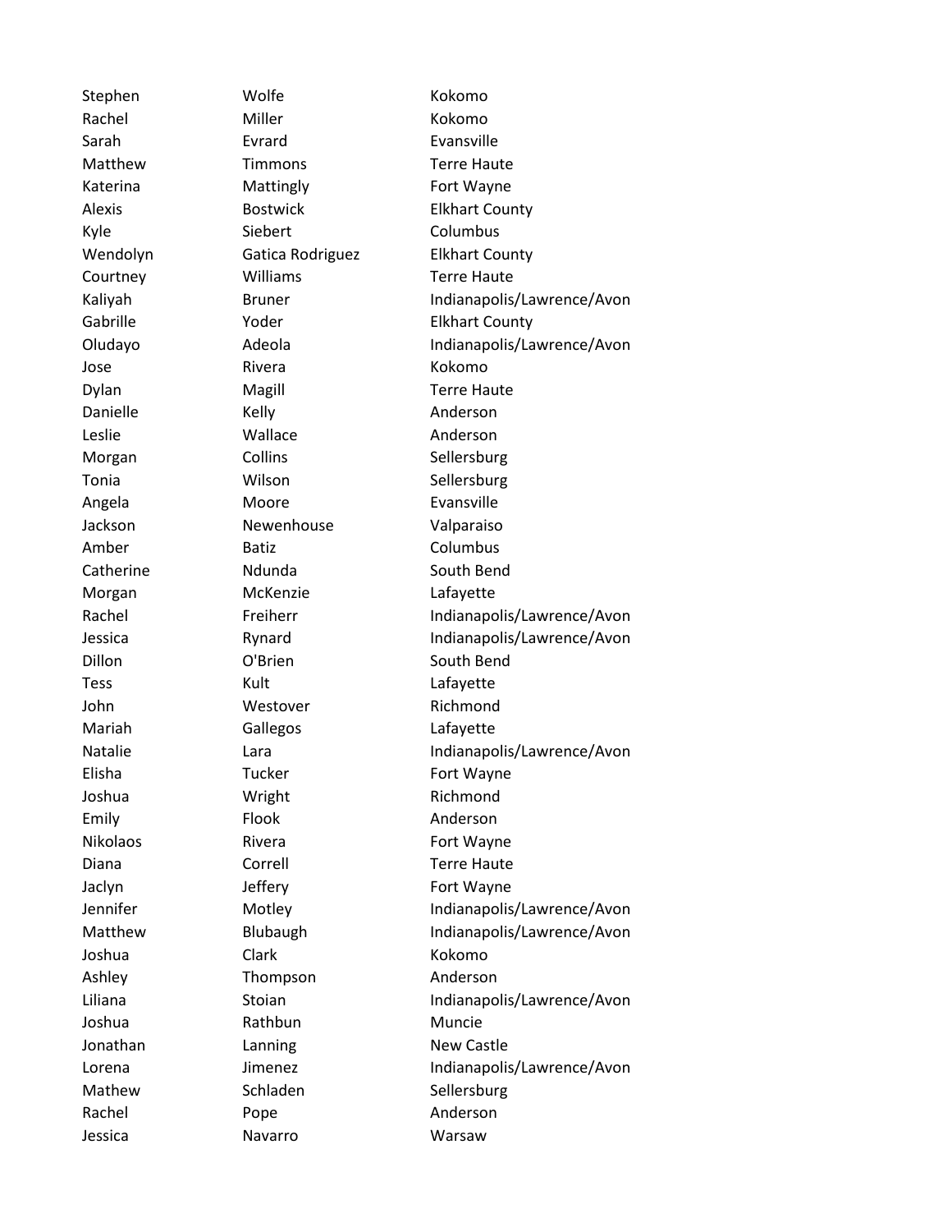| | | |
|---|---|---|
| Stephen | Wolfe | Kokomo |
| Rachel | Miller | Kokomo |
| Sarah | Evrard | Evansville |
| Matthew | Timmons | Terre Haute |
| Katerina | Mattingly | Fort Wayne |
| Alexis | Bostwick | Elkhart County |
| Kyle | Siebert | Columbus |
| Wendolyn | Gatica Rodriguez | Elkhart County |
| Courtney | Williams | Terre Haute |
| Kaliyah | Bruner | Indianapolis/Lawrence/Avon |
| Gabrille | Yoder | Elkhart County |
| Oludayo | Adeola | Indianapolis/Lawrence/Avon |
| Jose | Rivera | Kokomo |
| Dylan | Magill | Terre Haute |
| Danielle | Kelly | Anderson |
| Leslie | Wallace | Anderson |
| Morgan | Collins | Sellersburg |
| Tonia | Wilson | Sellersburg |
| Angela | Moore | Evansville |
| Jackson | Newenhouse | Valparaiso |
| Amber | Batiz | Columbus |
| Catherine | Ndunda | South Bend |
| Morgan | McKenzie | Lafayette |
| Rachel | Freiherr | Indianapolis/Lawrence/Avon |
| Jessica | Rynard | Indianapolis/Lawrence/Avon |
| Dillon | O'Brien | South Bend |
| Tess | Kult | Lafayette |
| John | Westover | Richmond |
| Mariah | Gallegos | Lafayette |
| Natalie | Lara | Indianapolis/Lawrence/Avon |
| Elisha | Tucker | Fort Wayne |
| Joshua | Wright | Richmond |
| Emily | Flook | Anderson |
| Nikolaos | Rivera | Fort Wayne |
| Diana | Correll | Terre Haute |
| Jaclyn | Jeffery | Fort Wayne |
| Jennifer | Motley | Indianapolis/Lawrence/Avon |
| Matthew | Blubaugh | Indianapolis/Lawrence/Avon |
| Joshua | Clark | Kokomo |
| Ashley | Thompson | Anderson |
| Liliana | Stoian | Indianapolis/Lawrence/Avon |
| Joshua | Rathbun | Muncie |
| Jonathan | Lanning | New Castle |
| Lorena | Jimenez | Indianapolis/Lawrence/Avon |
| Mathew | Schladen | Sellersburg |
| Rachel | Pope | Anderson |
| Jessica | Navarro | Warsaw |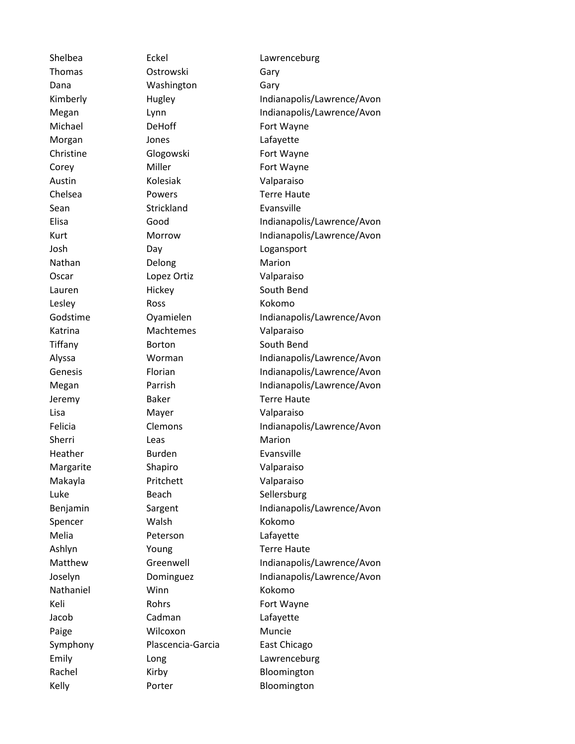| | | |
|---|---|---|
| Shelbea | Eckel | Lawrenceburg |
| Thomas | Ostrowski | Gary |
| Dana | Washington | Gary |
| Kimberly | Hugley | Indianapolis/Lawrence/Avon |
| Megan | Lynn | Indianapolis/Lawrence/Avon |
| Michael | DeHoff | Fort Wayne |
| Morgan | Jones | Lafayette |
| Christine | Glogowski | Fort Wayne |
| Corey | Miller | Fort Wayne |
| Austin | Kolesiak | Valparaiso |
| Chelsea | Powers | Terre Haute |
| Sean | Strickland | Evansville |
| Elisa | Good | Indianapolis/Lawrence/Avon |
| Kurt | Morrow | Indianapolis/Lawrence/Avon |
| Josh | Day | Logansport |
| Nathan | Delong | Marion |
| Oscar | Lopez Ortiz | Valparaiso |
| Lauren | Hickey | South Bend |
| Lesley | Ross | Kokomo |
| Godstime | Oyamielen | Indianapolis/Lawrence/Avon |
| Katrina | Machtemes | Valparaiso |
| Tiffany | Borton | South Bend |
| Alyssa | Worman | Indianapolis/Lawrence/Avon |
| Genesis | Florian | Indianapolis/Lawrence/Avon |
| Megan | Parrish | Indianapolis/Lawrence/Avon |
| Jeremy | Baker | Terre Haute |
| Lisa | Mayer | Valparaiso |
| Felicia | Clemons | Indianapolis/Lawrence/Avon |
| Sherri | Leas | Marion |
| Heather | Burden | Evansville |
| Margarite | Shapiro | Valparaiso |
| Makayla | Pritchett | Valparaiso |
| Luke | Beach | Sellersburg |
| Benjamin | Sargent | Indianapolis/Lawrence/Avon |
| Spencer | Walsh | Kokomo |
| Melia | Peterson | Lafayette |
| Ashlyn | Young | Terre Haute |
| Matthew | Greenwell | Indianapolis/Lawrence/Avon |
| Joselyn | Dominguez | Indianapolis/Lawrence/Avon |
| Nathaniel | Winn | Kokomo |
| Keli | Rohrs | Fort Wayne |
| Jacob | Cadman | Lafayette |
| Paige | Wilcoxon | Muncie |
| Symphony | Plascencia-Garcia | East Chicago |
| Emily | Long | Lawrenceburg |
| Rachel | Kirby | Bloomington |
| Kelly | Porter | Bloomington |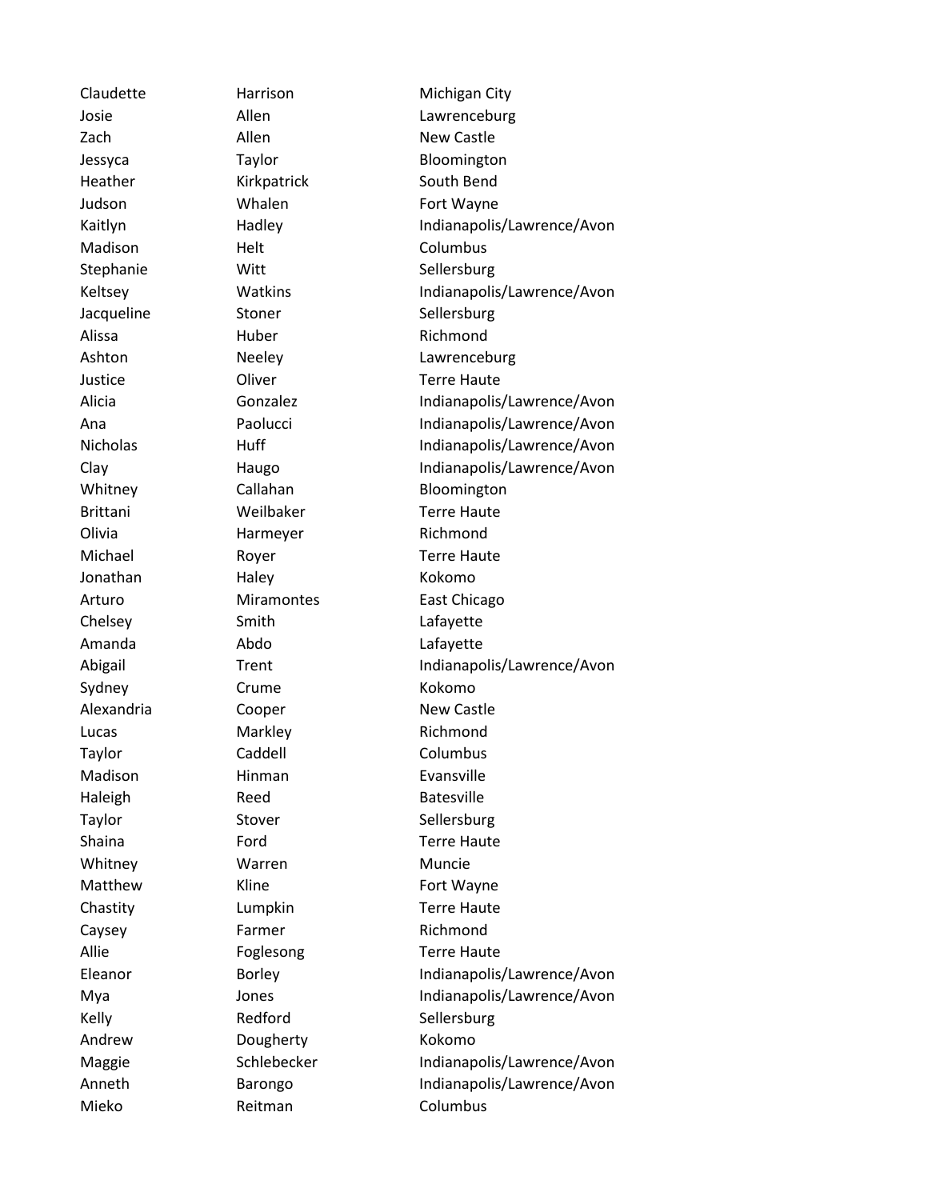| | | |
|---|---|---|
| Claudette | Harrison | Michigan City |
| Josie | Allen | Lawrenceburg |
| Zach | Allen | New Castle |
| Jessyca | Taylor | Bloomington |
| Heather | Kirkpatrick | South Bend |
| Judson | Whalen | Fort Wayne |
| Kaitlyn | Hadley | Indianapolis/Lawrence/Avon |
| Madison | Helt | Columbus |
| Stephanie | Witt | Sellersburg |
| Keltsey | Watkins | Indianapolis/Lawrence/Avon |
| Jacqueline | Stoner | Sellersburg |
| Alissa | Huber | Richmond |
| Ashton | Neeley | Lawrenceburg |
| Justice | Oliver | Terre Haute |
| Alicia | Gonzalez | Indianapolis/Lawrence/Avon |
| Ana | Paolucci | Indianapolis/Lawrence/Avon |
| Nicholas | Huff | Indianapolis/Lawrence/Avon |
| Clay | Haugo | Indianapolis/Lawrence/Avon |
| Whitney | Callahan | Bloomington |
| Brittani | Weilbaker | Terre Haute |
| Olivia | Harmeyer | Richmond |
| Michael | Royer | Terre Haute |
| Jonathan | Haley | Kokomo |
| Arturo | Miramontes | East Chicago |
| Chelsey | Smith | Lafayette |
| Amanda | Abdo | Lafayette |
| Abigail | Trent | Indianapolis/Lawrence/Avon |
| Sydney | Crume | Kokomo |
| Alexandria | Cooper | New Castle |
| Lucas | Markley | Richmond |
| Taylor | Caddell | Columbus |
| Madison | Hinman | Evansville |
| Haleigh | Reed | Batesville |
| Taylor | Stover | Sellersburg |
| Shaina | Ford | Terre Haute |
| Whitney | Warren | Muncie |
| Matthew | Kline | Fort Wayne |
| Chastity | Lumpkin | Terre Haute |
| Caysey | Farmer | Richmond |
| Allie | Foglesong | Terre Haute |
| Eleanor | Borley | Indianapolis/Lawrence/Avon |
| Mya | Jones | Indianapolis/Lawrence/Avon |
| Kelly | Redford | Sellersburg |
| Andrew | Dougherty | Kokomo |
| Maggie | Schlebecker | Indianapolis/Lawrence/Avon |
| Anneth | Barongo | Indianapolis/Lawrence/Avon |
| Mieko | Reitman | Columbus |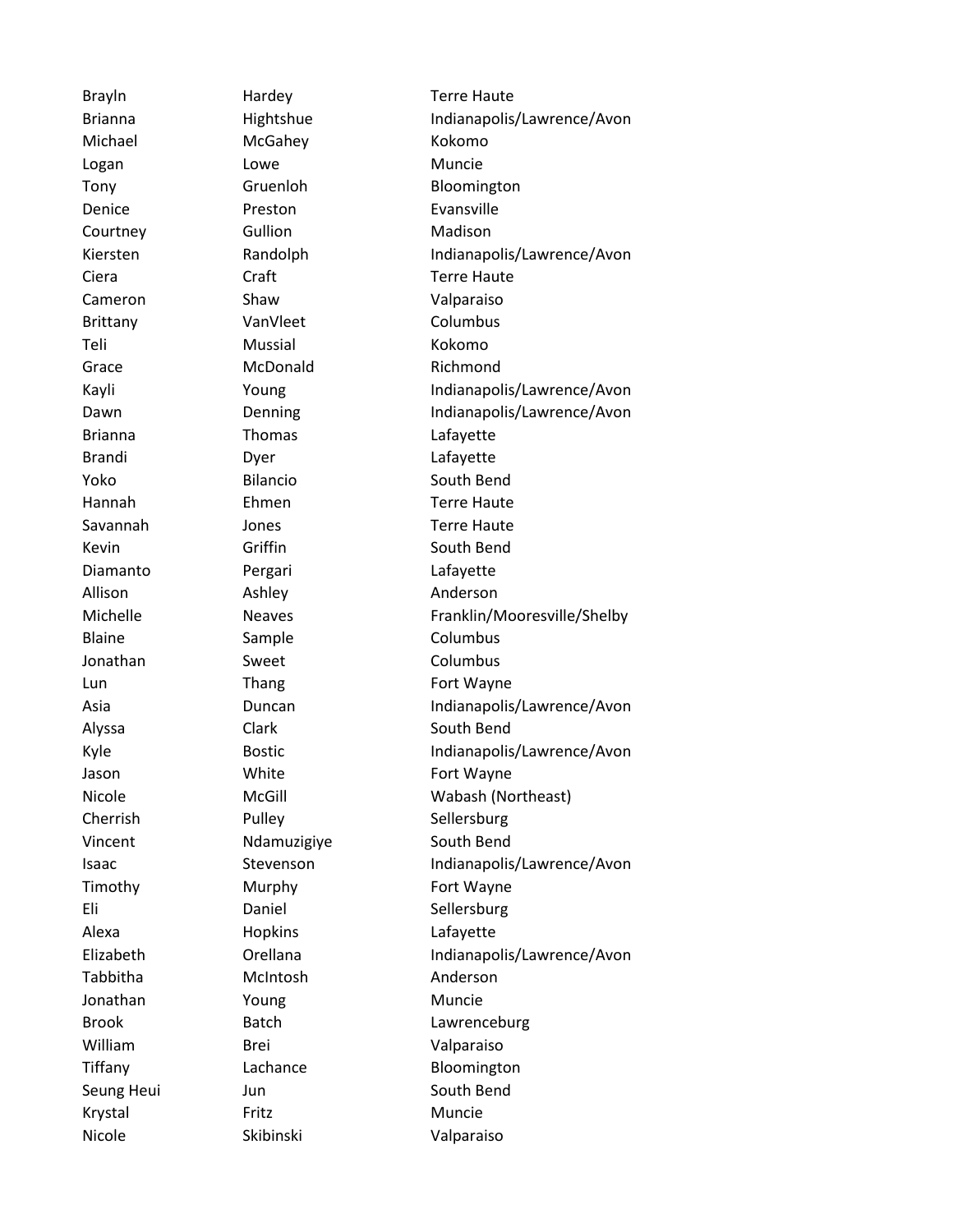| | | |
|---|---|---|
| Brayln | Hardey | Terre Haute |
| Brianna | Hightshue | Indianapolis/Lawrence/Avon |
| Michael | McGahey | Kokomo |
| Logan | Lowe | Muncie |
| Tony | Gruenloh | Bloomington |
| Denice | Preston | Evansville |
| Courtney | Gullion | Madison |
| Kiersten | Randolph | Indianapolis/Lawrence/Avon |
| Ciera | Craft | Terre Haute |
| Cameron | Shaw | Valparaiso |
| Brittany | VanVleet | Columbus |
| Teli | Mussial | Kokomo |
| Grace | McDonald | Richmond |
| Kayli | Young | Indianapolis/Lawrence/Avon |
| Dawn | Denning | Indianapolis/Lawrence/Avon |
| Brianna | Thomas | Lafayette |
| Brandi | Dyer | Lafayette |
| Yoko | Bilancio | South Bend |
| Hannah | Ehmen | Terre Haute |
| Savannah | Jones | Terre Haute |
| Kevin | Griffin | South Bend |
| Diamanto | Pergari | Lafayette |
| Allison | Ashley | Anderson |
| Michelle | Neaves | Franklin/Mooresville/Shelby |
| Blaine | Sample | Columbus |
| Jonathan | Sweet | Columbus |
| Lun | Thang | Fort Wayne |
| Asia | Duncan | Indianapolis/Lawrence/Avon |
| Alyssa | Clark | South Bend |
| Kyle | Bostic | Indianapolis/Lawrence/Avon |
| Jason | White | Fort Wayne |
| Nicole | McGill | Wabash (Northeast) |
| Cherrish | Pulley | Sellersburg |
| Vincent | Ndamuzigiye | South Bend |
| Isaac | Stevenson | Indianapolis/Lawrence/Avon |
| Timothy | Murphy | Fort Wayne |
| Eli | Daniel | Sellersburg |
| Alexa | Hopkins | Lafayette |
| Elizabeth | Orellana | Indianapolis/Lawrence/Avon |
| Tabbitha | McIntosh | Anderson |
| Jonathan | Young | Muncie |
| Brook | Batch | Lawrenceburg |
| William | Brei | Valparaiso |
| Tiffany | Lachance | Bloomington |
| Seung Heui | Jun | South Bend |
| Krystal | Fritz | Muncie |
| Nicole | Skibinski | Valparaiso |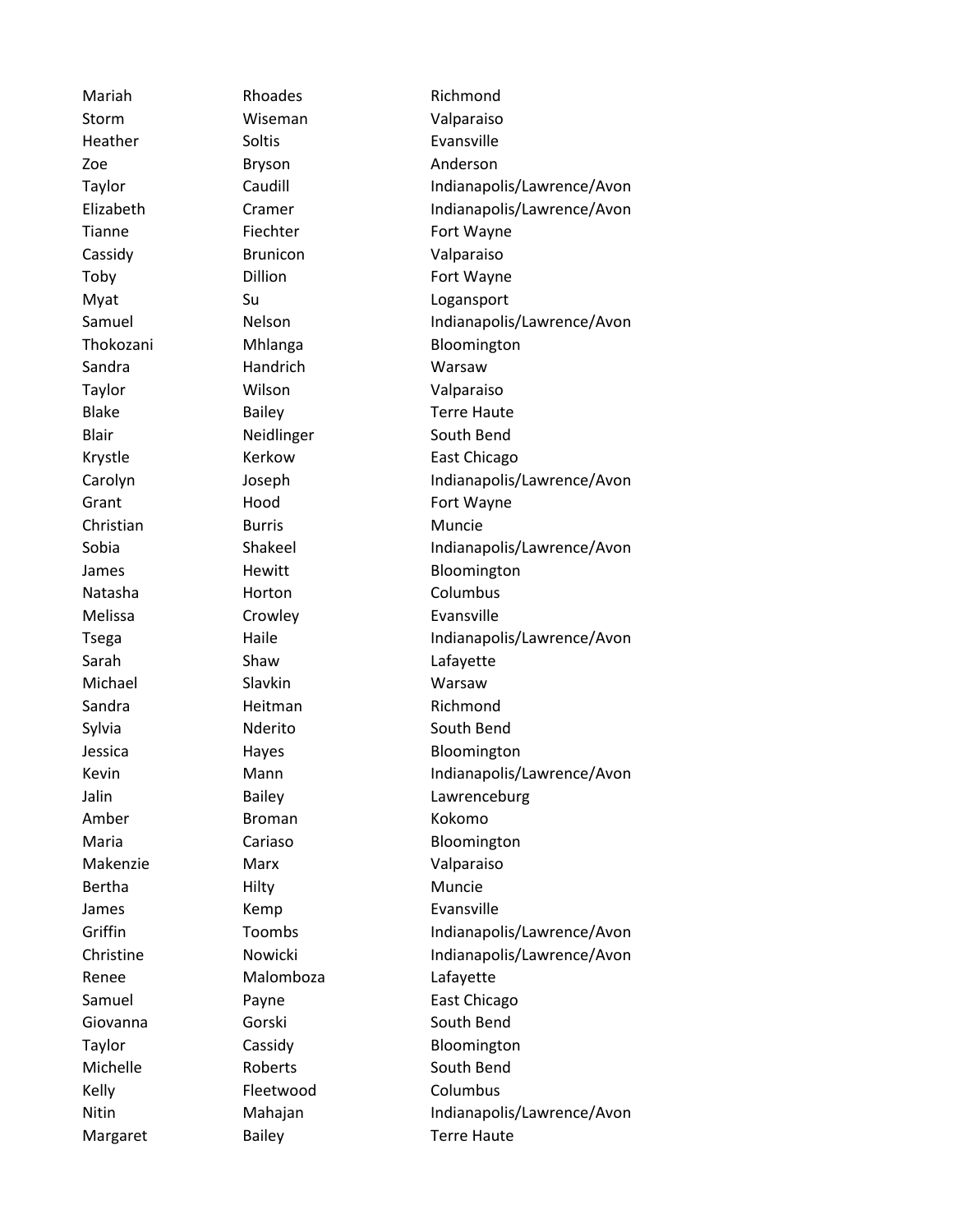| | | |
|---|---|---|
| Mariah | Rhoades | Richmond |
| Storm | Wiseman | Valparaiso |
| Heather | Soltis | Evansville |
| Zoe | Bryson | Anderson |
| Taylor | Caudill | Indianapolis/Lawrence/Avon |
| Elizabeth | Cramer | Indianapolis/Lawrence/Avon |
| Tianne | Fiechter | Fort Wayne |
| Cassidy | Brunicon | Valparaiso |
| Toby | Dillion | Fort Wayne |
| Myat | Su | Logansport |
| Samuel | Nelson | Indianapolis/Lawrence/Avon |
| Thokozani | Mhlanga | Bloomington |
| Sandra | Handrich | Warsaw |
| Taylor | Wilson | Valparaiso |
| Blake | Bailey | Terre Haute |
| Blair | Neidlinger | South Bend |
| Krystle | Kerkow | East Chicago |
| Carolyn | Joseph | Indianapolis/Lawrence/Avon |
| Grant | Hood | Fort Wayne |
| Christian | Burris | Muncie |
| Sobia | Shakeel | Indianapolis/Lawrence/Avon |
| James | Hewitt | Bloomington |
| Natasha | Horton | Columbus |
| Melissa | Crowley | Evansville |
| Tsega | Haile | Indianapolis/Lawrence/Avon |
| Sarah | Shaw | Lafayette |
| Michael | Slavkin | Warsaw |
| Sandra | Heitman | Richmond |
| Sylvia | Nderito | South Bend |
| Jessica | Hayes | Bloomington |
| Kevin | Mann | Indianapolis/Lawrence/Avon |
| Jalin | Bailey | Lawrenceburg |
| Amber | Broman | Kokomo |
| Maria | Cariaso | Bloomington |
| Makenzie | Marx | Valparaiso |
| Bertha | Hilty | Muncie |
| James | Kemp | Evansville |
| Griffin | Toombs | Indianapolis/Lawrence/Avon |
| Christine | Nowicki | Indianapolis/Lawrence/Avon |
| Renee | Malomboza | Lafayette |
| Samuel | Payne | East Chicago |
| Giovanna | Gorski | South Bend |
| Taylor | Cassidy | Bloomington |
| Michelle | Roberts | South Bend |
| Kelly | Fleetwood | Columbus |
| Nitin | Mahajan | Indianapolis/Lawrence/Avon |
| Margaret | Bailey | Terre Haute |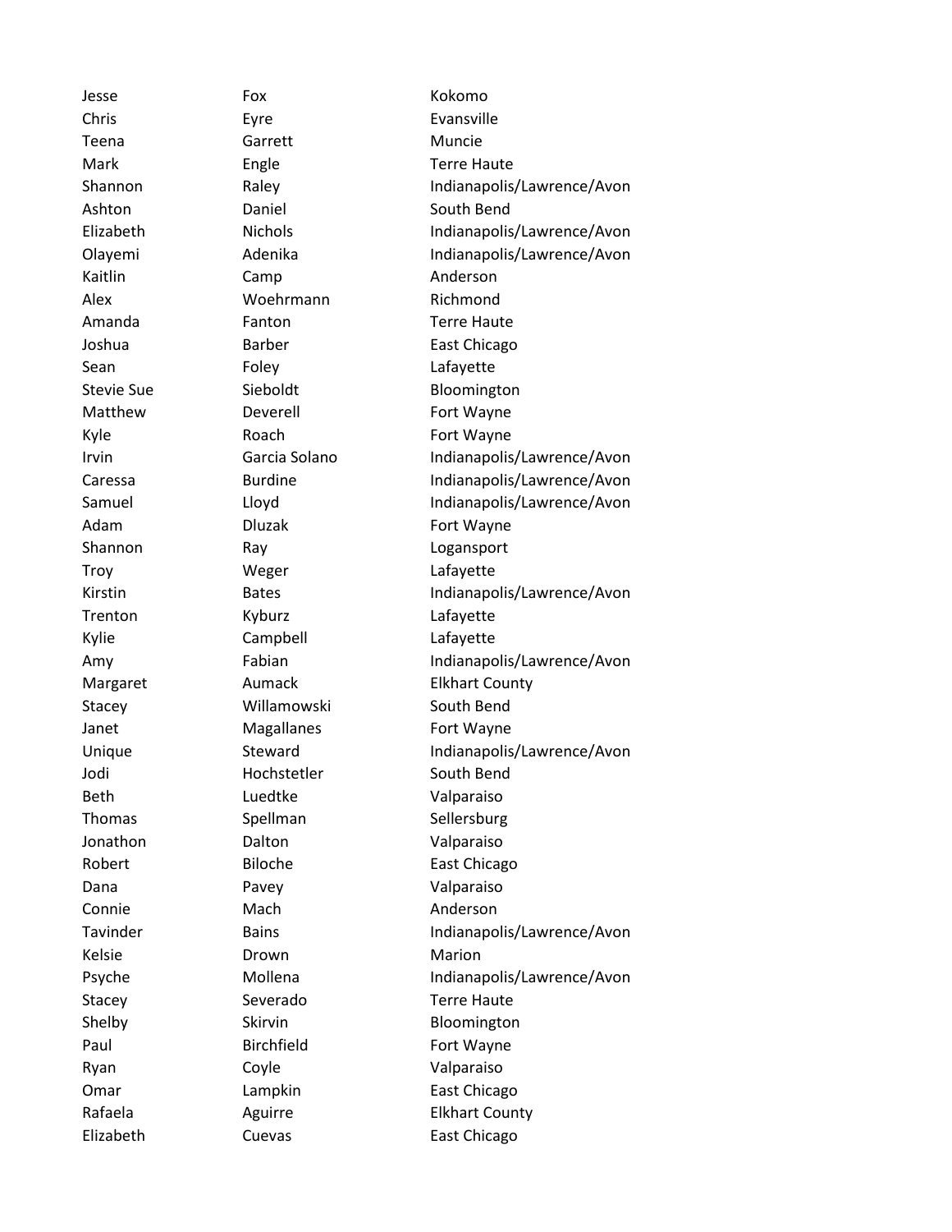| | | |
|---|---|---|
| Jesse | Fox | Kokomo |
| Chris | Eyre | Evansville |
| Teena | Garrett | Muncie |
| Mark | Engle | Terre Haute |
| Shannon | Raley | Indianapolis/Lawrence/Avon |
| Ashton | Daniel | South Bend |
| Elizabeth | Nichols | Indianapolis/Lawrence/Avon |
| Olayemi | Adenika | Indianapolis/Lawrence/Avon |
| Kaitlin | Camp | Anderson |
| Alex | Woehrmann | Richmond |
| Amanda | Fanton | Terre Haute |
| Joshua | Barber | East Chicago |
| Sean | Foley | Lafayette |
| Stevie Sue | Sieboldt | Bloomington |
| Matthew | Deverell | Fort Wayne |
| Kyle | Roach | Fort Wayne |
| Irvin | Garcia Solano | Indianapolis/Lawrence/Avon |
| Caressa | Burdine | Indianapolis/Lawrence/Avon |
| Samuel | Lloyd | Indianapolis/Lawrence/Avon |
| Adam | Dluzak | Fort Wayne |
| Shannon | Ray | Logansport |
| Troy | Weger | Lafayette |
| Kirstin | Bates | Indianapolis/Lawrence/Avon |
| Trenton | Kyburz | Lafayette |
| Kylie | Campbell | Lafayette |
| Amy | Fabian | Indianapolis/Lawrence/Avon |
| Margaret | Aumack | Elkhart County |
| Stacey | Willamowski | South Bend |
| Janet | Magallanes | Fort Wayne |
| Unique | Steward | Indianapolis/Lawrence/Avon |
| Jodi | Hochstetler | South Bend |
| Beth | Luedtke | Valparaiso |
| Thomas | Spellman | Sellersburg |
| Jonathon | Dalton | Valparaiso |
| Robert | Biloche | East Chicago |
| Dana | Pavey | Valparaiso |
| Connie | Mach | Anderson |
| Tavinder | Bains | Indianapolis/Lawrence/Avon |
| Kelsie | Drown | Marion |
| Psyche | Mollena | Indianapolis/Lawrence/Avon |
| Stacey | Severado | Terre Haute |
| Shelby | Skirvin | Bloomington |
| Paul | Birchfield | Fort Wayne |
| Ryan | Coyle | Valparaiso |
| Omar | Lampkin | East Chicago |
| Rafaela | Aguirre | Elkhart County |
| Elizabeth | Cuevas | East Chicago |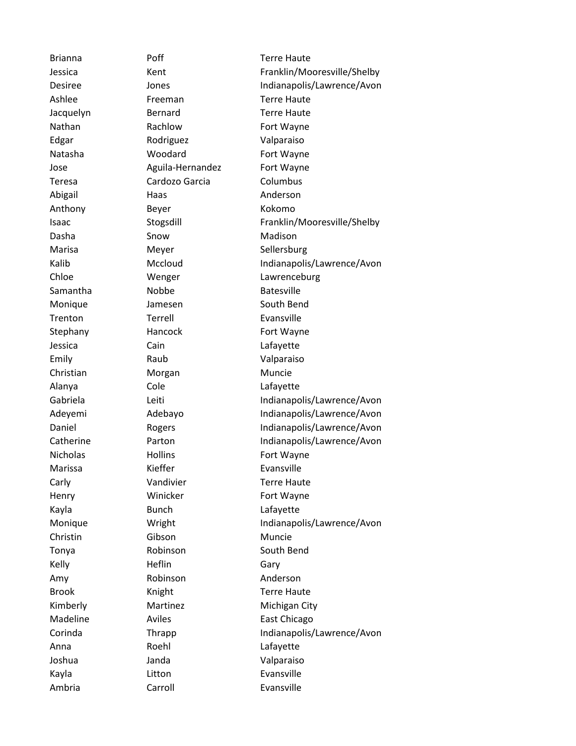| | | |
|---|---|---|
| Brianna | Poff | Terre Haute |
| Jessica | Kent | Franklin/Mooresville/Shelby |
| Desiree | Jones | Indianapolis/Lawrence/Avon |
| Ashlee | Freeman | Terre Haute |
| Jacquelyn | Bernard | Terre Haute |
| Nathan | Rachlow | Fort Wayne |
| Edgar | Rodriguez | Valparaiso |
| Natasha | Woodard | Fort Wayne |
| Jose | Aguila-Hernandez | Fort Wayne |
| Teresa | Cardozo Garcia | Columbus |
| Abigail | Haas | Anderson |
| Anthony | Beyer | Kokomo |
| Isaac | Stogsdill | Franklin/Mooresville/Shelby |
| Dasha | Snow | Madison |
| Marisa | Meyer | Sellersburg |
| Kalib | Mccloud | Indianapolis/Lawrence/Avon |
| Chloe | Wenger | Lawrenceburg |
| Samantha | Nobbe | Batesville |
| Monique | Jamesen | South Bend |
| Trenton | Terrell | Evansville |
| Stephany | Hancock | Fort Wayne |
| Jessica | Cain | Lafayette |
| Emily | Raub | Valparaiso |
| Christian | Morgan | Muncie |
| Alanya | Cole | Lafayette |
| Gabriela | Leiti | Indianapolis/Lawrence/Avon |
| Adeyemi | Adebayo | Indianapolis/Lawrence/Avon |
| Daniel | Rogers | Indianapolis/Lawrence/Avon |
| Catherine | Parton | Indianapolis/Lawrence/Avon |
| Nicholas | Hollins | Fort Wayne |
| Marissa | Kieffer | Evansville |
| Carly | Vandivier | Terre Haute |
| Henry | Winicker | Fort Wayne |
| Kayla | Bunch | Lafayette |
| Monique | Wright | Indianapolis/Lawrence/Avon |
| Christin | Gibson | Muncie |
| Tonya | Robinson | South Bend |
| Kelly | Heflin | Gary |
| Amy | Robinson | Anderson |
| Brook | Knight | Terre Haute |
| Kimberly | Martinez | Michigan City |
| Madeline | Aviles | East Chicago |
| Corinda | Thrapp | Indianapolis/Lawrence/Avon |
| Anna | Roehl | Lafayette |
| Joshua | Janda | Valparaiso |
| Kayla | Litton | Evansville |
| Ambria | Carroll | Evansville |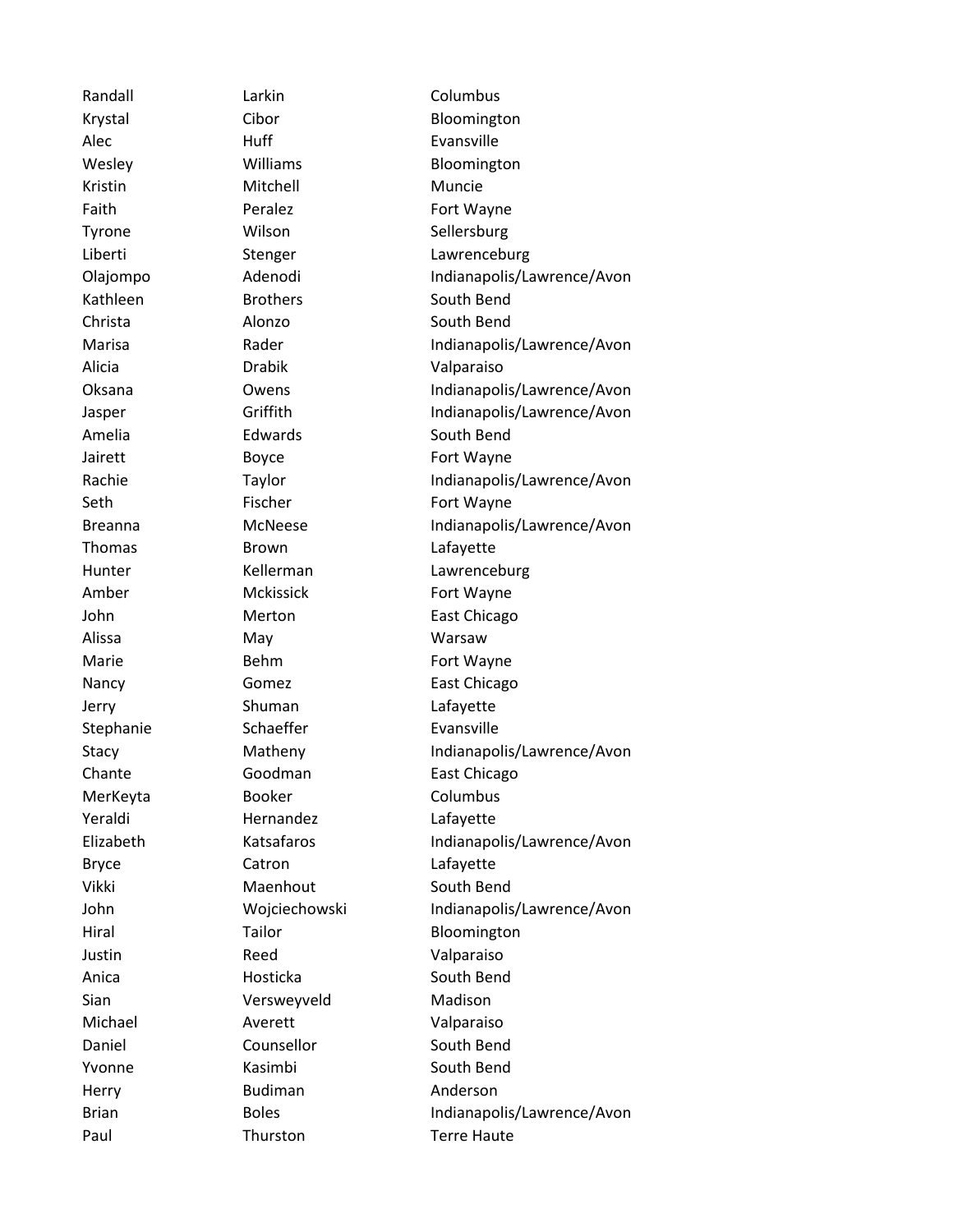| | | |
|---|---|---|
| Randall | Larkin | Columbus |
| Krystal | Cibor | Bloomington |
| Alec | Huff | Evansville |
| Wesley | Williams | Bloomington |
| Kristin | Mitchell | Muncie |
| Faith | Peralez | Fort Wayne |
| Tyrone | Wilson | Sellersburg |
| Liberti | Stenger | Lawrenceburg |
| Olajompo | Adenodi | Indianapolis/Lawrence/Avon |
| Kathleen | Brothers | South Bend |
| Christa | Alonzo | South Bend |
| Marisa | Rader | Indianapolis/Lawrence/Avon |
| Alicia | Drabik | Valparaiso |
| Oksana | Owens | Indianapolis/Lawrence/Avon |
| Jasper | Griffith | Indianapolis/Lawrence/Avon |
| Amelia | Edwards | South Bend |
| Jairett | Boyce | Fort Wayne |
| Rachie | Taylor | Indianapolis/Lawrence/Avon |
| Seth | Fischer | Fort Wayne |
| Breanna | McNeese | Indianapolis/Lawrence/Avon |
| Thomas | Brown | Lafayette |
| Hunter | Kellerman | Lawrenceburg |
| Amber | Mckissick | Fort Wayne |
| John | Merton | East Chicago |
| Alissa | May | Warsaw |
| Marie | Behm | Fort Wayne |
| Nancy | Gomez | East Chicago |
| Jerry | Shuman | Lafayette |
| Stephanie | Schaeffer | Evansville |
| Stacy | Matheny | Indianapolis/Lawrence/Avon |
| Chante | Goodman | East Chicago |
| MerKeyta | Booker | Columbus |
| Yeraldi | Hernandez | Lafayette |
| Elizabeth | Katsafaros | Indianapolis/Lawrence/Avon |
| Bryce | Catron | Lafayette |
| Vikki | Maenhout | South Bend |
| John | Wojciechowski | Indianapolis/Lawrence/Avon |
| Hiral | Tailor | Bloomington |
| Justin | Reed | Valparaiso |
| Anica | Hosticka | South Bend |
| Sian | Versweyveld | Madison |
| Michael | Averett | Valparaiso |
| Daniel | Counsellor | South Bend |
| Yvonne | Kasimbi | South Bend |
| Herry | Budiman | Anderson |
| Brian | Boles | Indianapolis/Lawrence/Avon |
| Paul | Thurston | Terre Haute |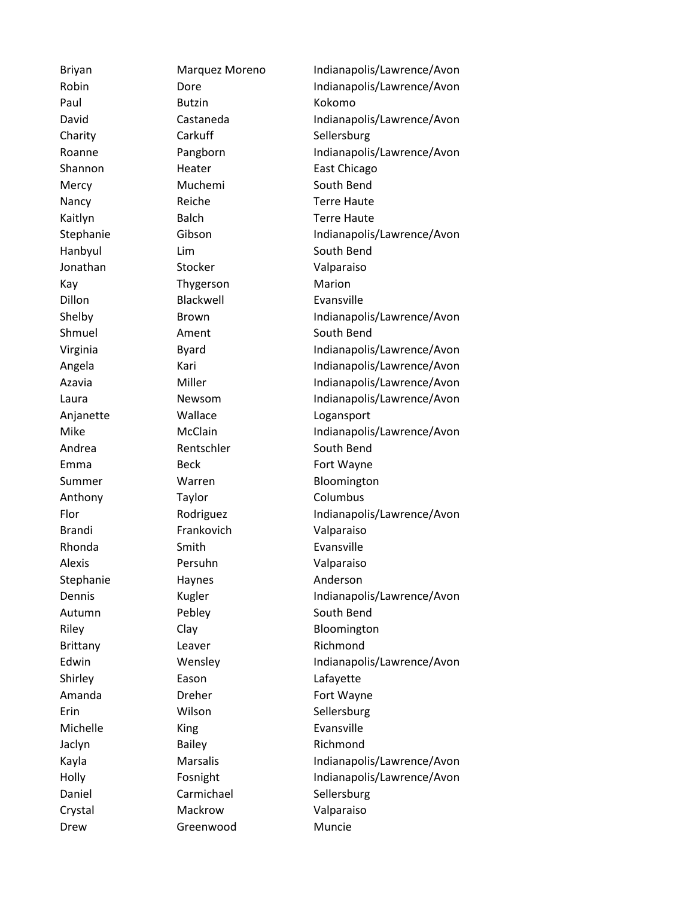| | | |
|---|---|---|
| Briyan | Marquez Moreno | Indianapolis/Lawrence/Avon |
| Robin | Dore | Indianapolis/Lawrence/Avon |
| Paul | Butzin | Kokomo |
| David | Castaneda | Indianapolis/Lawrence/Avon |
| Charity | Carkuff | Sellersburg |
| Roanne | Pangborn | Indianapolis/Lawrence/Avon |
| Shannon | Heater | East Chicago |
| Mercy | Muchemi | South Bend |
| Nancy | Reiche | Terre Haute |
| Kaitlyn | Balch | Terre Haute |
| Stephanie | Gibson | Indianapolis/Lawrence/Avon |
| Hanbyul | Lim | South Bend |
| Jonathan | Stocker | Valparaiso |
| Kay | Thygerson | Marion |
| Dillon | Blackwell | Evansville |
| Shelby | Brown | Indianapolis/Lawrence/Avon |
| Shmuel | Ament | South Bend |
| Virginia | Byard | Indianapolis/Lawrence/Avon |
| Angela | Kari | Indianapolis/Lawrence/Avon |
| Azavia | Miller | Indianapolis/Lawrence/Avon |
| Laura | Newsom | Indianapolis/Lawrence/Avon |
| Anjanette | Wallace | Logansport |
| Mike | McClain | Indianapolis/Lawrence/Avon |
| Andrea | Rentschler | South Bend |
| Emma | Beck | Fort Wayne |
| Summer | Warren | Bloomington |
| Anthony | Taylor | Columbus |
| Flor | Rodriguez | Indianapolis/Lawrence/Avon |
| Brandi | Frankovich | Valparaiso |
| Rhonda | Smith | Evansville |
| Alexis | Persuhn | Valparaiso |
| Stephanie | Haynes | Anderson |
| Dennis | Kugler | Indianapolis/Lawrence/Avon |
| Autumn | Pebley | South Bend |
| Riley | Clay | Bloomington |
| Brittany | Leaver | Richmond |
| Edwin | Wensley | Indianapolis/Lawrence/Avon |
| Shirley | Eason | Lafayette |
| Amanda | Dreher | Fort Wayne |
| Erin | Wilson | Sellersburg |
| Michelle | King | Evansville |
| Jaclyn | Bailey | Richmond |
| Kayla | Marsalis | Indianapolis/Lawrence/Avon |
| Holly | Fosnight | Indianapolis/Lawrence/Avon |
| Daniel | Carmichael | Sellersburg |
| Crystal | Mackrow | Valparaiso |
| Drew | Greenwood | Muncie |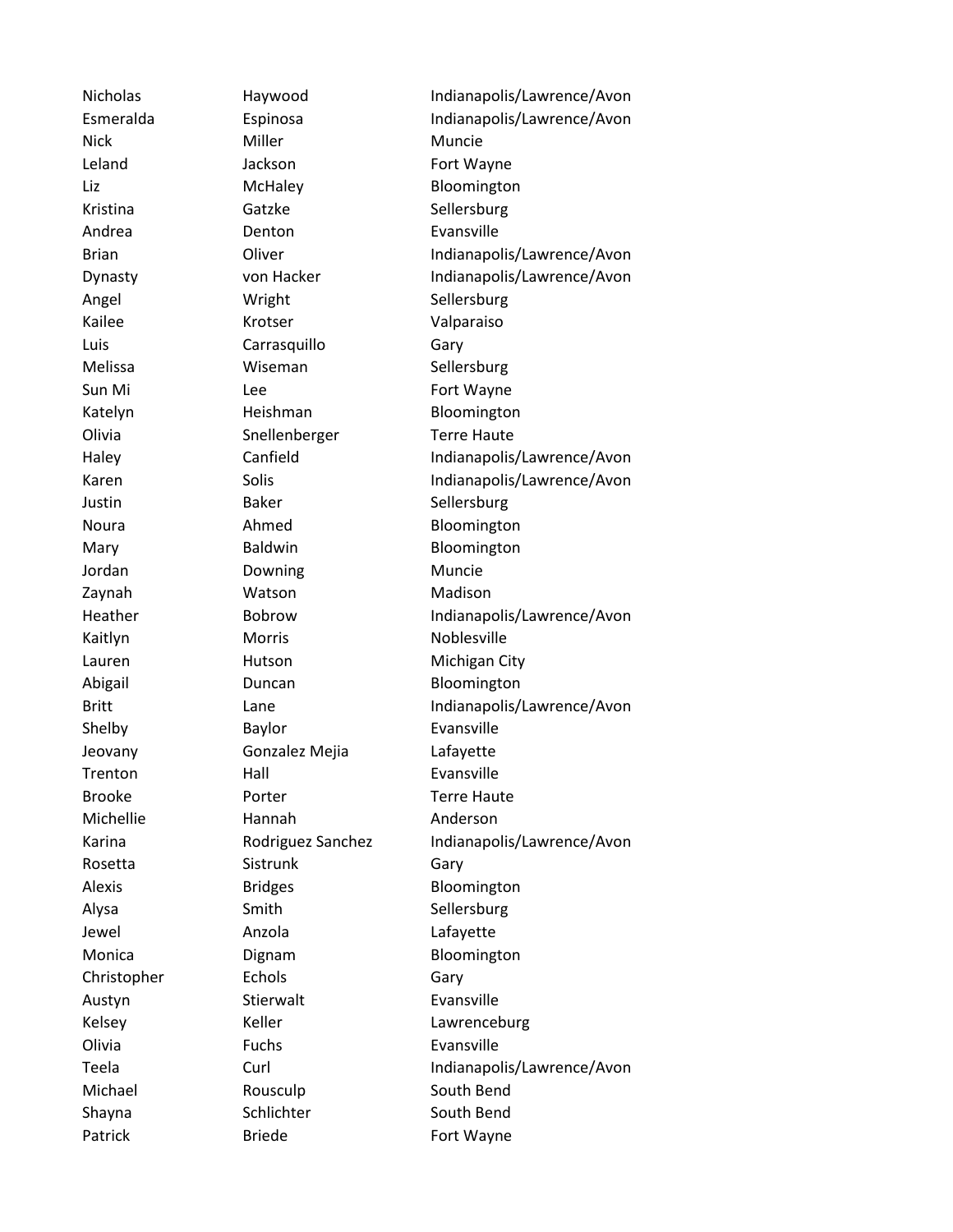| | | |
|---|---|---|
| Nicholas | Haywood | Indianapolis/Lawrence/Avon |
| Esmeralda | Espinosa | Indianapolis/Lawrence/Avon |
| Nick | Miller | Muncie |
| Leland | Jackson | Fort Wayne |
| Liz | McHaley | Bloomington |
| Kristina | Gatzke | Sellersburg |
| Andrea | Denton | Evansville |
| Brian | Oliver | Indianapolis/Lawrence/Avon |
| Dynasty | von Hacker | Indianapolis/Lawrence/Avon |
| Angel | Wright | Sellersburg |
| Kailee | Krotser | Valparaiso |
| Luis | Carrasquillo | Gary |
| Melissa | Wiseman | Sellersburg |
| Sun Mi | Lee | Fort Wayne |
| Katelyn | Heishman | Bloomington |
| Olivia | Snellenberger | Terre Haute |
| Haley | Canfield | Indianapolis/Lawrence/Avon |
| Karen | Solis | Indianapolis/Lawrence/Avon |
| Justin | Baker | Sellersburg |
| Noura | Ahmed | Bloomington |
| Mary | Baldwin | Bloomington |
| Jordan | Downing | Muncie |
| Zaynah | Watson | Madison |
| Heather | Bobrow | Indianapolis/Lawrence/Avon |
| Kaitlyn | Morris | Noblesville |
| Lauren | Hutson | Michigan City |
| Abigail | Duncan | Bloomington |
| Britt | Lane | Indianapolis/Lawrence/Avon |
| Shelby | Baylor | Evansville |
| Jeovany | Gonzalez Mejia | Lafayette |
| Trenton | Hall | Evansville |
| Brooke | Porter | Terre Haute |
| Michellie | Hannah | Anderson |
| Karina | Rodriguez Sanchez | Indianapolis/Lawrence/Avon |
| Rosetta | Sistrunk | Gary |
| Alexis | Bridges | Bloomington |
| Alysa | Smith | Sellersburg |
| Jewel | Anzola | Lafayette |
| Monica | Dignam | Bloomington |
| Christopher | Echols | Gary |
| Austyn | Stierwalt | Evansville |
| Kelsey | Keller | Lawrenceburg |
| Olivia | Fuchs | Evansville |
| Teela | Curl | Indianapolis/Lawrence/Avon |
| Michael | Rousculp | South Bend |
| Shayna | Schlichter | South Bend |
| Patrick | Briede | Fort Wayne |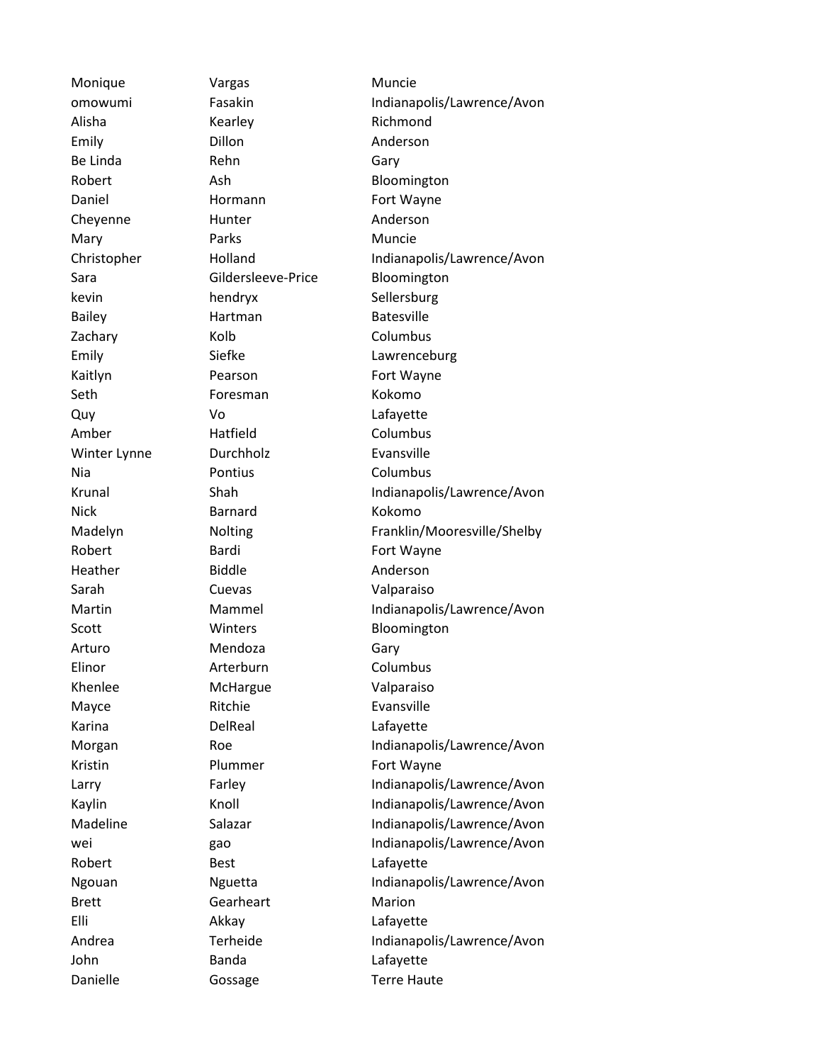| | | |
|---|---|---|
| Monique | Vargas | Muncie |
| omowumi | Fasakin | Indianapolis/Lawrence/Avon |
| Alisha | Kearley | Richmond |
| Emily | Dillon | Anderson |
| Be Linda | Rehn | Gary |
| Robert | Ash | Bloomington |
| Daniel | Hormann | Fort Wayne |
| Cheyenne | Hunter | Anderson |
| Mary | Parks | Muncie |
| Christopher | Holland | Indianapolis/Lawrence/Avon |
| Sara | Gildersleeve-Price | Bloomington |
| kevin | hendryx | Sellersburg |
| Bailey | Hartman | Batesville |
| Zachary | Kolb | Columbus |
| Emily | Siefke | Lawrenceburg |
| Kaitlyn | Pearson | Fort Wayne |
| Seth | Foresman | Kokomo |
| Quy | Vo | Lafayette |
| Amber | Hatfield | Columbus |
| Winter Lynne | Durchholz | Evansville |
| Nia | Pontius | Columbus |
| Krunal | Shah | Indianapolis/Lawrence/Avon |
| Nick | Barnard | Kokomo |
| Madelyn | Nolting | Franklin/Mooresville/Shelby |
| Robert | Bardi | Fort Wayne |
| Heather | Biddle | Anderson |
| Sarah | Cuevas | Valparaiso |
| Martin | Mammel | Indianapolis/Lawrence/Avon |
| Scott | Winters | Bloomington |
| Arturo | Mendoza | Gary |
| Elinor | Arterburn | Columbus |
| Khenlee | McHargue | Valparaiso |
| Mayce | Ritchie | Evansville |
| Karina | DelReal | Lafayette |
| Morgan | Roe | Indianapolis/Lawrence/Avon |
| Kristin | Plummer | Fort Wayne |
| Larry | Farley | Indianapolis/Lawrence/Avon |
| Kaylin | Knoll | Indianapolis/Lawrence/Avon |
| Madeline | Salazar | Indianapolis/Lawrence/Avon |
| wei | gao | Indianapolis/Lawrence/Avon |
| Robert | Best | Lafayette |
| Ngouan | Nguetta | Indianapolis/Lawrence/Avon |
| Brett | Gearheart | Marion |
| Elli | Akkay | Lafayette |
| Andrea | Terheide | Indianapolis/Lawrence/Avon |
| John | Banda | Lafayette |
| Danielle | Gossage | Terre Haute |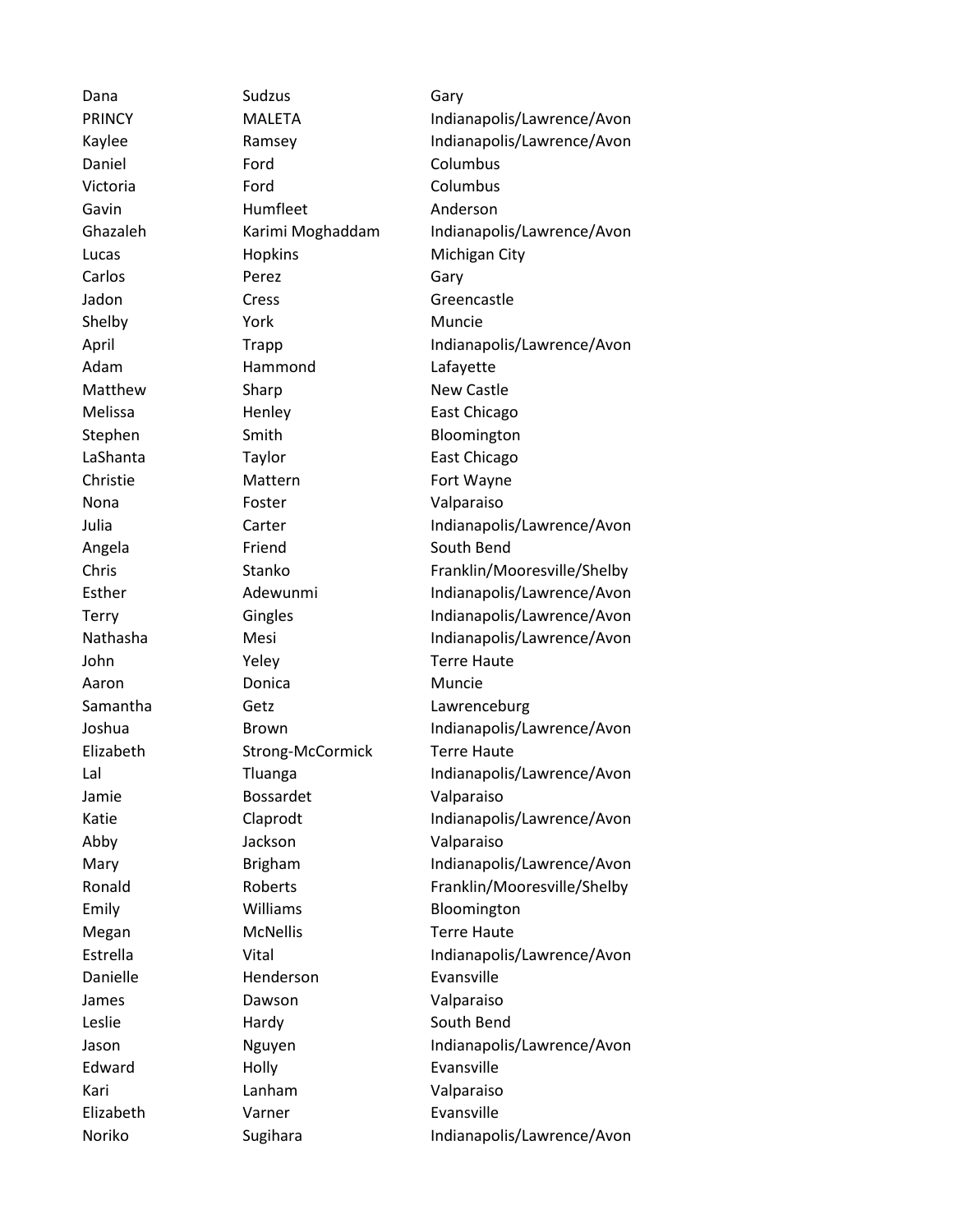| | | |
|---|---|---|
| Dana | Sudzus | Gary |
| PRINCY | MALETA | Indianapolis/Lawrence/Avon |
| Kaylee | Ramsey | Indianapolis/Lawrence/Avon |
| Daniel | Ford | Columbus |
| Victoria | Ford | Columbus |
| Gavin | Humfleet | Anderson |
| Ghazaleh | Karimi Moghaddam | Indianapolis/Lawrence/Avon |
| Lucas | Hopkins | Michigan City |
| Carlos | Perez | Gary |
| Jadon | Cress | Greencastle |
| Shelby | York | Muncie |
| April | Trapp | Indianapolis/Lawrence/Avon |
| Adam | Hammond | Lafayette |
| Matthew | Sharp | New Castle |
| Melissa | Henley | East Chicago |
| Stephen | Smith | Bloomington |
| LaShanta | Taylor | East Chicago |
| Christie | Mattern | Fort Wayne |
| Nona | Foster | Valparaiso |
| Julia | Carter | Indianapolis/Lawrence/Avon |
| Angela | Friend | South Bend |
| Chris | Stanko | Franklin/Mooresville/Shelby |
| Esther | Adewunmi | Indianapolis/Lawrence/Avon |
| Terry | Gingles | Indianapolis/Lawrence/Avon |
| Nathasha | Mesi | Indianapolis/Lawrence/Avon |
| John | Yeley | Terre Haute |
| Aaron | Donica | Muncie |
| Samantha | Getz | Lawrenceburg |
| Joshua | Brown | Indianapolis/Lawrence/Avon |
| Elizabeth | Strong-McCormick | Terre Haute |
| Lal | Tluanga | Indianapolis/Lawrence/Avon |
| Jamie | Bossardet | Valparaiso |
| Katie | Claprodt | Indianapolis/Lawrence/Avon |
| Abby | Jackson | Valparaiso |
| Mary | Brigham | Indianapolis/Lawrence/Avon |
| Ronald | Roberts | Franklin/Mooresville/Shelby |
| Emily | Williams | Bloomington |
| Megan | McNellis | Terre Haute |
| Estrella | Vital | Indianapolis/Lawrence/Avon |
| Danielle | Henderson | Evansville |
| James | Dawson | Valparaiso |
| Leslie | Hardy | South Bend |
| Jason | Nguyen | Indianapolis/Lawrence/Avon |
| Edward | Holly | Evansville |
| Kari | Lanham | Valparaiso |
| Elizabeth | Varner | Evansville |
| Noriko | Sugihara | Indianapolis/Lawrence/Avon |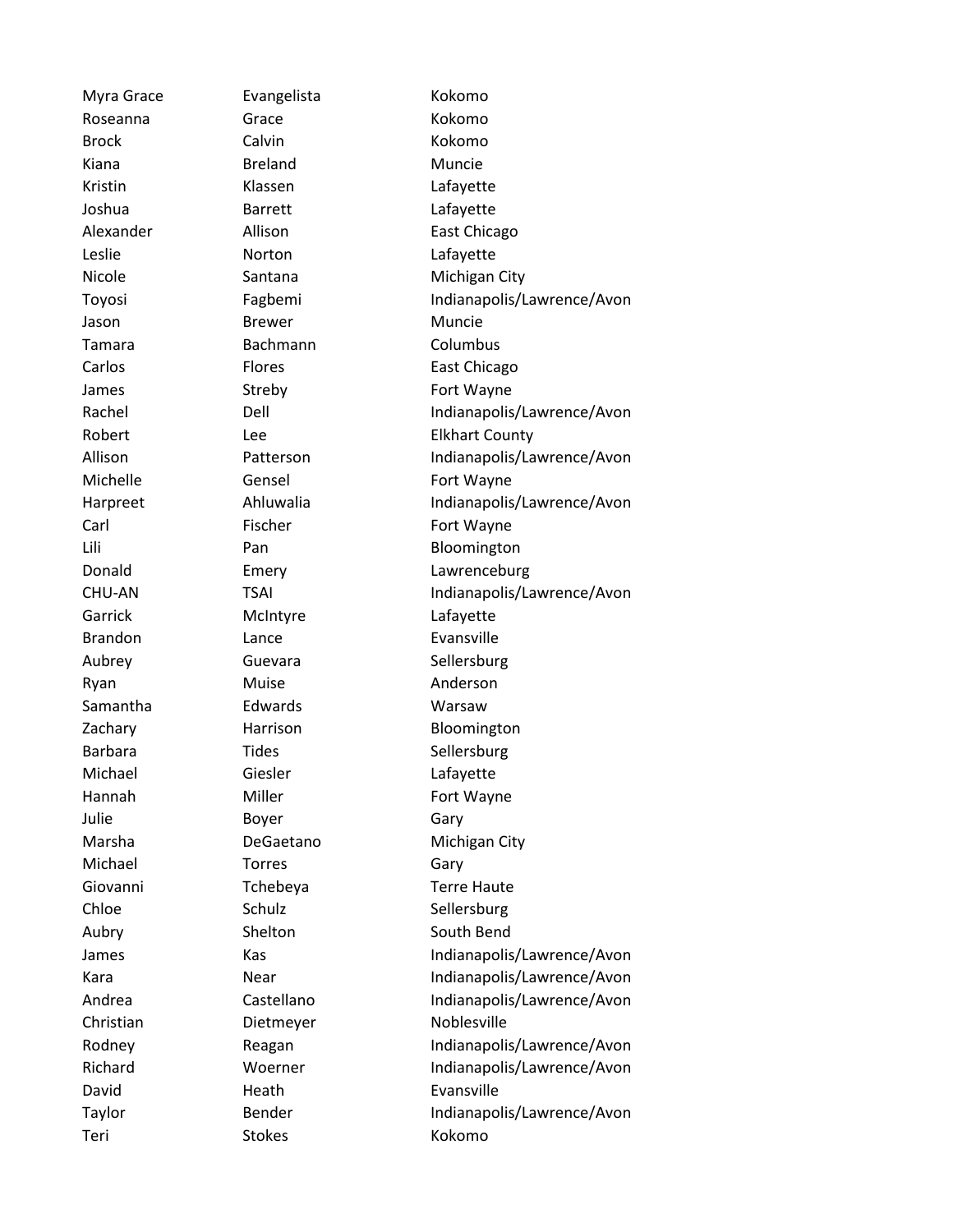| | | |
|---|---|---|
| Myra Grace | Evangelista | Kokomo |
| Roseanna | Grace | Kokomo |
| Brock | Calvin | Kokomo |
| Kiana | Breland | Muncie |
| Kristin | Klassen | Lafayette |
| Joshua | Barrett | Lafayette |
| Alexander | Allison | East Chicago |
| Leslie | Norton | Lafayette |
| Nicole | Santana | Michigan City |
| Toyosi | Fagbemi | Indianapolis/Lawrence/Avon |
| Jason | Brewer | Muncie |
| Tamara | Bachmann | Columbus |
| Carlos | Flores | East Chicago |
| James | Streby | Fort Wayne |
| Rachel | Dell | Indianapolis/Lawrence/Avon |
| Robert | Lee | Elkhart County |
| Allison | Patterson | Indianapolis/Lawrence/Avon |
| Michelle | Gensel | Fort Wayne |
| Harpreet | Ahluwalia | Indianapolis/Lawrence/Avon |
| Carl | Fischer | Fort Wayne |
| Lili | Pan | Bloomington |
| Donald | Emery | Lawrenceburg |
| CHU-AN | TSAI | Indianapolis/Lawrence/Avon |
| Garrick | McIntyre | Lafayette |
| Brandon | Lance | Evansville |
| Aubrey | Guevara | Sellersburg |
| Ryan | Muise | Anderson |
| Samantha | Edwards | Warsaw |
| Zachary | Harrison | Bloomington |
| Barbara | Tides | Sellersburg |
| Michael | Giesler | Lafayette |
| Hannah | Miller | Fort Wayne |
| Julie | Boyer | Gary |
| Marsha | DeGaetano | Michigan City |
| Michael | Torres | Gary |
| Giovanni | Tchebeya | Terre Haute |
| Chloe | Schulz | Sellersburg |
| Aubry | Shelton | South Bend |
| James | Kas | Indianapolis/Lawrence/Avon |
| Kara | Near | Indianapolis/Lawrence/Avon |
| Andrea | Castellano | Indianapolis/Lawrence/Avon |
| Christian | Dietmeyer | Noblesville |
| Rodney | Reagan | Indianapolis/Lawrence/Avon |
| Richard | Woerner | Indianapolis/Lawrence/Avon |
| David | Heath | Evansville |
| Taylor | Bender | Indianapolis/Lawrence/Avon |
| Teri | Stokes | Kokomo |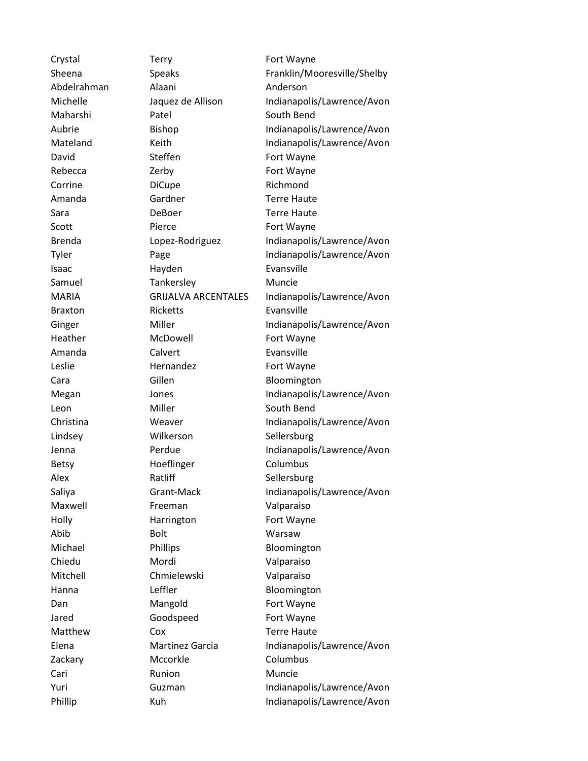| | | |
|---|---|---|
| Crystal | Terry | Fort Wayne |
| Sheena | Speaks | Franklin/Mooresville/Shelby |
| Abdelrahman | Alaani | Anderson |
| Michelle | Jaquez de Allison | Indianapolis/Lawrence/Avon |
| Maharshi | Patel | South Bend |
| Aubrie | Bishop | Indianapolis/Lawrence/Avon |
| Mateland | Keith | Indianapolis/Lawrence/Avon |
| David | Steffen | Fort Wayne |
| Rebecca | Zerby | Fort Wayne |
| Corrine | DiCupe | Richmond |
| Amanda | Gardner | Terre Haute |
| Sara | DeBoer | Terre Haute |
| Scott | Pierce | Fort Wayne |
| Brenda | Lopez-Rodriguez | Indianapolis/Lawrence/Avon |
| Tyler | Page | Indianapolis/Lawrence/Avon |
| Isaac | Hayden | Evansville |
| Samuel | Tankersley | Muncie |
| MARIA | GRIJALVA ARCENTALES | Indianapolis/Lawrence/Avon |
| Braxton | Ricketts | Evansville |
| Ginger | Miller | Indianapolis/Lawrence/Avon |
| Heather | McDowell | Fort Wayne |
| Amanda | Calvert | Evansville |
| Leslie | Hernandez | Fort Wayne |
| Cara | Gillen | Bloomington |
| Megan | Jones | Indianapolis/Lawrence/Avon |
| Leon | Miller | South Bend |
| Christina | Weaver | Indianapolis/Lawrence/Avon |
| Lindsey | Wilkerson | Sellersburg |
| Jenna | Perdue | Indianapolis/Lawrence/Avon |
| Betsy | Hoeflinger | Columbus |
| Alex | Ratliff | Sellersburg |
| Saliya | Grant-Mack | Indianapolis/Lawrence/Avon |
| Maxwell | Freeman | Valparaiso |
| Holly | Harrington | Fort Wayne |
| Abib | Bolt | Warsaw |
| Michael | Phillips | Bloomington |
| Chiedu | Mordi | Valparaiso |
| Mitchell | Chmielewski | Valparaiso |
| Hanna | Leffler | Bloomington |
| Dan | Mangold | Fort Wayne |
| Jared | Goodspeed | Fort Wayne |
| Matthew | Cox | Terre Haute |
| Elena | Martinez Garcia | Indianapolis/Lawrence/Avon |
| Zackary | Mccorkle | Columbus |
| Cari | Runion | Muncie |
| Yuri | Guzman | Indianapolis/Lawrence/Avon |
| Phillip | Kuh | Indianapolis/Lawrence/Avon |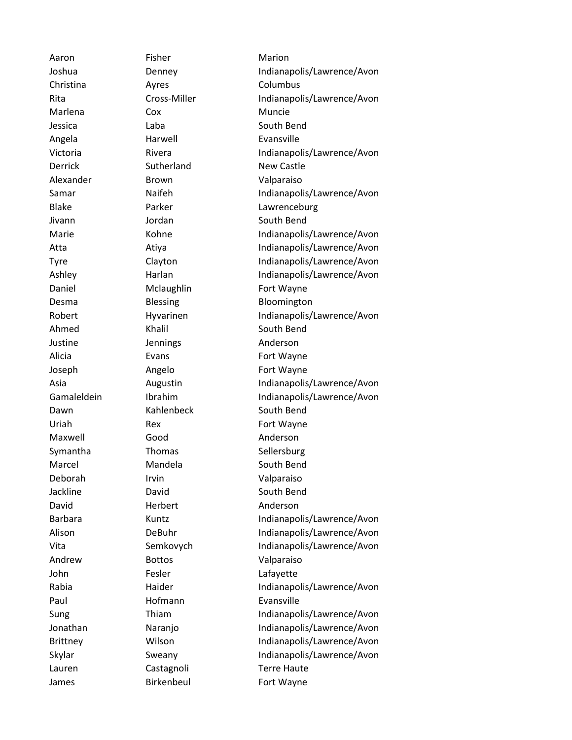| | | |
|---|---|---|
| Aaron | Fisher | Marion |
| Joshua | Denney | Indianapolis/Lawrence/Avon |
| Christina | Ayres | Columbus |
| Rita | Cross-Miller | Indianapolis/Lawrence/Avon |
| Marlena | Cox | Muncie |
| Jessica | Laba | South Bend |
| Angela | Harwell | Evansville |
| Victoria | Rivera | Indianapolis/Lawrence/Avon |
| Derrick | Sutherland | New Castle |
| Alexander | Brown | Valparaiso |
| Samar | Naifeh | Indianapolis/Lawrence/Avon |
| Blake | Parker | Lawrenceburg |
| Jivann | Jordan | South Bend |
| Marie | Kohne | Indianapolis/Lawrence/Avon |
| Atta | Atiya | Indianapolis/Lawrence/Avon |
| Tyre | Clayton | Indianapolis/Lawrence/Avon |
| Ashley | Harlan | Indianapolis/Lawrence/Avon |
| Daniel | Mclaughlin | Fort Wayne |
| Desma | Blessing | Bloomington |
| Robert | Hyvarinen | Indianapolis/Lawrence/Avon |
| Ahmed | Khalil | South Bend |
| Justine | Jennings | Anderson |
| Alicia | Evans | Fort Wayne |
| Joseph | Angelo | Fort Wayne |
| Asia | Augustin | Indianapolis/Lawrence/Avon |
| Gamaleldein | Ibrahim | Indianapolis/Lawrence/Avon |
| Dawn | Kahlenbeck | South Bend |
| Uriah | Rex | Fort Wayne |
| Maxwell | Good | Anderson |
| Symantha | Thomas | Sellersburg |
| Marcel | Mandela | South Bend |
| Deborah | Irvin | Valparaiso |
| Jackline | David | South Bend |
| David | Herbert | Anderson |
| Barbara | Kuntz | Indianapolis/Lawrence/Avon |
| Alison | DeBuhr | Indianapolis/Lawrence/Avon |
| Vita | Semkovych | Indianapolis/Lawrence/Avon |
| Andrew | Bottos | Valparaiso |
| John | Fesler | Lafayette |
| Rabia | Haider | Indianapolis/Lawrence/Avon |
| Paul | Hofmann | Evansville |
| Sung | Thiam | Indianapolis/Lawrence/Avon |
| Jonathan | Naranjo | Indianapolis/Lawrence/Avon |
| Brittney | Wilson | Indianapolis/Lawrence/Avon |
| Skylar | Sweany | Indianapolis/Lawrence/Avon |
| Lauren | Castagnoli | Terre Haute |
| James | Birkenbeul | Fort Wayne |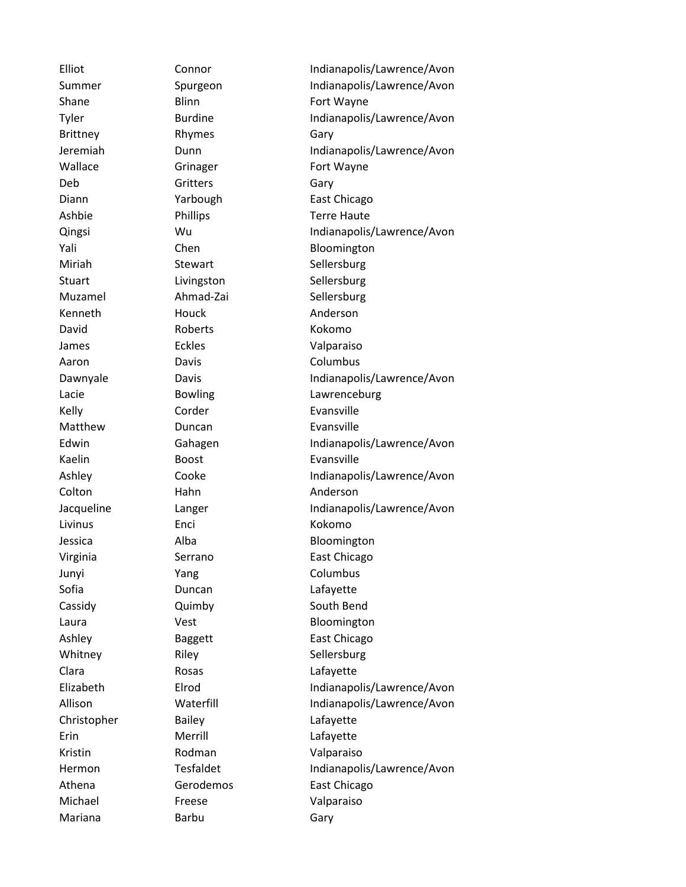| | | |
|---|---|---|
| Elliot | Connor | Indianapolis/Lawrence/Avon |
| Summer | Spurgeon | Indianapolis/Lawrence/Avon |
| Shane | Blinn | Fort Wayne |
| Tyler | Burdine | Indianapolis/Lawrence/Avon |
| Brittney | Rhymes | Gary |
| Jeremiah | Dunn | Indianapolis/Lawrence/Avon |
| Wallace | Grinager | Fort Wayne |
| Deb | Gritters | Gary |
| Diann | Yarbough | East Chicago |
| Ashbie | Phillips | Terre Haute |
| Qingsi | Wu | Indianapolis/Lawrence/Avon |
| Yali | Chen | Bloomington |
| Miriah | Stewart | Sellersburg |
| Stuart | Livingston | Sellersburg |
| Muzamel | Ahmad-Zai | Sellersburg |
| Kenneth | Houck | Anderson |
| David | Roberts | Kokomo |
| James | Eckles | Valparaiso |
| Aaron | Davis | Columbus |
| Dawnyale | Davis | Indianapolis/Lawrence/Avon |
| Lacie | Bowling | Lawrenceburg |
| Kelly | Corder | Evansville |
| Matthew | Duncan | Evansville |
| Edwin | Gahagen | Indianapolis/Lawrence/Avon |
| Kaelin | Boost | Evansville |
| Ashley | Cooke | Indianapolis/Lawrence/Avon |
| Colton | Hahn | Anderson |
| Jacqueline | Langer | Indianapolis/Lawrence/Avon |
| Livinus | Enci | Kokomo |
| Jessica | Alba | Bloomington |
| Virginia | Serrano | East Chicago |
| Junyi | Yang | Columbus |
| Sofia | Duncan | Lafayette |
| Cassidy | Quimby | South Bend |
| Laura | Vest | Bloomington |
| Ashley | Baggett | East Chicago |
| Whitney | Riley | Sellersburg |
| Clara | Rosas | Lafayette |
| Elizabeth | Elrod | Indianapolis/Lawrence/Avon |
| Allison | Waterfill | Indianapolis/Lawrence/Avon |
| Christopher | Bailey | Lafayette |
| Erin | Merrill | Lafayette |
| Kristin | Rodman | Valparaiso |
| Hermon | Tesfaldet | Indianapolis/Lawrence/Avon |
| Athena | Gerodemos | East Chicago |
| Michael | Freese | Valparaiso |
| Mariana | Barbu | Gary |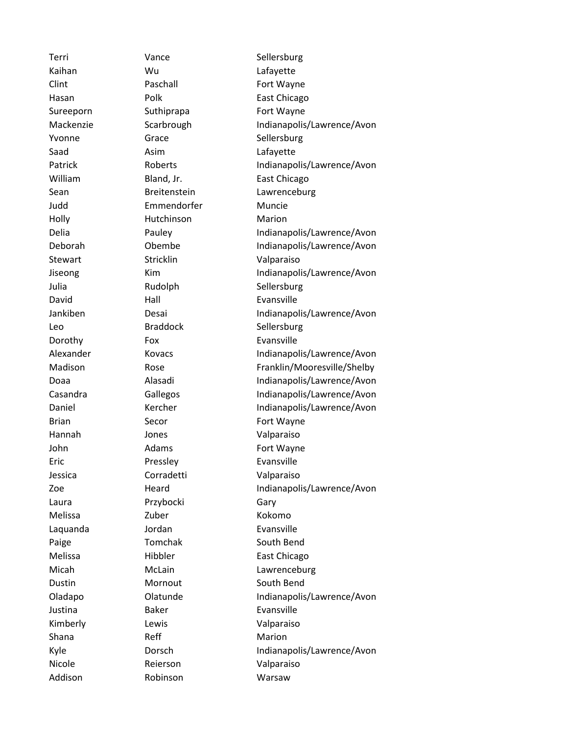| | | |
|---|---|---|
| Terri | Vance | Sellersburg |
| Kaihan | Wu | Lafayette |
| Clint | Paschall | Fort Wayne |
| Hasan | Polk | East Chicago |
| Sureeporn | Suthiprapa | Fort Wayne |
| Mackenzie | Scarbrough | Indianapolis/Lawrence/Avon |
| Yvonne | Grace | Sellersburg |
| Saad | Asim | Lafayette |
| Patrick | Roberts | Indianapolis/Lawrence/Avon |
| William | Bland, Jr. | East Chicago |
| Sean | Breitenstein | Lawrenceburg |
| Judd | Emmendorfer | Muncie |
| Holly | Hutchinson | Marion |
| Delia | Pauley | Indianapolis/Lawrence/Avon |
| Deborah | Obembe | Indianapolis/Lawrence/Avon |
| Stewart | Stricklin | Valparaiso |
| Jiseong | Kim | Indianapolis/Lawrence/Avon |
| Julia | Rudolph | Sellersburg |
| David | Hall | Evansville |
| Jankiben | Desai | Indianapolis/Lawrence/Avon |
| Leo | Braddock | Sellersburg |
| Dorothy | Fox | Evansville |
| Alexander | Kovacs | Indianapolis/Lawrence/Avon |
| Madison | Rose | Franklin/Mooresville/Shelby |
| Doaa | Alasadi | Indianapolis/Lawrence/Avon |
| Casandra | Gallegos | Indianapolis/Lawrence/Avon |
| Daniel | Kercher | Indianapolis/Lawrence/Avon |
| Brian | Secor | Fort Wayne |
| Hannah | Jones | Valparaiso |
| John | Adams | Fort Wayne |
| Eric | Pressley | Evansville |
| Jessica | Corradetti | Valparaiso |
| Zoe | Heard | Indianapolis/Lawrence/Avon |
| Laura | Przybocki | Gary |
| Melissa | Zuber | Kokomo |
| Laquanda | Jordan | Evansville |
| Paige | Tomchak | South Bend |
| Melissa | Hibbler | East Chicago |
| Micah | McLain | Lawrenceburg |
| Dustin | Mornout | South Bend |
| Oladapo | Olatunde | Indianapolis/Lawrence/Avon |
| Justina | Baker | Evansville |
| Kimberly | Lewis | Valparaiso |
| Shana | Reff | Marion |
| Kyle | Dorsch | Indianapolis/Lawrence/Avon |
| Nicole | Reierson | Valparaiso |
| Addison | Robinson | Warsaw |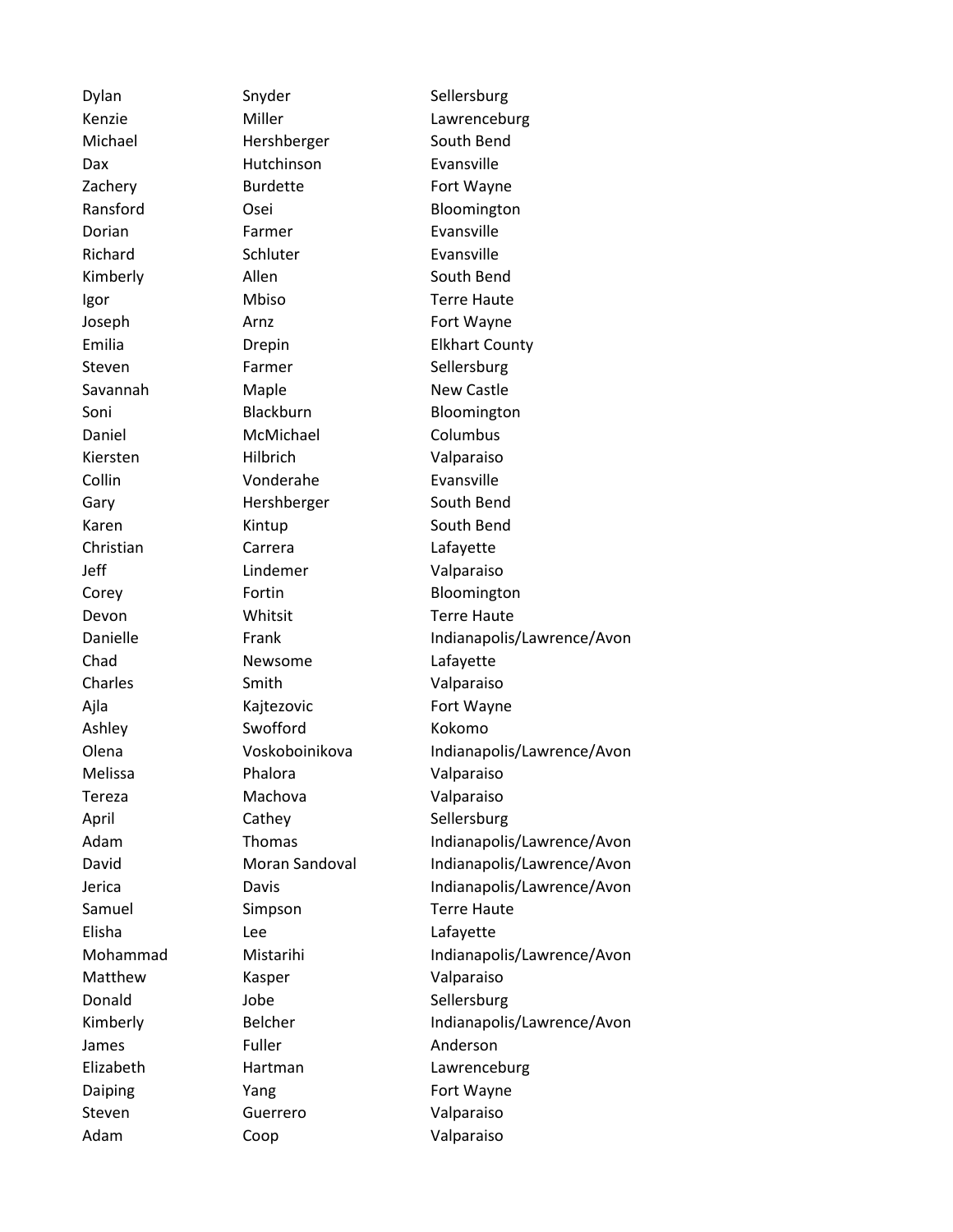| | | |
|---|---|---|
| Dylan | Snyder | Sellersburg |
| Kenzie | Miller | Lawrenceburg |
| Michael | Hershberger | South Bend |
| Dax | Hutchinson | Evansville |
| Zachery | Burdette | Fort Wayne |
| Ransford | Osei | Bloomington |
| Dorian | Farmer | Evansville |
| Richard | Schluter | Evansville |
| Kimberly | Allen | South Bend |
| Igor | Mbiso | Terre Haute |
| Joseph | Arnz | Fort Wayne |
| Emilia | Drepin | Elkhart County |
| Steven | Farmer | Sellersburg |
| Savannah | Maple | New Castle |
| Soni | Blackburn | Bloomington |
| Daniel | McMichael | Columbus |
| Kiersten | Hilbrich | Valparaiso |
| Collin | Vonderahe | Evansville |
| Gary | Hershberger | South Bend |
| Karen | Kintup | South Bend |
| Christian | Carrera | Lafayette |
| Jeff | Lindemer | Valparaiso |
| Corey | Fortin | Bloomington |
| Devon | Whitsit | Terre Haute |
| Danielle | Frank | Indianapolis/Lawrence/Avon |
| Chad | Newsome | Lafayette |
| Charles | Smith | Valparaiso |
| Ajla | Kajtezovic | Fort Wayne |
| Ashley | Swofford | Kokomo |
| Olena | Voskoboinikova | Indianapolis/Lawrence/Avon |
| Melissa | Phalora | Valparaiso |
| Tereza | Machova | Valparaiso |
| April | Cathey | Sellersburg |
| Adam | Thomas | Indianapolis/Lawrence/Avon |
| David | Moran Sandoval | Indianapolis/Lawrence/Avon |
| Jerica | Davis | Indianapolis/Lawrence/Avon |
| Samuel | Simpson | Terre Haute |
| Elisha | Lee | Lafayette |
| Mohammad | Mistarihi | Indianapolis/Lawrence/Avon |
| Matthew | Kasper | Valparaiso |
| Donald | Jobe | Sellersburg |
| Kimberly | Belcher | Indianapolis/Lawrence/Avon |
| James | Fuller | Anderson |
| Elizabeth | Hartman | Lawrenceburg |
| Daiping | Yang | Fort Wayne |
| Steven | Guerrero | Valparaiso |
| Adam | Coop | Valparaiso |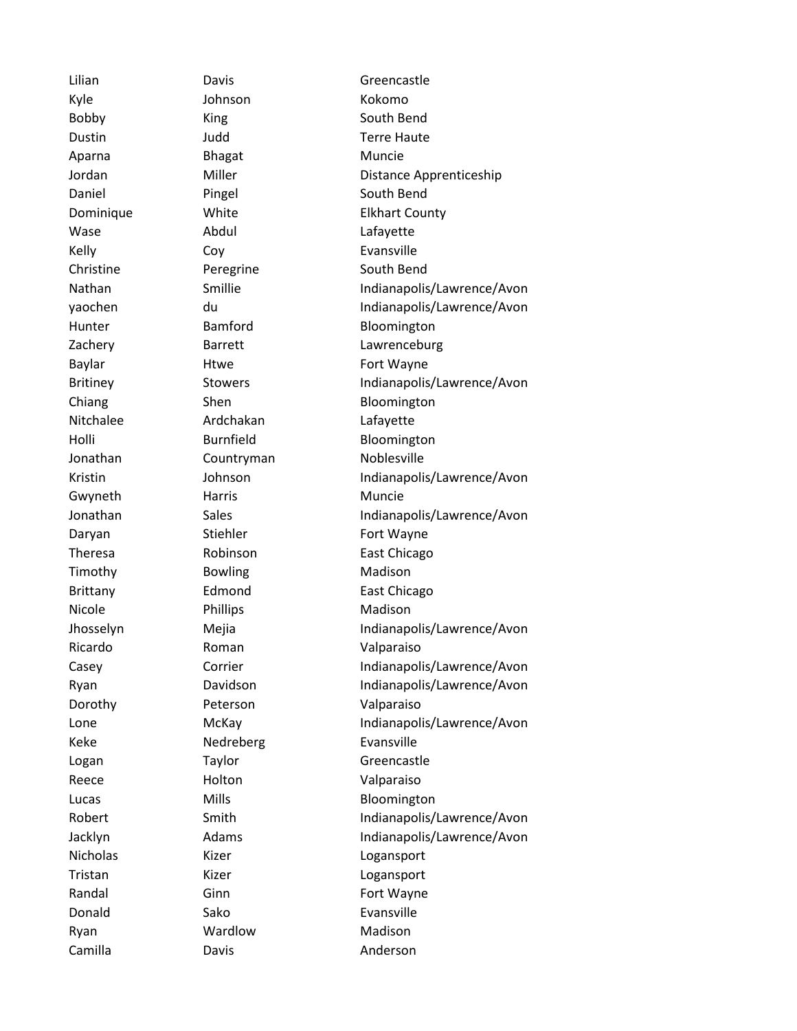| | | |
|---|---|---|
| Lilian | Davis | Greencastle |
| Kyle | Johnson | Kokomo |
| Bobby | King | South Bend |
| Dustin | Judd | Terre Haute |
| Aparna | Bhagat | Muncie |
| Jordan | Miller | Distance Apprenticeship |
| Daniel | Pingel | South Bend |
| Dominique | White | Elkhart County |
| Wase | Abdul | Lafayette |
| Kelly | Coy | Evansville |
| Christine | Peregrine | South Bend |
| Nathan | Smillie | Indianapolis/Lawrence/Avon |
| yaochen | du | Indianapolis/Lawrence/Avon |
| Hunter | Bamford | Bloomington |
| Zachery | Barrett | Lawrenceburg |
| Baylar | Htwe | Fort Wayne |
| Britiney | Stowers | Indianapolis/Lawrence/Avon |
| Chiang | Shen | Bloomington |
| Nitchalee | Ardchakan | Lafayette |
| Holli | Burnfield | Bloomington |
| Jonathan | Countryman | Noblesville |
| Kristin | Johnson | Indianapolis/Lawrence/Avon |
| Gwyneth | Harris | Muncie |
| Jonathan | Sales | Indianapolis/Lawrence/Avon |
| Daryan | Stiehler | Fort Wayne |
| Theresa | Robinson | East Chicago |
| Timothy | Bowling | Madison |
| Brittany | Edmond | East Chicago |
| Nicole | Phillips | Madison |
| Jhosselyn | Mejia | Indianapolis/Lawrence/Avon |
| Ricardo | Roman | Valparaiso |
| Casey | Corrier | Indianapolis/Lawrence/Avon |
| Ryan | Davidson | Indianapolis/Lawrence/Avon |
| Dorothy | Peterson | Valparaiso |
| Lone | McKay | Indianapolis/Lawrence/Avon |
| Keke | Nedreberg | Evansville |
| Logan | Taylor | Greencastle |
| Reece | Holton | Valparaiso |
| Lucas | Mills | Bloomington |
| Robert | Smith | Indianapolis/Lawrence/Avon |
| Jacklyn | Adams | Indianapolis/Lawrence/Avon |
| Nicholas | Kizer | Logansport |
| Tristan | Kizer | Logansport |
| Randal | Ginn | Fort Wayne |
| Donald | Sako | Evansville |
| Ryan | Wardlow | Madison |
| Camilla | Davis | Anderson |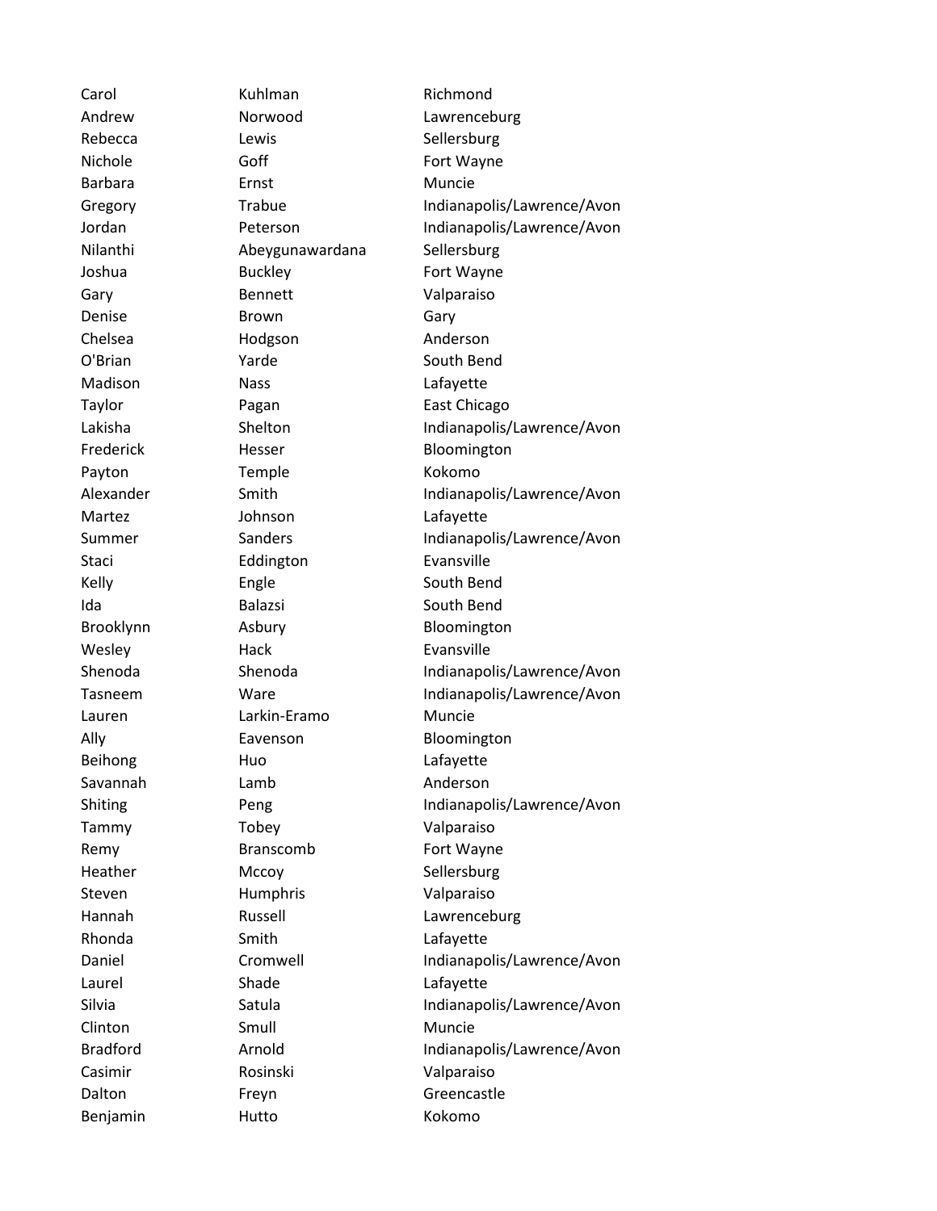| | | |
|---|---|---|
| Carol | Kuhlman | Richmond |
| Andrew | Norwood | Lawrenceburg |
| Rebecca | Lewis | Sellersburg |
| Nichole | Goff | Fort Wayne |
| Barbara | Ernst | Muncie |
| Gregory | Trabue | Indianapolis/Lawrence/Avon |
| Jordan | Peterson | Indianapolis/Lawrence/Avon |
| Nilanthi | Abeygunawardana | Sellersburg |
| Joshua | Buckley | Fort Wayne |
| Gary | Bennett | Valparaiso |
| Denise | Brown | Gary |
| Chelsea | Hodgson | Anderson |
| O'Brian | Yarde | South Bend |
| Madison | Nass | Lafayette |
| Taylor | Pagan | East Chicago |
| Lakisha | Shelton | Indianapolis/Lawrence/Avon |
| Frederick | Hesser | Bloomington |
| Payton | Temple | Kokomo |
| Alexander | Smith | Indianapolis/Lawrence/Avon |
| Martez | Johnson | Lafayette |
| Summer | Sanders | Indianapolis/Lawrence/Avon |
| Staci | Eddington | Evansville |
| Kelly | Engle | South Bend |
| Ida | Balazsi | South Bend |
| Brooklynn | Asbury | Bloomington |
| Wesley | Hack | Evansville |
| Shenoda | Shenoda | Indianapolis/Lawrence/Avon |
| Tasneem | Ware | Indianapolis/Lawrence/Avon |
| Lauren | Larkin-Eramo | Muncie |
| Ally | Eavenson | Bloomington |
| Beihong | Huo | Lafayette |
| Savannah | Lamb | Anderson |
| Shiting | Peng | Indianapolis/Lawrence/Avon |
| Tammy | Tobey | Valparaiso |
| Remy | Branscomb | Fort Wayne |
| Heather | Mccoy | Sellersburg |
| Steven | Humphris | Valparaiso |
| Hannah | Russell | Lawrenceburg |
| Rhonda | Smith | Lafayette |
| Daniel | Cromwell | Indianapolis/Lawrence/Avon |
| Laurel | Shade | Lafayette |
| Silvia | Satula | Indianapolis/Lawrence/Avon |
| Clinton | Smull | Muncie |
| Bradford | Arnold | Indianapolis/Lawrence/Avon |
| Casimir | Rosinski | Valparaiso |
| Dalton | Freyn | Greencastle |
| Benjamin | Hutto | Kokomo |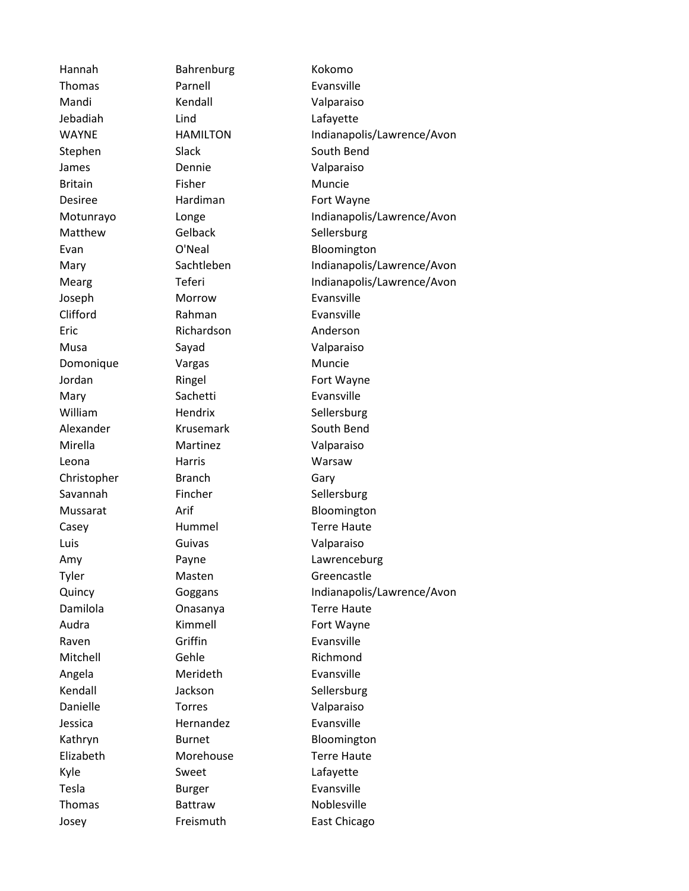| | | |
|---|---|---|
| Hannah | Bahrenburg | Kokomo |
| Thomas | Parnell | Evansville |
| Mandi | Kendall | Valparaiso |
| Jebadiah | Lind | Lafayette |
| WAYNE | HAMILTON | Indianapolis/Lawrence/Avon |
| Stephen | Slack | South Bend |
| James | Dennie | Valparaiso |
| Britain | Fisher | Muncie |
| Desiree | Hardiman | Fort Wayne |
| Motunrayo | Longe | Indianapolis/Lawrence/Avon |
| Matthew | Gelback | Sellersburg |
| Evan | O'Neal | Bloomington |
| Mary | Sachtleben | Indianapolis/Lawrence/Avon |
| Mearg | Teferi | Indianapolis/Lawrence/Avon |
| Joseph | Morrow | Evansville |
| Clifford | Rahman | Evansville |
| Eric | Richardson | Anderson |
| Musa | Sayad | Valparaiso |
| Domonique | Vargas | Muncie |
| Jordan | Ringel | Fort Wayne |
| Mary | Sachetti | Evansville |
| William | Hendrix | Sellersburg |
| Alexander | Krusemark | South Bend |
| Mirella | Martinez | Valparaiso |
| Leona | Harris | Warsaw |
| Christopher | Branch | Gary |
| Savannah | Fincher | Sellersburg |
| Mussarat | Arif | Bloomington |
| Casey | Hummel | Terre Haute |
| Luis | Guivas | Valparaiso |
| Amy | Payne | Lawrenceburg |
| Tyler | Masten | Greencastle |
| Quincy | Goggans | Indianapolis/Lawrence/Avon |
| Damilola | Onasanya | Terre Haute |
| Audra | Kimmell | Fort Wayne |
| Raven | Griffin | Evansville |
| Mitchell | Gehle | Richmond |
| Angela | Merideth | Evansville |
| Kendall | Jackson | Sellersburg |
| Danielle | Torres | Valparaiso |
| Jessica | Hernandez | Evansville |
| Kathryn | Burnet | Bloomington |
| Elizabeth | Morehouse | Terre Haute |
| Kyle | Sweet | Lafayette |
| Tesla | Burger | Evansville |
| Thomas | Battraw | Noblesville |
| Josey | Freismuth | East Chicago |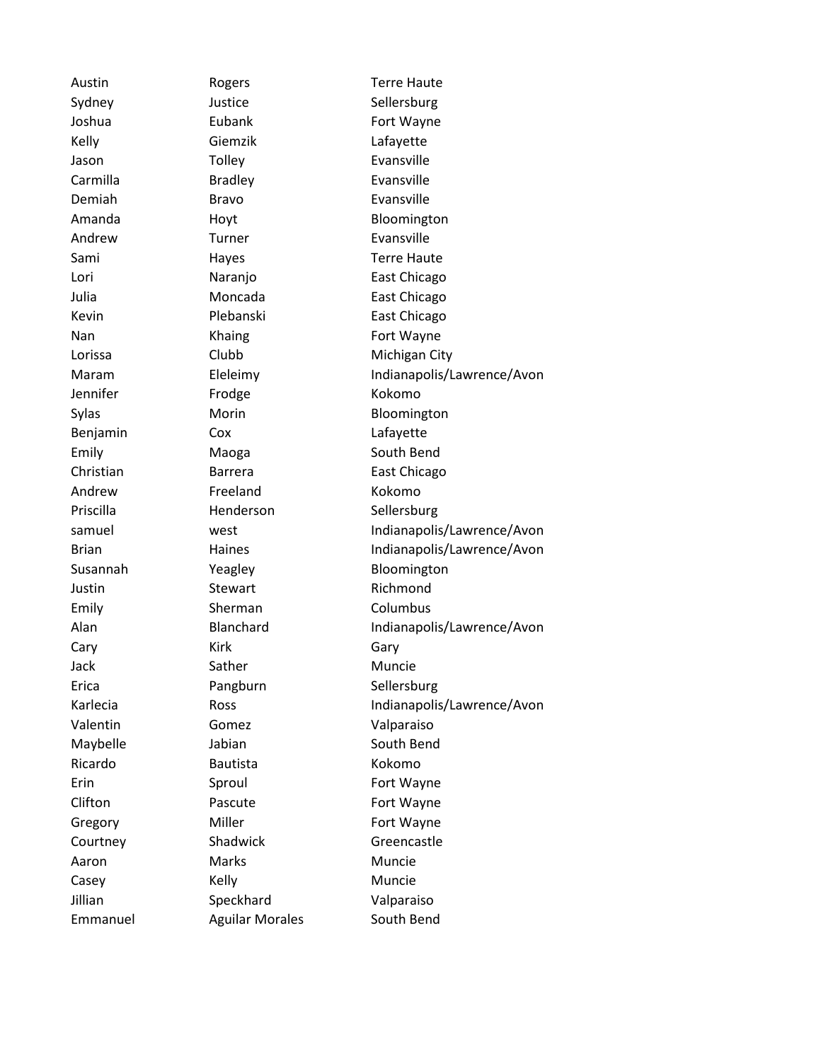| | | |
|---|---|---|
| Austin | Rogers | Terre Haute |
| Sydney | Justice | Sellersburg |
| Joshua | Eubank | Fort Wayne |
| Kelly | Giemzik | Lafayette |
| Jason | Tolley | Evansville |
| Carmilla | Bradley | Evansville |
| Demiah | Bravo | Evansville |
| Amanda | Hoyt | Bloomington |
| Andrew | Turner | Evansville |
| Sami | Hayes | Terre Haute |
| Lori | Naranjo | East Chicago |
| Julia | Moncada | East Chicago |
| Kevin | Plebanski | East Chicago |
| Nan | Khaing | Fort Wayne |
| Lorissa | Clubb | Michigan City |
| Maram | Eleleimy | Indianapolis/Lawrence/Avon |
| Jennifer | Frodge | Kokomo |
| Sylas | Morin | Bloomington |
| Benjamin | Cox | Lafayette |
| Emily | Maoga | South Bend |
| Christian | Barrera | East Chicago |
| Andrew | Freeland | Kokomo |
| Priscilla | Henderson | Sellersburg |
| samuel | west | Indianapolis/Lawrence/Avon |
| Brian | Haines | Indianapolis/Lawrence/Avon |
| Susannah | Yeagley | Bloomington |
| Justin | Stewart | Richmond |
| Emily | Sherman | Columbus |
| Alan | Blanchard | Indianapolis/Lawrence/Avon |
| Cary | Kirk | Gary |
| Jack | Sather | Muncie |
| Erica | Pangburn | Sellersburg |
| Karlecia | Ross | Indianapolis/Lawrence/Avon |
| Valentin | Gomez | Valparaiso |
| Maybelle | Jabian | South Bend |
| Ricardo | Bautista | Kokomo |
| Erin | Sproul | Fort Wayne |
| Clifton | Pascute | Fort Wayne |
| Gregory | Miller | Fort Wayne |
| Courtney | Shadwick | Greencastle |
| Aaron | Marks | Muncie |
| Casey | Kelly | Muncie |
| Jillian | Speckhard | Valparaiso |
| Emmanuel | Aguilar Morales | South Bend |